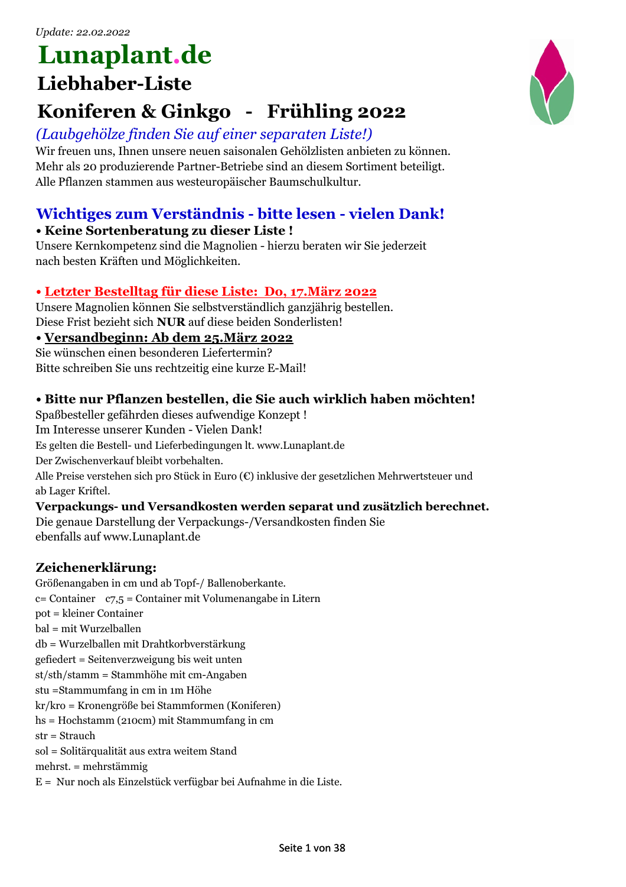*Update: 22.02.2022*

# Lunaplant.de

## Liebhaber-Liste

## Koniferen & Ginkgo - Frühling 2022

*(Laubgehölze finden Sie auf einer separaten Liste!)*

Wir freuen uns, Ihnen unsere neuen saisonalen Gehölzlisten anbieten zu können.
Mehr als 20 produzierende Partner-Betriebe sind an diesem Sortiment beteiligt.
Alle Pflanzen stammen aus westeuropäischer Baumschulkultur.

## Wichtiges zum Verständnis - bitte lesen - vielen Dank!

**• Keine Sortenberatung zu dieser Liste !**

Unsere Kernkompetenz sind die Magnolien - hierzu beraten wir Sie jederzeit nach besten Kräften und Möglichkeiten.

**• Letzter Bestelltag für diese Liste: Do, 17.März 2022**

Unsere Magnolien können Sie selbstverständlich ganzjährig bestellen.
Diese Frist bezieht sich **NUR** auf diese beiden Sonderlisten!

**• Versandbeginn: Ab dem 25.März 2022**

Sie wünschen einen besonderen Liefertermin?
Bitte schreiben Sie uns rechtzeitig eine kurze E-Mail!

**• Bitte nur Pflanzen bestellen, die Sie auch wirklich haben möchten!**

Spaßbesteller gefährden dieses aufwendige Konzept !
Im Interesse unserer Kunden - Vielen Dank!
Es gelten die Bestell- und Lieferbedingungen lt. www.Lunaplant.de
Der Zwischenverkauf bleibt vorbehalten.
Alle Preise verstehen sich pro Stück in Euro (€) inklusive der gesetzlichen Mehrwertsteuer und ab Lager Kriftel.

**Verpackungs- und Versandkosten werden separat und zusätzlich berechnet.**

Die genaue Darstellung der Verpackungs-/Versandkosten finden Sie ebenfalls auf www.Lunaplant.de

### Zeichenerklärung:

Größenangaben in cm und ab Topf-/ Ballenoberkante.
c= Container c7,5 = Container mit Volumenangabe in Litern
pot = kleiner Container
bal = mit Wurzelballen
db = Wurzelballen mit Drahtkorbverstärkung
gefiedert = Seitenverzweigung bis weit unten
st/sth/stamm = Stammhöhe mit cm-Angaben
stu =Stammumfang in cm in 1m Höhe
kr/kro = Kronengröße bei Stammformen (Koniferen)
hs = Hochstamm (210cm) mit Stammumfang in cm
str = Strauch
sol = Solitärqualität aus extra weitem Stand
mehrst. = mehrstämmig
E = Nur noch als Einzelstück verfügbar bei Aufnahme in die Liste.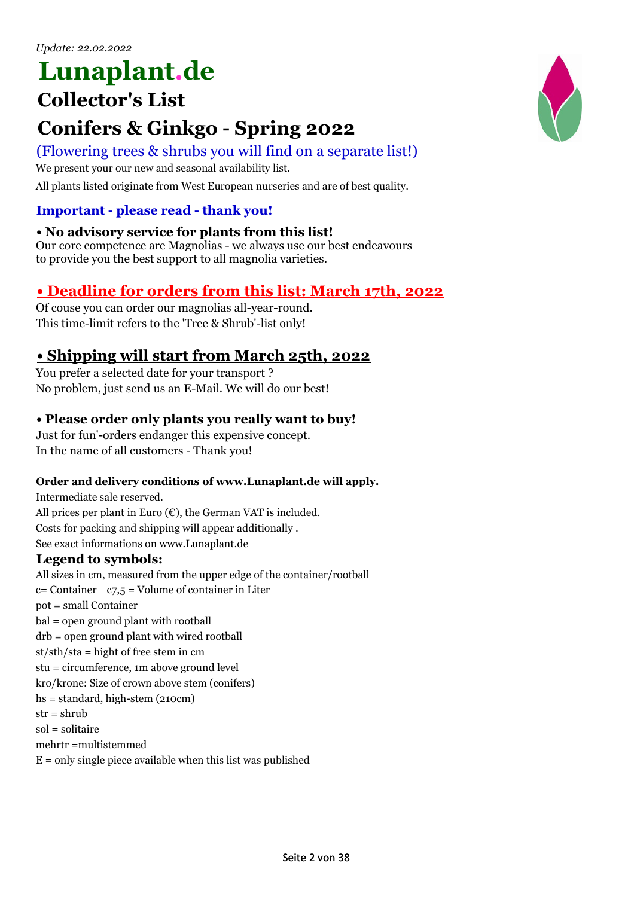*Update: 22.02.2022*

# Lunaplant.de

## Collector's List

## Conifers & Ginkgo - Spring 2022

(Flowering trees & shrubs you will find on a separate list!)

We present your our new and seasonal availability list.

All plants listed originate from West European nurseries and are of best quality.

### Important - please read - thank you!

**• No advisory service for plants from this list!**
Our core competence are Magnolias - we always use our best endeavours to provide you the best support to all magnolia varieties.

### • Deadline for orders from this list: March 17th, 2022

Of couse you can order our magnolias all-year-round.
This time-limit refers to the 'Tree & Shrub'-list only!

### • Shipping will start from March 25th, 2022

You prefer a selected date for your transport ?
No problem, just send us an E-Mail. We will do our best!

**• Please order only plants you really want to buy!**
Just for fun'-orders endanger this expensive concept.
In the name of all customers - Thank you!

**Order and delivery conditions of www.Lunaplant.de will apply.**

Intermediate sale reserved.
All prices per plant in Euro (€), the German VAT is included.
Costs for packing and shipping will appear additionally .
See exact informations on www.Lunaplant.de

### Legend to symbols:

All sizes in cm, measured from the upper edge of the container/rootball
c= Container c7,5 = Volume of container in Liter
pot = small Container
bal = open ground plant with rootball
drb = open ground plant with wired rootball
st/sth/sta = hight of free stem in cm
stu = circumference, 1m above ground level
kro/krone: Size of crown above stem (conifers)
hs = standard, high-stem (210cm)
str = shrub
sol = solitaire
mehrtr =multistemmed
E = only single piece available when this list was published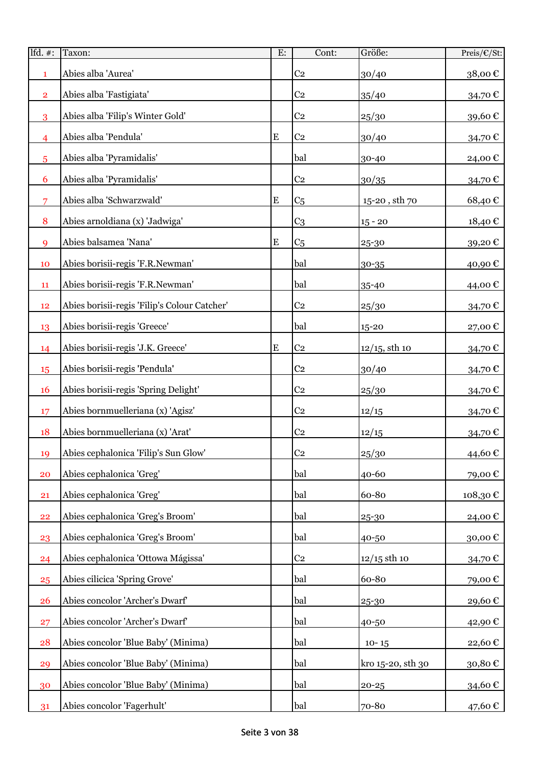| lfd. #: | Taxon: | E: | Cont: | Größe: | Preis/€/St: |
|---|---|---|---|---|---|
| 1 | Abies alba 'Aurea' | | C2 | 30/40 | 38,00 € |
| 2 | Abies alba 'Fastigiata' | | C2 | 35/40 | 34,70 € |
| 3 | Abies alba 'Filip's Winter Gold' | | C2 | 25/30 | 39,60 € |
| 4 | Abies alba 'Pendula' | E | C2 | 30/40 | 34,70 € |
| 5 | Abies alba 'Pyramidalis' | | bal | 30-40 | 24,00 € |
| 6 | Abies alba 'Pyramidalis' | | C2 | 30/35 | 34,70 € |
| 7 | Abies alba 'Schwarzwald' | E | C5 | 15-20 , sth 70 | 68,40 € |
| 8 | Abies arnoldiana (x) 'Jadwiga' | | C3 | 15 - 20 | 18,40 € |
| 9 | Abies balsamea 'Nana' | E | C5 | 25-30 | 39,20 € |
| 10 | Abies borisii-regis 'F.R.Newman' | | bal | 30-35 | 40,90 € |
| 11 | Abies borisii-regis 'F.R.Newman' | | bal | 35-40 | 44,00 € |
| 12 | Abies borisii-regis 'Filip's Colour Catcher' | | C2 | 25/30 | 34,70 € |
| 13 | Abies borisii-regis 'Greece' | | bal | 15-20 | 27,00 € |
| 14 | Abies borisii-regis 'J.K. Greece' | E | C2 | 12/15, sth 10 | 34,70 € |
| 15 | Abies borisii-regis 'Pendula' | | C2 | 30/40 | 34,70 € |
| 16 | Abies borisii-regis 'Spring Delight' | | C2 | 25/30 | 34,70 € |
| 17 | Abies bornmuelleriana (x) 'Agisz' | | C2 | 12/15 | 34,70 € |
| 18 | Abies bornmuelleriana (x) 'Arat' | | C2 | 12/15 | 34,70 € |
| 19 | Abies cephalonica 'Filip's Sun Glow' | | C2 | 25/30 | 44,60 € |
| 20 | Abies cephalonica 'Greg' | | bal | 40-60 | 79,00 € |
| 21 | Abies cephalonica 'Greg' | | bal | 60-80 | 108,30 € |
| 22 | Abies cephalonica 'Greg's Broom' | | bal | 25-30 | 24,00 € |
| 23 | Abies cephalonica 'Greg's Broom' | | bal | 40-50 | 30,00 € |
| 24 | Abies cephalonica 'Ottowa Mágissa' | | C2 | 12/15 sth 10 | 34,70 € |
| 25 | Abies cilicica 'Spring Grove' | | bal | 60-80 | 79,00 € |
| 26 | Abies concolor 'Archer's Dwarf' | | bal | 25-30 | 29,60 € |
| 27 | Abies concolor 'Archer's Dwarf' | | bal | 40-50 | 42,90 € |
| 28 | Abies concolor 'Blue Baby' (Minima) | | bal | 10- 15 | 22,60 € |
| 29 | Abies concolor 'Blue Baby' (Minima) | | bal | kro 15-20, sth 30 | 30,80 € |
| 30 | Abies concolor 'Blue Baby' (Minima) | | bal | 20-25 | 34,60 € |
| 31 | Abies concolor 'Fagerhult' | | bal | 70-80 | 47,60 € |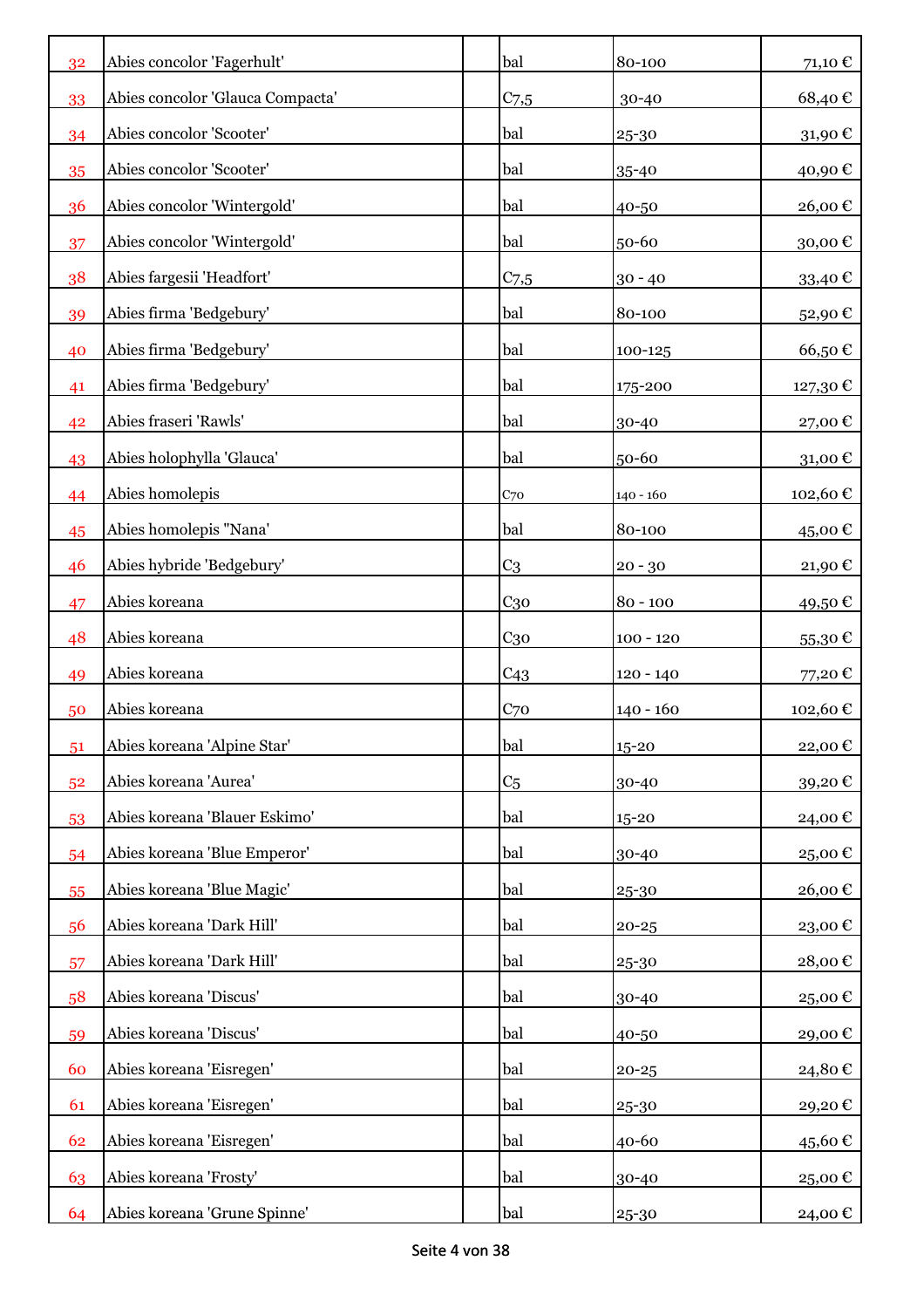| | | | | | |
|---|---|---|---|---|---|
| 32 | Abies concolor 'Fagerhult' | | bal | 80-100 | 71,10 € |
| 33 | Abies concolor 'Glauca Compacta' | | C7,5 | 30-40 | 68,40 € |
| 34 | Abies concolor 'Scooter' | | bal | 25-30 | 31,90 € |
| 35 | Abies concolor 'Scooter' | | bal | 35-40 | 40,90 € |
| 36 | Abies concolor 'Wintergold' | | bal | 40-50 | 26,00 € |
| 37 | Abies concolor 'Wintergold' | | bal | 50-60 | 30,00 € |
| 38 | Abies fargesii 'Headfort' | | C7,5 | 30 - 40 | 33,40 € |
| 39 | Abies firma 'Bedgebury' | | bal | 80-100 | 52,90 € |
| 40 | Abies firma 'Bedgebury' | | bal | 100-125 | 66,50 € |
| 41 | Abies firma 'Bedgebury' | | bal | 175-200 | 127,30 € |
| 42 | Abies fraseri 'Rawls' | | bal | 30-40 | 27,00 € |
| 43 | Abies holophylla 'Glauca' | | bal | 50-60 | 31,00 € |
| 44 | Abies homolepis | | C70 | 140 - 160 | 102,60 € |
| 45 | Abies homolepis "Nana' | | bal | 80-100 | 45,00 € |
| 46 | Abies hybride 'Bedgebury' | | C3 | 20 - 30 | 21,90 € |
| 47 | Abies koreana | | C30 | 80 - 100 | 49,50 € |
| 48 | Abies koreana | | C30 | 100 - 120 | 55,30 € |
| 49 | Abies koreana | | C43 | 120 - 140 | 77,20 € |
| 50 | Abies koreana | | C70 | 140 - 160 | 102,60 € |
| 51 | Abies koreana 'Alpine Star' | | bal | 15-20 | 22,00 € |
| 52 | Abies koreana 'Aurea' | | C5 | 30-40 | 39,20 € |
| 53 | Abies koreana 'Blauer Eskimo' | | bal | 15-20 | 24,00 € |
| 54 | Abies koreana 'Blue Emperor' | | bal | 30-40 | 25,00 € |
| 55 | Abies koreana 'Blue Magic' | | bal | 25-30 | 26,00 € |
| 56 | Abies koreana 'Dark Hill' | | bal | 20-25 | 23,00 € |
| 57 | Abies koreana 'Dark Hill' | | bal | 25-30 | 28,00 € |
| 58 | Abies koreana 'Discus' | | bal | 30-40 | 25,00 € |
| 59 | Abies koreana 'Discus' | | bal | 40-50 | 29,00 € |
| 60 | Abies koreana 'Eisregen' | | bal | 20-25 | 24,80 € |
| 61 | Abies koreana 'Eisregen' | | bal | 25-30 | 29,20 € |
| 62 | Abies koreana 'Eisregen' | | bal | 40-60 | 45,60 € |
| 63 | Abies koreana 'Frosty' | | bal | 30-40 | 25,00 € |
| 64 | Abies koreana 'Grune Spinne' | | bal | 25-30 | 24,00 € |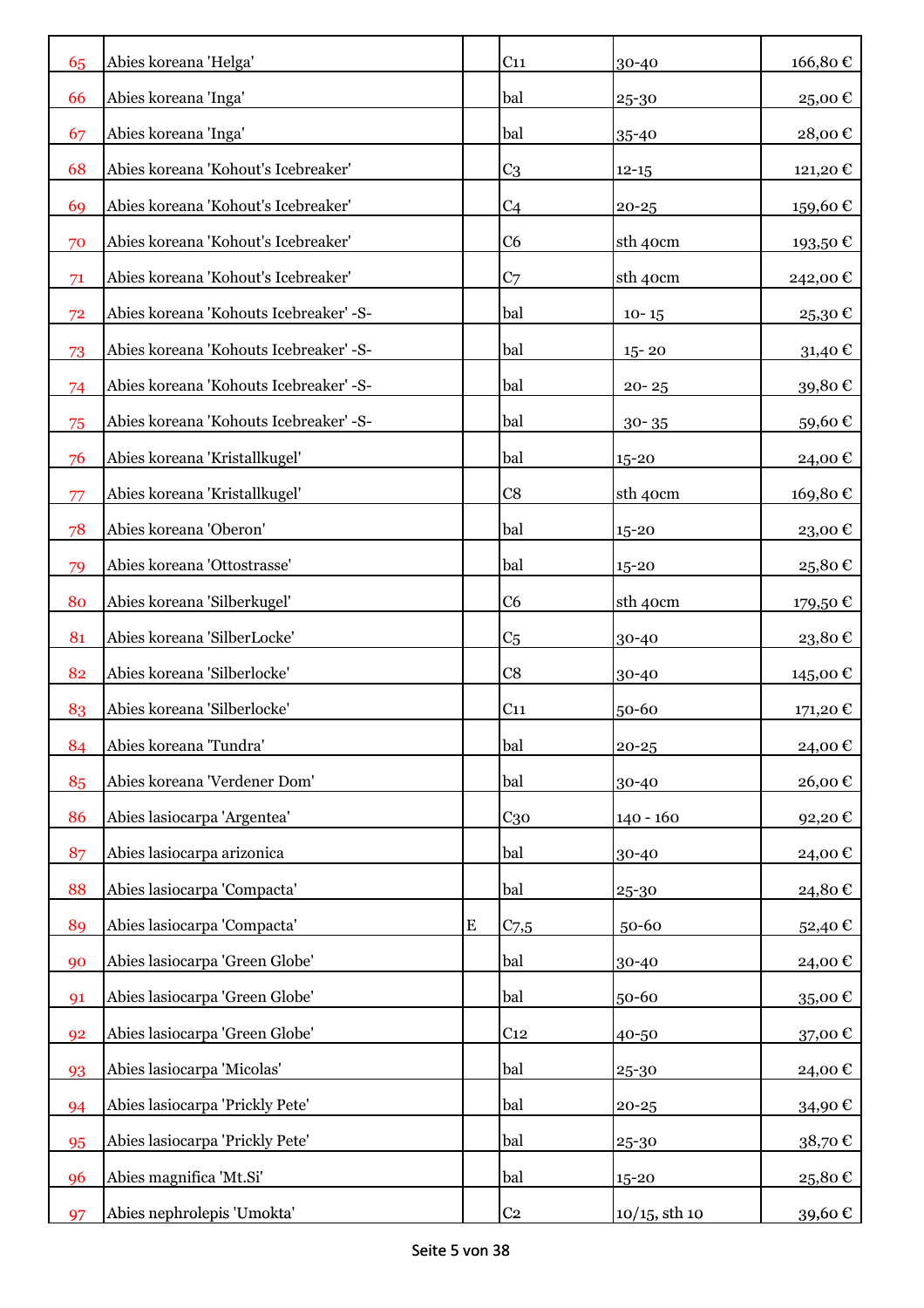| 65 | Abies koreana 'Helga' | | C11 | 30-40 | 166,80 € |
|---|---|---|---|---|---|
| 66 | Abies koreana 'Inga' | | bal | 25-30 | 25,00 € |
| 67 | Abies koreana 'Inga' | | bal | 35-40 | 28,00 € |
| 68 | Abies koreana 'Kohout's Icebreaker' | | C3 | 12-15 | 121,20 € |
| 69 | Abies koreana 'Kohout's Icebreaker' | | C4 | 20-25 | 159,60 € |
| 70 | Abies koreana 'Kohout's Icebreaker' | | C6 | sth 40cm | 193,50 € |
| 71 | Abies koreana 'Kohout's Icebreaker' | | C7 | sth 40cm | 242,00 € |
| 72 | Abies koreana 'Kohouts Icebreaker' -S- | | bal | 10- 15 | 25,30 € |
| 73 | Abies koreana 'Kohouts Icebreaker' -S- | | bal | 15- 20 | 31,40 € |
| 74 | Abies koreana 'Kohouts Icebreaker' -S- | | bal | 20- 25 | 39,80 € |
| 75 | Abies koreana 'Kohouts Icebreaker' -S- | | bal | 30- 35 | 59,60 € |
| 76 | Abies koreana 'Kristallkugel' | | bal | 15-20 | 24,00 € |
| 77 | Abies koreana 'Kristallkugel' | | C8 | sth 40cm | 169,80 € |
| 78 | Abies koreana 'Oberon' | | bal | 15-20 | 23,00 € |
| 79 | Abies koreana 'Ottostrasse' | | bal | 15-20 | 25,80 € |
| 80 | Abies koreana 'Silberkugel' | | C6 | sth 40cm | 179,50 € |
| 81 | Abies koreana 'SilberLocke' | | C5 | 30-40 | 23,80 € |
| 82 | Abies koreana 'Silberlocke' | | C8 | 30-40 | 145,00 € |
| 83 | Abies koreana 'Silberlocke' | | C11 | 50-60 | 171,20 € |
| 84 | Abies koreana 'Tundra' | | bal | 20-25 | 24,00 € |
| 85 | Abies koreana 'Verdener Dom' | | bal | 30-40 | 26,00 € |
| 86 | Abies lasiocarpa 'Argentea' | | C30 | 140 - 160 | 92,20 € |
| 87 | Abies lasiocarpa arizonica | | bal | 30-40 | 24,00 € |
| 88 | Abies lasiocarpa 'Compacta' | | bal | 25-30 | 24,80 € |
| 89 | Abies lasiocarpa 'Compacta' | E | C7,5 | 50-60 | 52,40 € |
| 90 | Abies lasiocarpa 'Green Globe' | | bal | 30-40 | 24,00 € |
| 91 | Abies lasiocarpa 'Green Globe' | | bal | 50-60 | 35,00 € |
| 92 | Abies lasiocarpa 'Green Globe' | | C12 | 40-50 | 37,00 € |
| 93 | Abies lasiocarpa 'Micolas' | | bal | 25-30 | 24,00 € |
| 94 | Abies lasiocarpa 'Prickly Pete' | | bal | 20-25 | 34,90 € |
| 95 | Abies lasiocarpa 'Prickly Pete' | | bal | 25-30 | 38,70 € |
| 96 | Abies magnifica 'Mt.Si' | | bal | 15-20 | 25,80 € |
| 97 | Abies nephrolepis 'Umokta' | | C2 | 10/15, sth 10 | 39,60 € |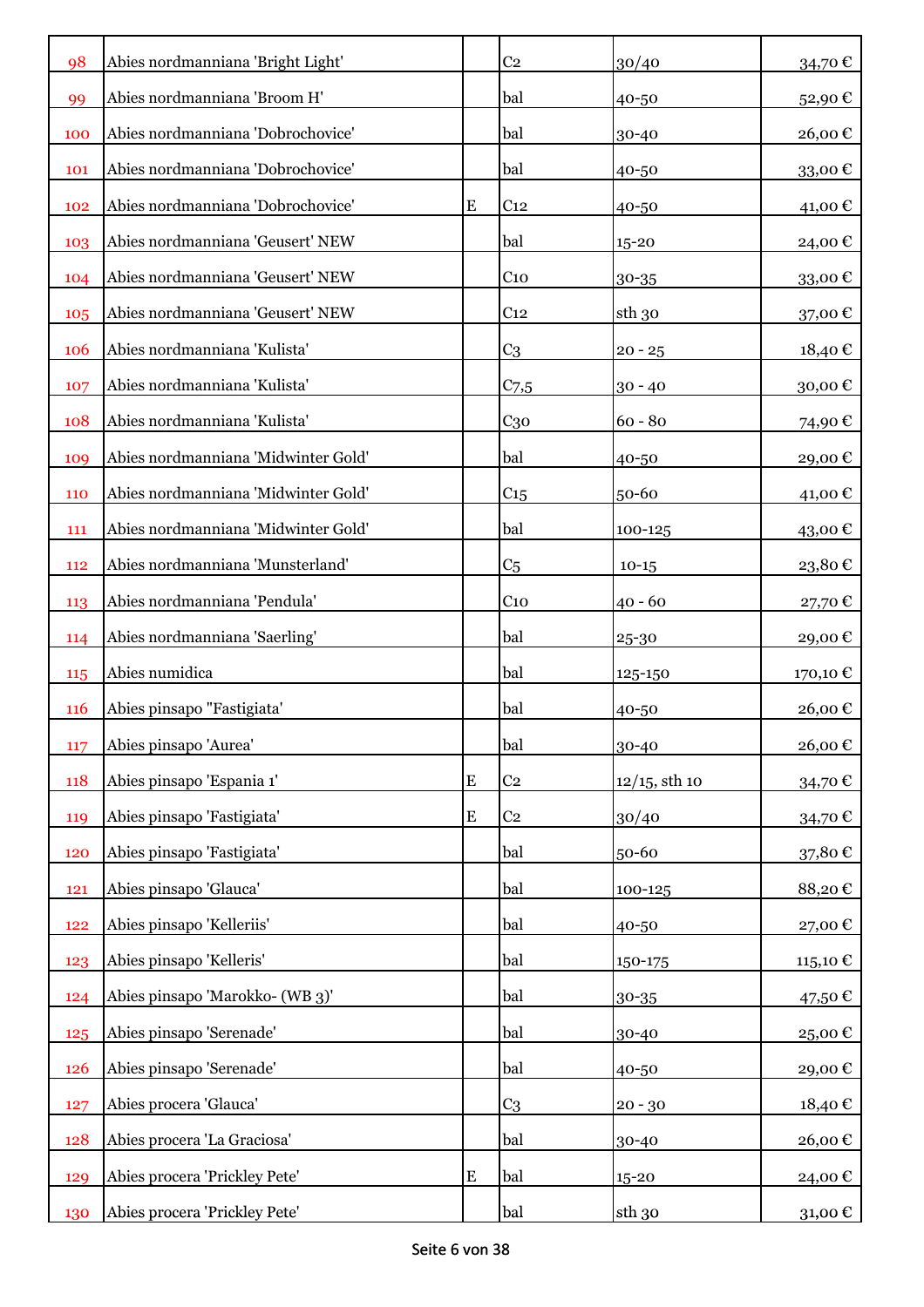| | | | | | |
|---|---|---|---|---|---|
| 98 | Abies nordmanniana 'Bright Light' | | C2 | 30/40 | 34,70 € |
| 99 | Abies nordmanniana 'Broom H' | | bal | 40-50 | 52,90 € |
| 100 | Abies nordmanniana 'Dobrochovice' | | bal | 30-40 | 26,00 € |
| 101 | Abies nordmanniana 'Dobrochovice' | | bal | 40-50 | 33,00 € |
| 102 | Abies nordmanniana 'Dobrochovice' | E | C12 | 40-50 | 41,00 € |
| 103 | Abies nordmanniana 'Geusert' NEW | | bal | 15-20 | 24,00 € |
| 104 | Abies nordmanniana 'Geusert' NEW | | C10 | 30-35 | 33,00 € |
| 105 | Abies nordmanniana 'Geusert' NEW | | C12 | sth 30 | 37,00 € |
| 106 | Abies nordmanniana 'Kulista' | | C3 | 20 - 25 | 18,40 € |
| 107 | Abies nordmanniana 'Kulista' | | C7,5 | 30 - 40 | 30,00 € |
| 108 | Abies nordmanniana 'Kulista' | | C30 | 60 - 80 | 74,90 € |
| 109 | Abies nordmanniana 'Midwinter Gold' | | bal | 40-50 | 29,00 € |
| 110 | Abies nordmanniana 'Midwinter Gold' | | C15 | 50-60 | 41,00 € |
| 111 | Abies nordmanniana 'Midwinter Gold' | | bal | 100-125 | 43,00 € |
| 112 | Abies nordmanniana 'Munsterland' | | C5 | 10-15 | 23,80 € |
| 113 | Abies nordmanniana 'Pendula' | | C10 | 40 - 60 | 27,70 € |
| 114 | Abies nordmanniana 'Saerling' | | bal | 25-30 | 29,00 € |
| 115 | Abies numidica | | bal | 125-150 | 170,10 € |
| 116 | Abies pinsapo "Fastigiata' | | bal | 40-50 | 26,00 € |
| 117 | Abies pinsapo 'Aurea' | | bal | 30-40 | 26,00 € |
| 118 | Abies pinsapo 'Espania 1' | E | C2 | 12/15, sth 10 | 34,70 € |
| 119 | Abies pinsapo 'Fastigiata' | E | C2 | 30/40 | 34,70 € |
| 120 | Abies pinsapo 'Fastigiata' | | bal | 50-60 | 37,80 € |
| 121 | Abies pinsapo 'Glauca' | | bal | 100-125 | 88,20 € |
| 122 | Abies pinsapo 'Kelleriis' | | bal | 40-50 | 27,00 € |
| 123 | Abies pinsapo 'Kelleris' | | bal | 150-175 | 115,10 € |
| 124 | Abies pinsapo 'Marokko- (WB 3)' | | bal | 30-35 | 47,50 € |
| 125 | Abies pinsapo 'Serenade' | | bal | 30-40 | 25,00 € |
| 126 | Abies pinsapo 'Serenade' | | bal | 40-50 | 29,00 € |
| 127 | Abies procera 'Glauca' | | C3 | 20 - 30 | 18,40 € |
| 128 | Abies procera 'La Graciosa' | | bal | 30-40 | 26,00 € |
| 129 | Abies procera 'Prickley Pete' | E | bal | 15-20 | 24,00 € |
| 130 | Abies procera 'Prickley Pete' | | bal | sth 30 | 31,00 € |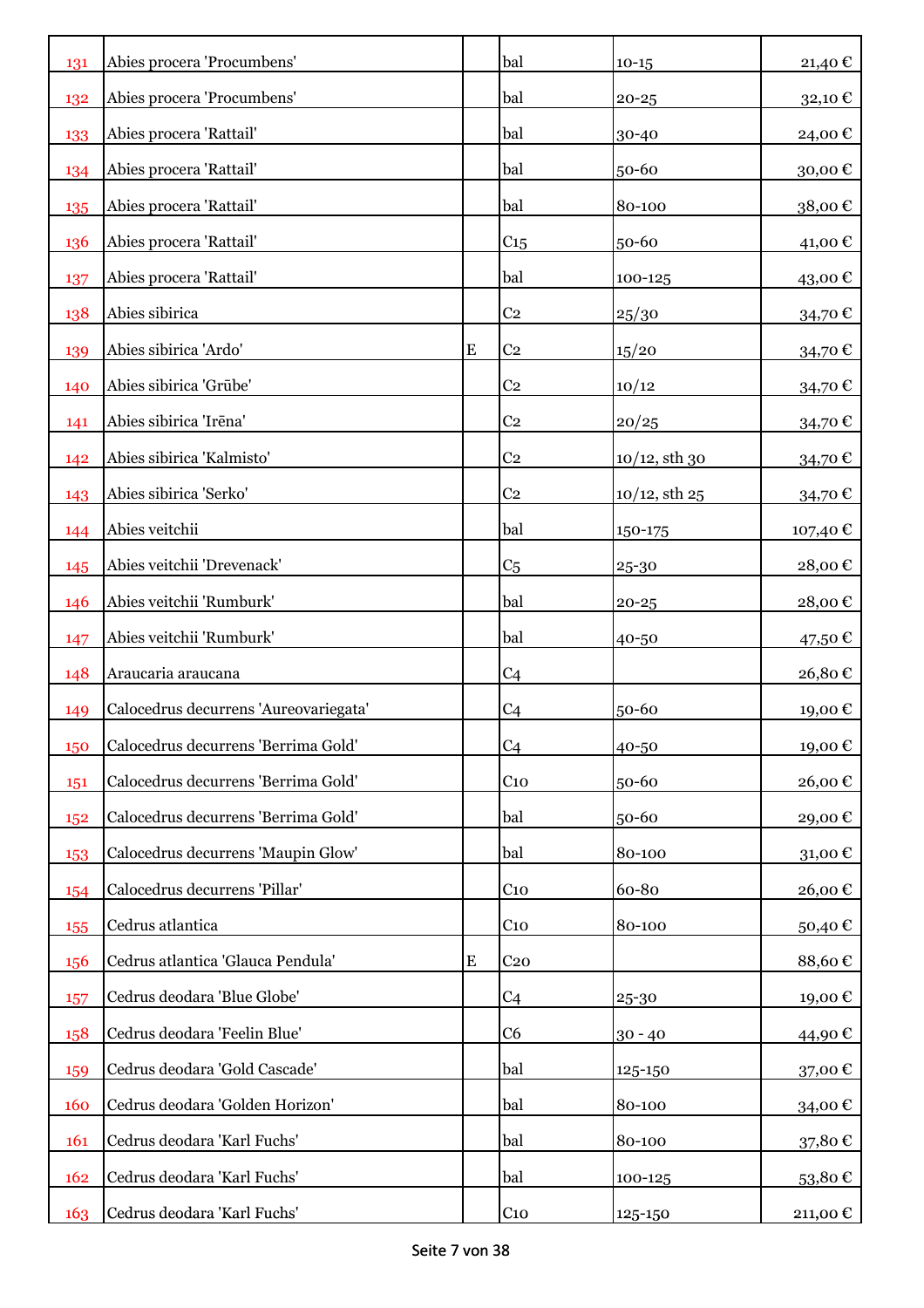| | | | | | |
|---|---|---|---|---|---|
| 131 | Abies procera 'Procumbens' | | bal | 10-15 | 21,40 € |
| 132 | Abies procera 'Procumbens' | | bal | 20-25 | 32,10 € |
| 133 | Abies procera 'Rattail' | | bal | 30-40 | 24,00 € |
| 134 | Abies procera 'Rattail' | | bal | 50-60 | 30,00 € |
| 135 | Abies procera 'Rattail' | | bal | 80-100 | 38,00 € |
| 136 | Abies procera 'Rattail' | | C15 | 50-60 | 41,00 € |
| 137 | Abies procera 'Rattail' | | bal | 100-125 | 43,00 € |
| 138 | Abies sibirica | | C2 | 25/30 | 34,70 € |
| 139 | Abies sibirica 'Ardo' | E | C2 | 15/20 | 34,70 € |
| 140 | Abies sibirica 'Grūbe' | | C2 | 10/12 | 34,70 € |
| 141 | Abies sibirica 'Irēna' | | C2 | 20/25 | 34,70 € |
| 142 | Abies sibirica 'Kalmisto' | | C2 | 10/12, sth 30 | 34,70 € |
| 143 | Abies sibirica 'Serko' | | C2 | 10/12, sth 25 | 34,70 € |
| 144 | Abies veitchii | | bal | 150-175 | 107,40 € |
| 145 | Abies veitchii 'Drevenack' | | C5 | 25-30 | 28,00 € |
| 146 | Abies veitchii 'Rumburk' | | bal | 20-25 | 28,00 € |
| 147 | Abies veitchii 'Rumburk' | | bal | 40-50 | 47,50 € |
| 148 | Araucaria araucana | | C4 | | 26,80 € |
| 149 | Calocedrus decurrens 'Aureovariegata' | | C4 | 50-60 | 19,00 € |
| 150 | Calocedrus decurrens 'Berrima Gold' | | C4 | 40-50 | 19,00 € |
| 151 | Calocedrus decurrens 'Berrima Gold' | | C10 | 50-60 | 26,00 € |
| 152 | Calocedrus decurrens 'Berrima Gold' | | bal | 50-60 | 29,00 € |
| 153 | Calocedrus decurrens 'Maupin Glow' | | bal | 80-100 | 31,00 € |
| 154 | Calocedrus decurrens 'Pillar' | | C10 | 60-80 | 26,00 € |
| 155 | Cedrus atlantica | | C10 | 80-100 | 50,40 € |
| 156 | Cedrus atlantica 'Glauca Pendula' | E | C20 | | 88,60 € |
| 157 | Cedrus deodara 'Blue Globe' | | C4 | 25-30 | 19,00 € |
| 158 | Cedrus deodara 'Feelin Blue' | | C6 | 30 - 40 | 44,90 € |
| 159 | Cedrus deodara 'Gold Cascade' | | bal | 125-150 | 37,00 € |
| 160 | Cedrus deodara 'Golden Horizon' | | bal | 80-100 | 34,00 € |
| 161 | Cedrus deodara 'Karl Fuchs' | | bal | 80-100 | 37,80 € |
| 162 | Cedrus deodara 'Karl Fuchs' | | bal | 100-125 | 53,80 € |
| 163 | Cedrus deodara 'Karl Fuchs' | | C10 | 125-150 | 211,00 € |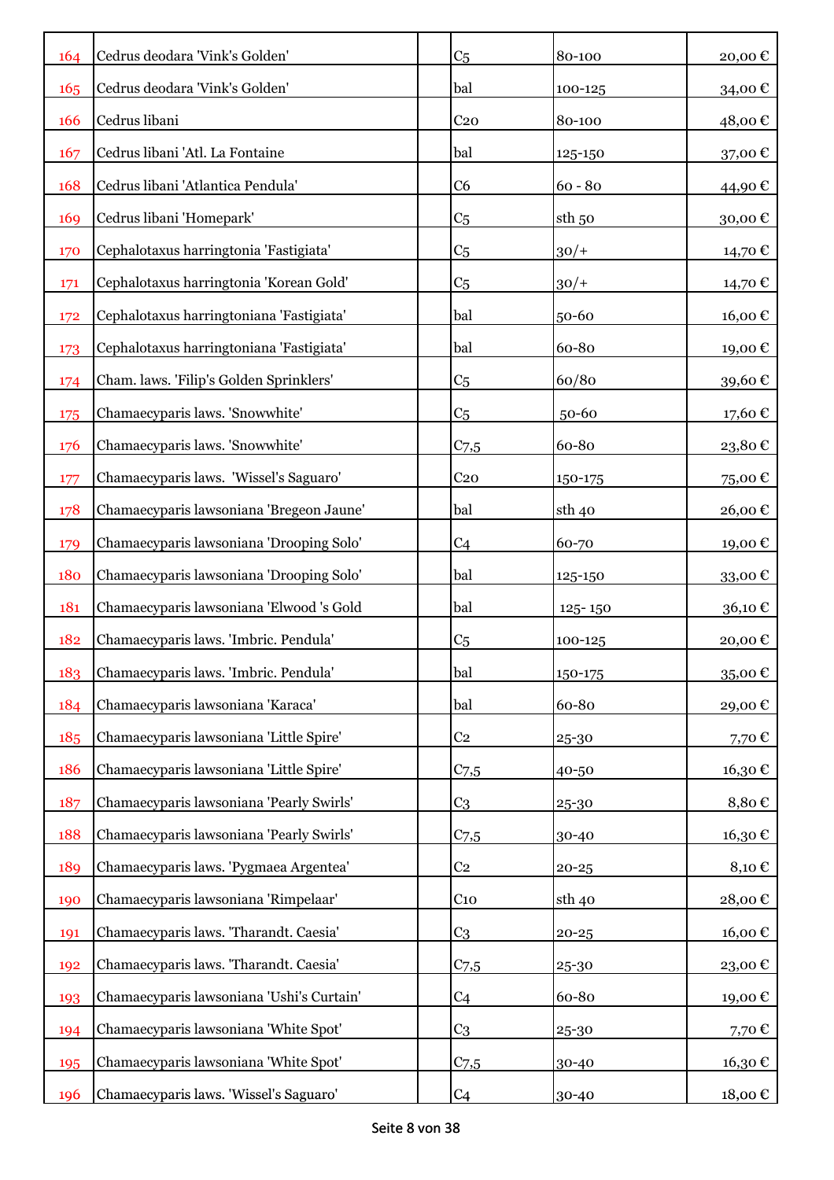| | | | | | |
|---|---|---|---|---|---|
| 164 | Cedrus deodara 'Vink's Golden' | | C5 | 80-100 | 20,00 € |
| 165 | Cedrus deodara 'Vink's Golden' | | bal | 100-125 | 34,00 € |
| 166 | Cedrus libani | | C20 | 80-100 | 48,00 € |
| 167 | Cedrus libani 'Atl. La Fontaine | | bal | 125-150 | 37,00 € |
| 168 | Cedrus libani 'Atlantica Pendula' | | C6 | 60 - 80 | 44,90 € |
| 169 | Cedrus libani 'Homepark' | | C5 | sth 50 | 30,00 € |
| 170 | Cephalotaxus harringtonia 'Fastigiata' | | C5 | 30/+ | 14,70 € |
| 171 | Cephalotaxus harringtonia 'Korean Gold' | | C5 | 30/+ | 14,70 € |
| 172 | Cephalotaxus harringtoniana 'Fastigiata' | | bal | 50-60 | 16,00 € |
| 173 | Cephalotaxus harringtoniana 'Fastigiata' | | bal | 60-80 | 19,00 € |
| 174 | Cham. laws. 'Filip's Golden Sprinklers' | | C5 | 60/80 | 39,60 € |
| 175 | Chamaecyparis laws. 'Snowwhite' | | C5 | 50-60 | 17,60 € |
| 176 | Chamaecyparis laws. 'Snowwhite' | | C7,5 | 60-80 | 23,80 € |
| 177 | Chamaecyparis laws. 'Wissel's Saguaro' | | C20 | 150-175 | 75,00 € |
| 178 | Chamaecyparis lawsoniana 'Bregeon Jaune' | | bal | sth 40 | 26,00 € |
| 179 | Chamaecyparis lawsoniana 'Drooping Solo' | | C4 | 60-70 | 19,00 € |
| 180 | Chamaecyparis lawsoniana 'Drooping Solo' | | bal | 125-150 | 33,00 € |
| 181 | Chamaecyparis lawsoniana 'Elwood 's Gold | | bal | 125- 150 | 36,10 € |
| 182 | Chamaecyparis laws. 'Imbric. Pendula' | | C5 | 100-125 | 20,00 € |
| 183 | Chamaecyparis laws. 'Imbric. Pendula' | | bal | 150-175 | 35,00 € |
| 184 | Chamaecyparis lawsoniana 'Karaca' | | bal | 60-80 | 29,00 € |
| 185 | Chamaecyparis lawsoniana 'Little Spire' | | C2 | 25-30 | 7,70 € |
| 186 | Chamaecyparis lawsoniana 'Little Spire' | | C7,5 | 40-50 | 16,30 € |
| 187 | Chamaecyparis lawsoniana 'Pearly Swirls' | | C3 | 25-30 | 8,80 € |
| 188 | Chamaecyparis lawsoniana 'Pearly Swirls' | | C7,5 | 30-40 | 16,30 € |
| 189 | Chamaecyparis laws. 'Pygmaea Argentea' | | C2 | 20-25 | 8,10 € |
| 190 | Chamaecyparis lawsoniana 'Rimpelaar' | | C10 | sth 40 | 28,00 € |
| 191 | Chamaecyparis laws. 'Tharandt. Caesia' | | C3 | 20-25 | 16,00 € |
| 192 | Chamaecyparis laws. 'Tharandt. Caesia' | | C7,5 | 25-30 | 23,00 € |
| 193 | Chamaecyparis lawsoniana 'Ushi's Curtain' | | C4 | 60-80 | 19,00 € |
| 194 | Chamaecyparis lawsoniana 'White Spot' | | C3 | 25-30 | 7,70 € |
| 195 | Chamaecyparis lawsoniana 'White Spot' | | C7,5 | 30-40 | 16,30 € |
| 196 | Chamaecyparis laws. 'Wissel's Saguaro' | | C4 | 30-40 | 18,00 € |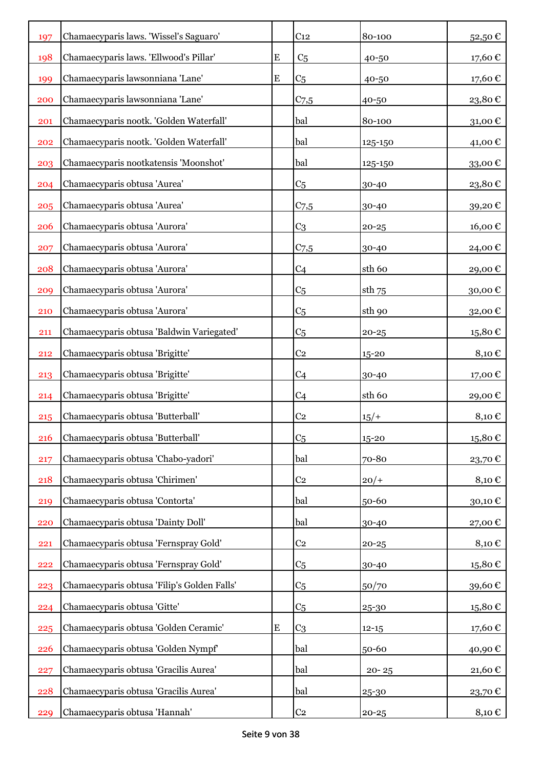| | | | | | |
|---|---|---|---|---|---|
| 197 | Chamaecyparis laws. 'Wissel's Saguaro' | | C12 | 80-100 | 52,50 € |
| 198 | Chamaecyparis laws. 'Ellwood's Pillar' | E | C5 | 40-50 | 17,60 € |
| 199 | Chamaecyparis lawsonniana 'Lane' | E | C5 | 40-50 | 17,60 € |
| 200 | Chamaecyparis lawsonniana 'Lane' | | C7,5 | 40-50 | 23,80 € |
| 201 | Chamaecyparis nootk. 'Golden Waterfall' | | bal | 80-100 | 31,00 € |
| 202 | Chamaecyparis nootk. 'Golden Waterfall' | | bal | 125-150 | 41,00 € |
| 203 | Chamaecyparis nootkatensis 'Moonshot' | | bal | 125-150 | 33,00 € |
| 204 | Chamaecyparis obtusa 'Aurea' | | C5 | 30-40 | 23,80 € |
| 205 | Chamaecyparis obtusa 'Aurea' | | C7,5 | 30-40 | 39,20 € |
| 206 | Chamaecyparis obtusa 'Aurora' | | C3 | 20-25 | 16,00 € |
| 207 | Chamaecyparis obtusa 'Aurora' | | C7,5 | 30-40 | 24,00 € |
| 208 | Chamaecyparis obtusa 'Aurora' | | C4 | sth 60 | 29,00 € |
| 209 | Chamaecyparis obtusa 'Aurora' | | C5 | sth 75 | 30,00 € |
| 210 | Chamaecyparis obtusa 'Aurora' | | C5 | sth 90 | 32,00 € |
| 211 | Chamaecyparis obtusa 'Baldwin Variegated' | | C5 | 20-25 | 15,80 € |
| 212 | Chamaecyparis obtusa 'Brigitte' | | C2 | 15-20 | 8,10 € |
| 213 | Chamaecyparis obtusa 'Brigitte' | | C4 | 30-40 | 17,00 € |
| 214 | Chamaecyparis obtusa 'Brigitte' | | C4 | sth 60 | 29,00 € |
| 215 | Chamaecyparis obtusa 'Butterball' | | C2 | 15/+ | 8,10 € |
| 216 | Chamaecyparis obtusa 'Butterball' | | C5 | 15-20 | 15,80 € |
| 217 | Chamaecyparis obtusa 'Chabo-yadori' | | bal | 70-80 | 23,70 € |
| 218 | Chamaecyparis obtusa 'Chirimen' | | C2 | 20/+ | 8,10 € |
| 219 | Chamaecyparis obtusa 'Contorta' | | bal | 50-60 | 30,10 € |
| 220 | Chamaecyparis obtusa 'Dainty Doll' | | bal | 30-40 | 27,00 € |
| 221 | Chamaecyparis obtusa 'Fernspray Gold' | | C2 | 20-25 | 8,10 € |
| 222 | Chamaecyparis obtusa 'Fernspray Gold' | | C5 | 30-40 | 15,80 € |
| 223 | Chamaecyparis obtusa 'Filip's Golden Falls' | | C5 | 50/70 | 39,60 € |
| 224 | Chamaecyparis obtusa 'Gitte' | | C5 | 25-30 | 15,80 € |
| 225 | Chamaecyparis obtusa 'Golden Ceramic' | E | C3 | 12-15 | 17,60 € |
| 226 | Chamaecyparis obtusa 'Golden Nympf' | | bal | 50-60 | 40,90 € |
| 227 | Chamaecyparis obtusa 'Gracilis Aurea' | | bal | 20- 25 | 21,60 € |
| 228 | Chamaecyparis obtusa 'Gracilis Aurea' | | bal | 25-30 | 23,70 € |
| 229 | Chamaecyparis obtusa 'Hannah' | | C2 | 20-25 | 8,10 € |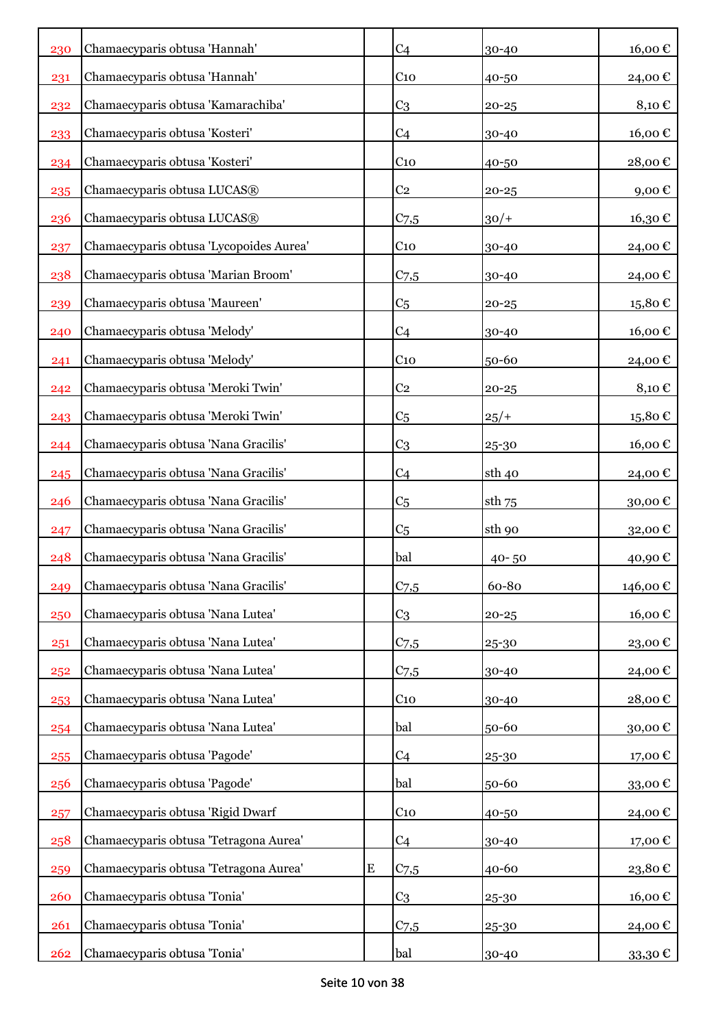| | | | | | |
|---|---|---|---|---|---|
| 230 | Chamaecyparis obtusa 'Hannah' | | C4 | 30-40 | 16,00 € |
| 231 | Chamaecyparis obtusa 'Hannah' | | C10 | 40-50 | 24,00 € |
| 232 | Chamaecyparis obtusa 'Kamarachiba' | | C3 | 20-25 | 8,10 € |
| 233 | Chamaecyparis obtusa 'Kosteri' | | C4 | 30-40 | 16,00 € |
| 234 | Chamaecyparis obtusa 'Kosteri' | | C10 | 40-50 | 28,00 € |
| 235 | Chamaecyparis obtusa LUCAS® | | C2 | 20-25 | 9,00 € |
| 236 | Chamaecyparis obtusa LUCAS® | | C7,5 | 30/+ | 16,30 € |
| 237 | Chamaecyparis obtusa 'Lycopoides Aurea' | | C10 | 30-40 | 24,00 € |
| 238 | Chamaecyparis obtusa 'Marian Broom' | | C7,5 | 30-40 | 24,00 € |
| 239 | Chamaecyparis obtusa 'Maureen' | | C5 | 20-25 | 15,80 € |
| 240 | Chamaecyparis obtusa 'Melody' | | C4 | 30-40 | 16,00 € |
| 241 | Chamaecyparis obtusa 'Melody' | | C10 | 50-60 | 24,00 € |
| 242 | Chamaecyparis obtusa 'Meroki Twin' | | C2 | 20-25 | 8,10 € |
| 243 | Chamaecyparis obtusa 'Meroki Twin' | | C5 | 25/+ | 15,80 € |
| 244 | Chamaecyparis obtusa 'Nana Gracilis' | | C3 | 25-30 | 16,00 € |
| 245 | Chamaecyparis obtusa 'Nana Gracilis' | | C4 | sth 40 | 24,00 € |
| 246 | Chamaecyparis obtusa 'Nana Gracilis' | | C5 | sth 75 | 30,00 € |
| 247 | Chamaecyparis obtusa 'Nana Gracilis' | | C5 | sth 90 | 32,00 € |
| 248 | Chamaecyparis obtusa 'Nana Gracilis' | | bal | 40- 50 | 40,90 € |
| 249 | Chamaecyparis obtusa 'Nana Gracilis' | | C7,5 | 60-80 | 146,00 € |
| 250 | Chamaecyparis obtusa 'Nana Lutea' | | C3 | 20-25 | 16,00 € |
| 251 | Chamaecyparis obtusa 'Nana Lutea' | | C7,5 | 25-30 | 23,00 € |
| 252 | Chamaecyparis obtusa 'Nana Lutea' | | C7,5 | 30-40 | 24,00 € |
| 253 | Chamaecyparis obtusa 'Nana Lutea' | | C10 | 30-40 | 28,00 € |
| 254 | Chamaecyparis obtusa 'Nana Lutea' | | bal | 50-60 | 30,00 € |
| 255 | Chamaecyparis obtusa 'Pagode' | | C4 | 25-30 | 17,00 € |
| 256 | Chamaecyparis obtusa 'Pagode' | | bal | 50-60 | 33,00 € |
| 257 | Chamaecyparis obtusa 'Rigid Dwarf | | C10 | 40-50 | 24,00 € |
| 258 | Chamaecyparis obtusa 'Tetragona Aurea' | | C4 | 30-40 | 17,00 € |
| 259 | Chamaecyparis obtusa 'Tetragona Aurea' | E | C7,5 | 40-60 | 23,80 € |
| 260 | Chamaecyparis obtusa 'Tonia' | | C3 | 25-30 | 16,00 € |
| 261 | Chamaecyparis obtusa 'Tonia' | | C7,5 | 25-30 | 24,00 € |
| 262 | Chamaecyparis obtusa 'Tonia' | | bal | 30-40 | 33,30 € |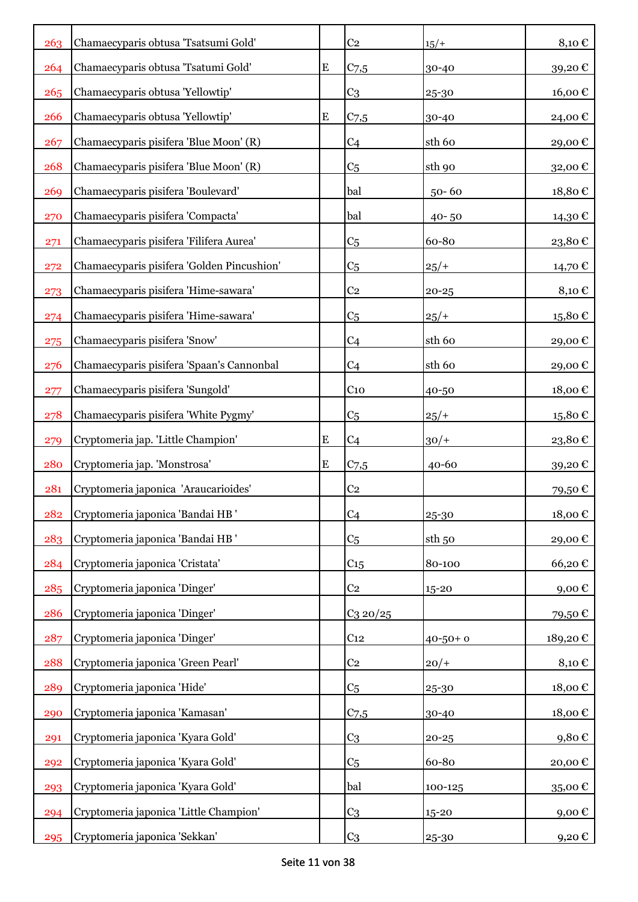| | | | | | |
|---|---|---|---|---|---|
| 263 | Chamaecyparis obtusa 'Tsatsumi Gold' | | C2 | 15/+ | 8,10 € |
| 264 | Chamaecyparis obtusa 'Tsatumi Gold' | E | C7,5 | 30-40 | 39,20 € |
| 265 | Chamaecyparis obtusa 'Yellowtip' | | C3 | 25-30 | 16,00 € |
| 266 | Chamaecyparis obtusa 'Yellowtip' | E | C7,5 | 30-40 | 24,00 € |
| 267 | Chamaecyparis pisifera 'Blue Moon' (R) | | C4 | sth 60 | 29,00 € |
| 268 | Chamaecyparis pisifera 'Blue Moon' (R) | | C5 | sth 90 | 32,00 € |
| 269 | Chamaecyparis pisifera 'Boulevard' | | bal | 50- 60 | 18,80 € |
| 270 | Chamaecyparis pisifera 'Compacta' | | bal | 40- 50 | 14,30 € |
| 271 | Chamaecyparis pisifera 'Filifera Aurea' | | C5 | 60-80 | 23,80 € |
| 272 | Chamaecyparis pisifera 'Golden Pincushion' | | C5 | 25/+ | 14,70 € |
| 273 | Chamaecyparis pisifera 'Hime-sawara' | | C2 | 20-25 | 8,10 € |
| 274 | Chamaecyparis pisifera 'Hime-sawara' | | C5 | 25/+ | 15,80 € |
| 275 | Chamaecyparis pisifera 'Snow' | | C4 | sth 60 | 29,00 € |
| 276 | Chamaecyparis pisifera 'Spaan's Cannonbal | | C4 | sth 60 | 29,00 € |
| 277 | Chamaecyparis pisifera 'Sungold' | | C10 | 40-50 | 18,00 € |
| 278 | Chamaecyparis pisifera 'White Pygmy' | | C5 | 25/+ | 15,80 € |
| 279 | Cryptomeria jap. 'Little Champion' | E | C4 | 30/+ | 23,80 € |
| 280 | Cryptomeria jap. 'Monstrosa' | E | C7,5 | 40-60 | 39,20 € |
| 281 | Cryptomeria japonica 'Araucarioides' | | C2 | | 79,50 € |
| 282 | Cryptomeria japonica 'Bandai HB ' | | C4 | 25-30 | 18,00 € |
| 283 | Cryptomeria japonica 'Bandai HB ' | | C5 | sth 50 | 29,00 € |
| 284 | Cryptomeria japonica 'Cristata' | | C15 | 80-100 | 66,20 € |
| 285 | Cryptomeria japonica 'Dinger' | | C2 | 15-20 | 9,00 € |
| 286 | Cryptomeria japonica 'Dinger' | | C3 20/25 | | 79,50 € |
| 287 | Cryptomeria japonica 'Dinger' | | C12 | 40-50+ o | 189,20 € |
| 288 | Cryptomeria japonica 'Green Pearl' | | C2 | 20/+ | 8,10 € |
| 289 | Cryptomeria japonica 'Hide' | | C5 | 25-30 | 18,00 € |
| 290 | Cryptomeria japonica 'Kamasan' | | C7,5 | 30-40 | 18,00 € |
| 291 | Cryptomeria japonica 'Kyara Gold' | | C3 | 20-25 | 9,80 € |
| 292 | Cryptomeria japonica 'Kyara Gold' | | C5 | 60-80 | 20,00 € |
| 293 | Cryptomeria japonica 'Kyara Gold' | | bal | 100-125 | 35,00 € |
| 294 | Cryptomeria japonica 'Little Champion' | | C3 | 15-20 | 9,00 € |
| 295 | Cryptomeria japonica 'Sekkan' | | C3 | 25-30 | 9,20 € |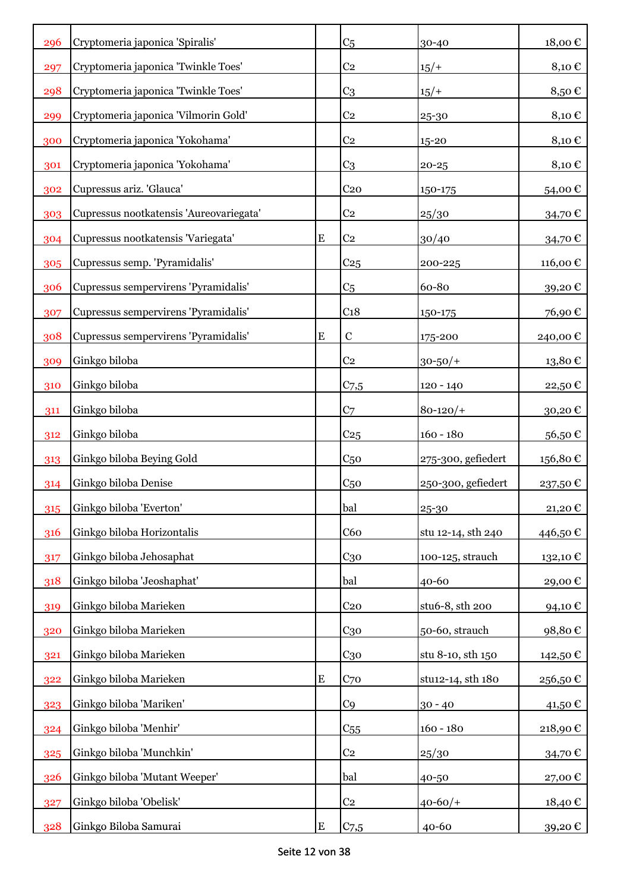| 296 | Cryptomeria japonica 'Spiralis' | | C5 | 30-40 | 18,00 € |
|---|---|---|---|---|---|
| 297 | Cryptomeria japonica 'Twinkle Toes' | | C2 | 15/+ | 8,10 € |
| 298 | Cryptomeria japonica 'Twinkle Toes' | | C3 | 15/+ | 8,50 € |
| 299 | Cryptomeria japonica 'Vilmorin Gold' | | C2 | 25-30 | 8,10 € |
| 300 | Cryptomeria japonica 'Yokohama' | | C2 | 15-20 | 8,10 € |
| 301 | Cryptomeria japonica 'Yokohama' | | C3 | 20-25 | 8,10 € |
| 302 | Cupressus ariz. 'Glauca' | | C20 | 150-175 | 54,00 € |
| 303 | Cupressus nootkatensis 'Aureovariegata' | | C2 | 25/30 | 34,70 € |
| 304 | Cupressus nootkatensis 'Variegata' | E | C2 | 30/40 | 34,70 € |
| 305 | Cupressus semp. 'Pyramidalis' | | C25 | 200-225 | 116,00 € |
| 306 | Cupressus sempervirens 'Pyramidalis' | | C5 | 60-80 | 39,20 € |
| 307 | Cupressus sempervirens 'Pyramidalis' | | C18 | 150-175 | 76,90 € |
| 308 | Cupressus sempervirens 'Pyramidalis' | E | C | 175-200 | 240,00 € |
| 309 | Ginkgo biloba | | C2 | 30-50/+ | 13,80 € |
| 310 | Ginkgo biloba | | C7,5 | 120 - 140 | 22,50 € |
| 311 | Ginkgo biloba | | C7 | 80-120/+ | 30,20 € |
| 312 | Ginkgo biloba | | C25 | 160 - 180 | 56,50 € |
| 313 | Ginkgo biloba Beying Gold | | C50 | 275-300, gefiedert | 156,80 € |
| 314 | Ginkgo biloba Denise | | C50 | 250-300, gefiedert | 237,50 € |
| 315 | Ginkgo biloba 'Everton' | | bal | 25-30 | 21,20 € |
| 316 | Ginkgo biloba Horizontalis | | C60 | stu 12-14, sth 240 | 446,50 € |
| 317 | Ginkgo biloba Jehosaphat | | C30 | 100-125, strauch | 132,10 € |
| 318 | Ginkgo biloba 'Jeoshaphat' | | bal | 40-60 | 29,00 € |
| 319 | Ginkgo biloba Marieken | | C20 | stu6-8, sth 200 | 94,10 € |
| 320 | Ginkgo biloba Marieken | | C30 | 50-60, strauch | 98,80 € |
| 321 | Ginkgo biloba Marieken | | C30 | stu 8-10, sth 150 | 142,50 € |
| 322 | Ginkgo biloba Marieken | E | C70 | stu12-14, sth 180 | 256,50 € |
| 323 | Ginkgo biloba 'Mariken' | | C9 | 30 - 40 | 41,50 € |
| 324 | Ginkgo biloba 'Menhir' | | C55 | 160 - 180 | 218,90 € |
| 325 | Ginkgo biloba 'Munchkin' | | C2 | 25/30 | 34,70 € |
| 326 | Ginkgo biloba 'Mutant Weeper' | | bal | 40-50 | 27,00 € |
| 327 | Ginkgo biloba 'Obelisk' | | C2 | 40-60/+ | 18,40 € |
| 328 | Ginkgo Biloba Samurai | E | C7,5 | 40-60 | 39,20 € |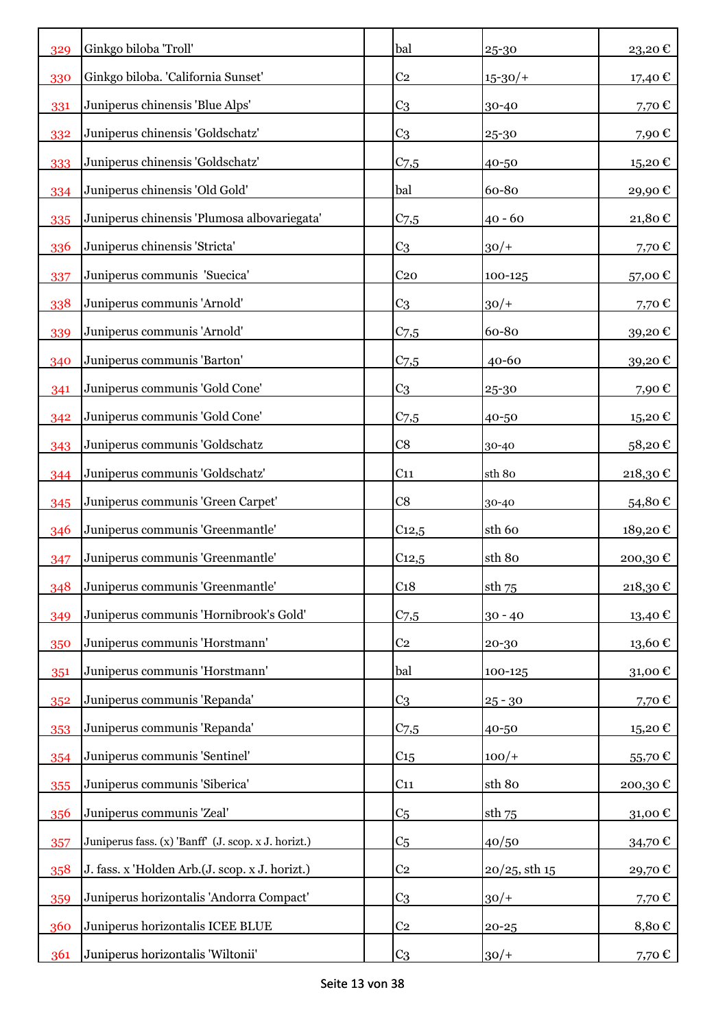| | | | | | |
|---|---|---|---|---|---|
| 329 | Ginkgo biloba 'Troll' | | bal | 25-30 | 23,20 € |
| 330 | Ginkgo biloba. 'California Sunset' | | C2 | 15-30/+ | 17,40 € |
| 331 | Juniperus chinensis 'Blue Alps' | | C3 | 30-40 | 7,70 € |
| 332 | Juniperus chinensis 'Goldschatz' | | C3 | 25-30 | 7,90 € |
| 333 | Juniperus chinensis 'Goldschatz' | | C7,5 | 40-50 | 15,20 € |
| 334 | Juniperus chinensis 'Old Gold' | | bal | 60-80 | 29,90 € |
| 335 | Juniperus chinensis 'Plumosa albovariegata' | | C7,5 | 40 - 60 | 21,80 € |
| 336 | Juniperus chinensis 'Stricta' | | C3 | 30/+ | 7,70 € |
| 337 | Juniperus communis 'Suecica' | | C20 | 100-125 | 57,00 € |
| 338 | Juniperus communis 'Arnold' | | C3 | 30/+ | 7,70 € |
| 339 | Juniperus communis 'Arnold' | | C7,5 | 60-80 | 39,20 € |
| 340 | Juniperus communis 'Barton' | | C7,5 | 40-60 | 39,20 € |
| 341 | Juniperus communis 'Gold Cone' | | C3 | 25-30 | 7,90 € |
| 342 | Juniperus communis 'Gold Cone' | | C7,5 | 40-50 | 15,20 € |
| 343 | Juniperus communis 'Goldschatz | | C8 | 30-40 | 58,20 € |
| 344 | Juniperus communis 'Goldschatz' | | C11 | sth 80 | 218,30 € |
| 345 | Juniperus communis 'Green Carpet' | | C8 | 30-40 | 54,80 € |
| 346 | Juniperus communis 'Greenmantle' | | C12,5 | sth 60 | 189,20 € |
| 347 | Juniperus communis 'Greenmantle' | | C12,5 | sth 80 | 200,30 € |
| 348 | Juniperus communis 'Greenmantle' | | C18 | sth 75 | 218,30 € |
| 349 | Juniperus communis 'Hornibrook's Gold' | | C7,5 | 30 - 40 | 13,40 € |
| 350 | Juniperus communis 'Horstmann' | | C2 | 20-30 | 13,60 € |
| 351 | Juniperus communis 'Horstmann' | | bal | 100-125 | 31,00 € |
| 352 | Juniperus communis 'Repanda' | | C3 | 25 - 30 | 7,70 € |
| 353 | Juniperus communis 'Repanda' | | C7,5 | 40-50 | 15,20 € |
| 354 | Juniperus communis 'Sentinel' | | C15 | 100/+ | 55,70 € |
| 355 | Juniperus communis 'Siberica' | | C11 | sth 80 | 200,30 € |
| 356 | Juniperus communis 'Zeal' | | C5 | sth 75 | 31,00 € |
| 357 | Juniperus fass. (x) 'Banff' (J. scop. x J. horizt.) | | C5 | 40/50 | 34,70 € |
| 358 | J. fass. x 'Holden Arb.(J. scop. x J. horizt.) | | C2 | 20/25, sth 15 | 29,70 € |
| 359 | Juniperus horizontalis 'Andorra Compact' | | C3 | 30/+ | 7,70 € |
| 360 | Juniperus horizontalis ICEE BLUE | | C2 | 20-25 | 8,80 € |
| 361 | Juniperus horizontalis 'Wiltonii' | | C3 | 30/+ | 7,70 € |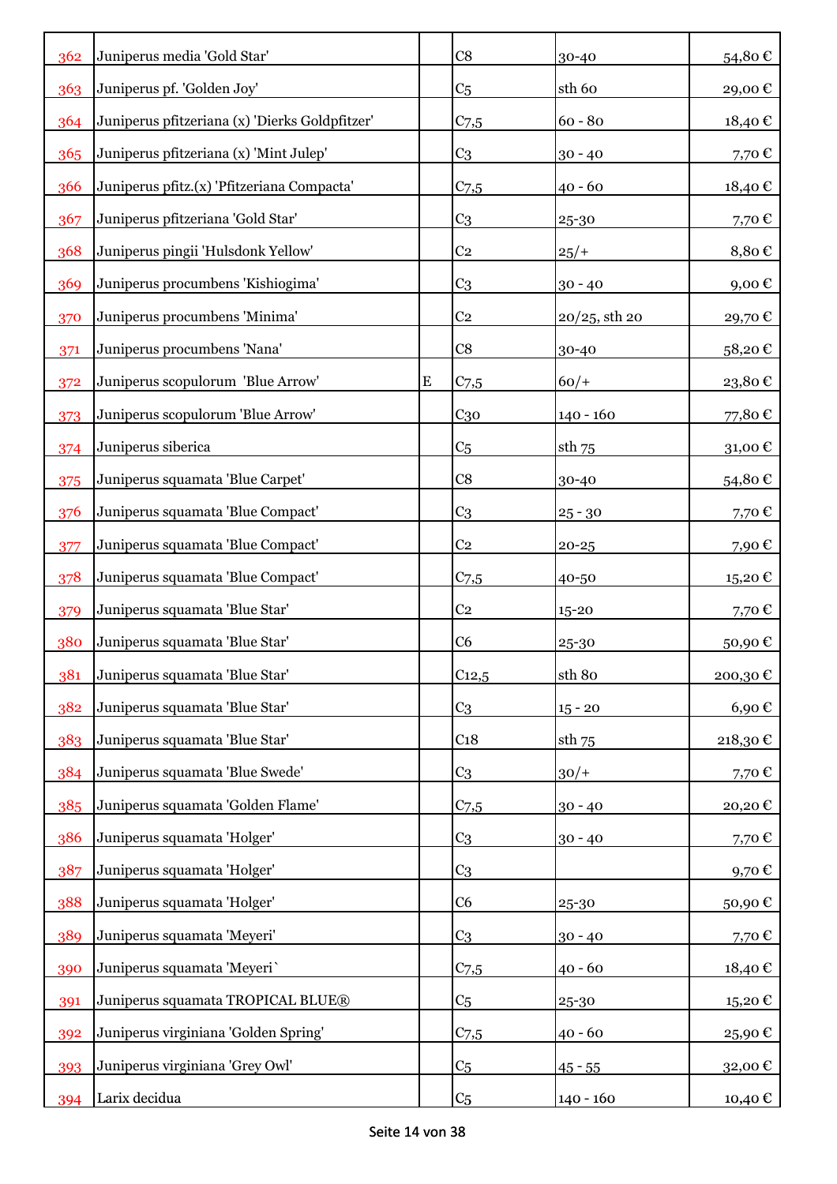| | | | | | |
|---|---|---|---|---|---|
| 362 | Juniperus media 'Gold Star' | | C8 | 30-40 | 54,80 € |
| 363 | Juniperus pf. 'Golden Joy' | | C5 | sth 60 | 29,00 € |
| 364 | Juniperus pfitzeriana (x) 'Dierks Goldpfitzer' | | C7,5 | 60 - 80 | 18,40 € |
| 365 | Juniperus pfitzeriana (x) 'Mint Julep' | | C3 | 30 - 40 | 7,70 € |
| 366 | Juniperus pfitz.(x) 'Pfitzeriana Compacta' | | C7,5 | 40 - 60 | 18,40 € |
| 367 | Juniperus pfitzeriana 'Gold Star' | | C3 | 25-30 | 7,70 € |
| 368 | Juniperus pingii 'Hulsdonk Yellow' | | C2 | 25/+ | 8,80 € |
| 369 | Juniperus procumbens 'Kishiogima' | | C3 | 30 - 40 | 9,00 € |
| 370 | Juniperus procumbens 'Minima' | | C2 | 20/25, sth 20 | 29,70 € |
| 371 | Juniperus procumbens 'Nana' | | C8 | 30-40 | 58,20 € |
| 372 | Juniperus scopulorum 'Blue Arrow' | E | C7,5 | 60/+ | 23,80 € |
| 373 | Juniperus scopulorum 'Blue Arrow' | | C30 | 140 - 160 | 77,80 € |
| 374 | Juniperus siberica | | C5 | sth 75 | 31,00 € |
| 375 | Juniperus squamata 'Blue Carpet' | | C8 | 30-40 | 54,80 € |
| 376 | Juniperus squamata 'Blue Compact' | | C3 | 25 - 30 | 7,70 € |
| 377 | Juniperus squamata 'Blue Compact' | | C2 | 20-25 | 7,90 € |
| 378 | Juniperus squamata 'Blue Compact' | | C7,5 | 40-50 | 15,20 € |
| 379 | Juniperus squamata 'Blue Star' | | C2 | 15-20 | 7,70 € |
| 380 | Juniperus squamata 'Blue Star' | | C6 | 25-30 | 50,90 € |
| 381 | Juniperus squamata 'Blue Star' | | C12,5 | sth 80 | 200,30 € |
| 382 | Juniperus squamata 'Blue Star' | | C3 | 15 - 20 | 6,90 € |
| 383 | Juniperus squamata 'Blue Star' | | C18 | sth 75 | 218,30 € |
| 384 | Juniperus squamata 'Blue Swede' | | C3 | 30/+ | 7,70 € |
| 385 | Juniperus squamata 'Golden Flame' | | C7,5 | 30 - 40 | 20,20 € |
| 386 | Juniperus squamata 'Holger' | | C3 | 30 - 40 | 7,70 € |
| 387 | Juniperus squamata 'Holger' | | C3 | | 9,70 € |
| 388 | Juniperus squamata 'Holger' | | C6 | 25-30 | 50,90 € |
| 389 | Juniperus squamata 'Meyeri' | | C3 | 30 - 40 | 7,70 € |
| 390 | Juniperus squamata 'Meyeri` | | C7,5 | 40 - 60 | 18,40 € |
| 391 | Juniperus squamata TROPICAL BLUE® | | C5 | 25-30 | 15,20 € |
| 392 | Juniperus virginiana 'Golden Spring' | | C7,5 | 40 - 60 | 25,90 € |
| 393 | Juniperus virginiana 'Grey Owl' | | C5 | 45 - 55 | 32,00 € |
| 394 | Larix decidua | | C5 | 140 - 160 | 10,40 € |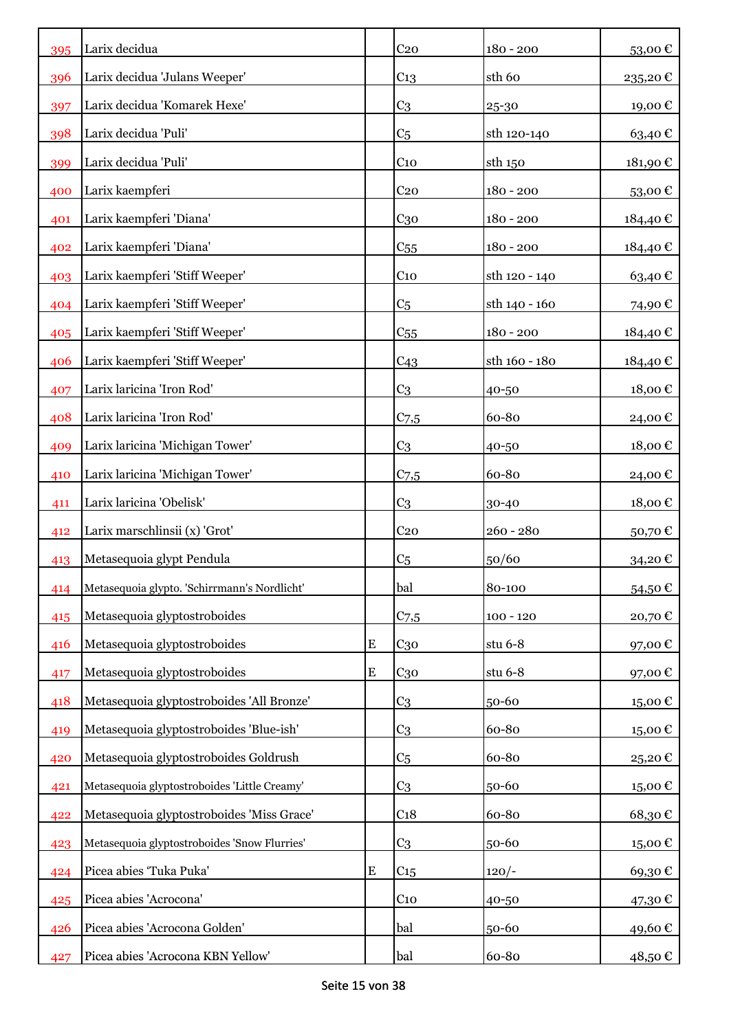| | | | | | |
|---|---|---|---|---|---|
| 395 | Larix decidua | | C20 | 180 - 200 | 53,00 € |
| 396 | Larix decidua 'Julans Weeper' | | C13 | sth 60 | 235,20 € |
| 397 | Larix decidua 'Komarek Hexe' | | C3 | 25-30 | 19,00 € |
| 398 | Larix decidua 'Puli' | | C5 | sth 120-140 | 63,40 € |
| 399 | Larix decidua 'Puli' | | C10 | sth 150 | 181,90 € |
| 400 | Larix kaempferi | | C20 | 180 - 200 | 53,00 € |
| 401 | Larix kaempferi 'Diana' | | C30 | 180 - 200 | 184,40 € |
| 402 | Larix kaempferi 'Diana' | | C55 | 180 - 200 | 184,40 € |
| 403 | Larix kaempferi 'Stiff Weeper' | | C10 | sth 120 - 140 | 63,40 € |
| 404 | Larix kaempferi 'Stiff Weeper' | | C5 | sth 140 - 160 | 74,90 € |
| 405 | Larix kaempferi 'Stiff Weeper' | | C55 | 180 - 200 | 184,40 € |
| 406 | Larix kaempferi 'Stiff Weeper' | | C43 | sth 160 - 180 | 184,40 € |
| 407 | Larix laricina 'Iron Rod' | | C3 | 40-50 | 18,00 € |
| 408 | Larix laricina 'Iron Rod' | | C7,5 | 60-80 | 24,00 € |
| 409 | Larix laricina 'Michigan Tower' | | C3 | 40-50 | 18,00 € |
| 410 | Larix laricina 'Michigan Tower' | | C7,5 | 60-80 | 24,00 € |
| 411 | Larix laricina 'Obelisk' | | C3 | 30-40 | 18,00 € |
| 412 | Larix marschlinsii (x) 'Grot' | | C20 | 260 - 280 | 50,70 € |
| 413 | Metasequoia glypt Pendula | | C5 | 50/60 | 34,20 € |
| 414 | Metasequoia glypto. 'Schirrmann's Nordlicht' | | bal | 80-100 | 54,50 € |
| 415 | Metasequoia glyptostroboides | | C7,5 | 100 - 120 | 20,70 € |
| 416 | Metasequoia glyptostroboides | E | C30 | stu 6-8 | 97,00 € |
| 417 | Metasequoia glyptostroboides | E | C30 | stu 6-8 | 97,00 € |
| 418 | Metasequoia glyptostroboides 'All Bronze' | | C3 | 50-60 | 15,00 € |
| 419 | Metasequoia glyptostroboides 'Blue-ish' | | C3 | 60-80 | 15,00 € |
| 420 | Metasequoia glyptostroboides Goldrush | | C5 | 60-80 | 25,20 € |
| 421 | Metasequoia glyptostroboides 'Little Creamy' | | C3 | 50-60 | 15,00 € |
| 422 | Metasequoia glyptostroboides 'Miss Grace' | | C18 | 60-80 | 68,30 € |
| 423 | Metasequoia glyptostroboides 'Snow Flurries' | | C3 | 50-60 | 15,00 € |
| 424 | Picea abies 'Tuka Puka' | E | C15 | 120/- | 69,30 € |
| 425 | Picea abies 'Acrocona' | | C10 | 40-50 | 47,30 € |
| 426 | Picea abies 'Acrocona Golden' | | bal | 50-60 | 49,60 € |
| 427 | Picea abies 'Acrocona KBN Yellow' | | bal | 60-80 | 48,50 € |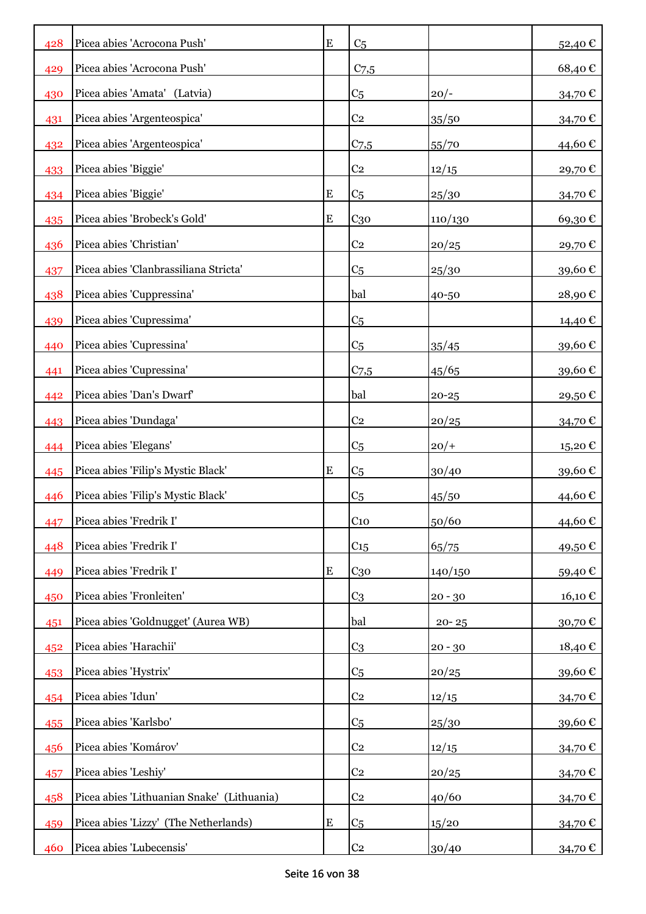| | | | | | |
|---|---|---|---|---|---|
| 428 | Picea abies 'Acrocona Push' | E | C5 | | 52,40 € |
| 429 | Picea abies 'Acrocona Push' | | C7,5 | | 68,40 € |
| 430 | Picea abies 'Amata' (Latvia) | | C5 | 20/- | 34,70 € |
| 431 | Picea abies 'Argenteospica' | | C2 | 35/50 | 34,70 € |
| 432 | Picea abies 'Argenteospica' | | C7,5 | 55/70 | 44,60 € |
| 433 | Picea abies 'Biggie' | | C2 | 12/15 | 29,70 € |
| 434 | Picea abies 'Biggie' | E | C5 | 25/30 | 34,70 € |
| 435 | Picea abies 'Brobeck's Gold' | E | C30 | 110/130 | 69,30 € |
| 436 | Picea abies 'Christian' | | C2 | 20/25 | 29,70 € |
| 437 | Picea abies 'Clanbrassiliana Stricta' | | C5 | 25/30 | 39,60 € |
| 438 | Picea abies 'Cuppressina' | | bal | 40-50 | 28,90 € |
| 439 | Picea abies 'Cupressima' | | C5 | | 14,40 € |
| 440 | Picea abies 'Cupressina' | | C5 | 35/45 | 39,60 € |
| 441 | Picea abies 'Cupressina' | | C7,5 | 45/65 | 39,60 € |
| 442 | Picea abies 'Dan's Dwarf' | | bal | 20-25 | 29,50 € |
| 443 | Picea abies 'Dundaga' | | C2 | 20/25 | 34,70 € |
| 444 | Picea abies 'Elegans' | | C5 | 20/+ | 15,20 € |
| 445 | Picea abies 'Filip's Mystic Black' | E | C5 | 30/40 | 39,60 € |
| 446 | Picea abies 'Filip's Mystic Black' | | C5 | 45/50 | 44,60 € |
| 447 | Picea abies 'Fredrik I' | | C10 | 50/60 | 44,60 € |
| 448 | Picea abies 'Fredrik I' | | C15 | 65/75 | 49,50 € |
| 449 | Picea abies 'Fredrik I' | E | C30 | 140/150 | 59,40 € |
| 450 | Picea abies 'Fronleiten' | | C3 | 20 - 30 | 16,10 € |
| 451 | Picea abies 'Goldnugget' (Aurea WB) | | bal | 20- 25 | 30,70 € |
| 452 | Picea abies 'Harachii' | | C3 | 20 - 30 | 18,40 € |
| 453 | Picea abies 'Hystrix' | | C5 | 20/25 | 39,60 € |
| 454 | Picea abies 'Idun' | | C2 | 12/15 | 34,70 € |
| 455 | Picea abies 'Karlsbo' | | C5 | 25/30 | 39,60 € |
| 456 | Picea abies 'Komárov' | | C2 | 12/15 | 34,70 € |
| 457 | Picea abies 'Leshiy' | | C2 | 20/25 | 34,70 € |
| 458 | Picea abies 'Lithuanian Snake' (Lithuania) | | C2 | 40/60 | 34,70 € |
| 459 | Picea abies 'Lizzy' (The Netherlands) | E | C5 | 15/20 | 34,70 € |
| 460 | Picea abies 'Lubecensis' | | C2 | 30/40 | 34,70 € |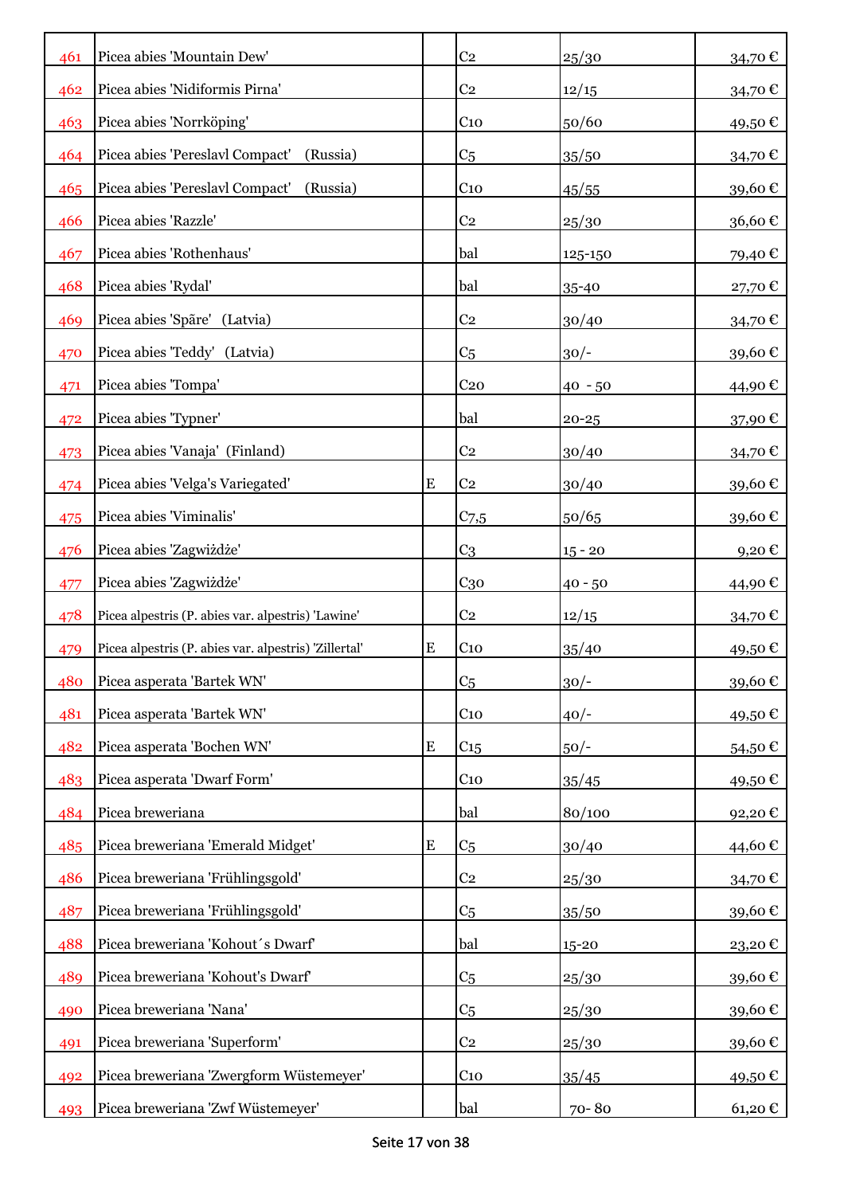| | | | | | |
|---|---|---|---|---|---|
| 461 | Picea abies 'Mountain Dew' | | C2 | 25/30 | 34,70 € |
| 462 | Picea abies 'Nidiformis Pirna' | | C2 | 12/15 | 34,70 € |
| 463 | Picea abies 'Norrköping' | | C10 | 50/60 | 49,50 € |
| 464 | Picea abies 'Pereslavl Compact' (Russia) | | C5 | 35/50 | 34,70 € |
| 465 | Picea abies 'Pereslavl Compact' (Russia) | | C10 | 45/55 | 39,60 € |
| 466 | Picea abies 'Razzle' | | C2 | 25/30 | 36,60 € |
| 467 | Picea abies 'Rothenhaus' | | bal | 125-150 | 79,40 € |
| 468 | Picea abies 'Rydal' | | bal | 35-40 | 27,70 € |
| 469 | Picea abies 'Spăre' (Latvia) | | C2 | 30/40 | 34,70 € |
| 470 | Picea abies 'Teddy' (Latvia) | | C5 | 30/- | 39,60 € |
| 471 | Picea abies 'Tompa' | | C20 | 40 - 50 | 44,90 € |
| 472 | Picea abies 'Typner' | | bal | 20-25 | 37,90 € |
| 473 | Picea abies 'Vanaja' (Finland) | | C2 | 30/40 | 34,70 € |
| 474 | Picea abies 'Velga's Variegated' | E | C2 | 30/40 | 39,60 € |
| 475 | Picea abies 'Viminalis' | | C7,5 | 50/65 | 39,60 € |
| 476 | Picea abies 'Zagwiżdże' | | C3 | 15 - 20 | 9,20 € |
| 477 | Picea abies 'Zagwiżdże' | | C30 | 40 - 50 | 44,90 € |
| 478 | Picea alpestris (P. abies var. alpestris) 'Lawine' | | C2 | 12/15 | 34,70 € |
| 479 | Picea alpestris (P. abies var. alpestris) 'Zillertal' | E | C10 | 35/40 | 49,50 € |
| 480 | Picea asperata 'Bartek WN' | | C5 | 30/- | 39,60 € |
| 481 | Picea asperata 'Bartek WN' | | C10 | 40/- | 49,50 € |
| 482 | Picea asperata 'Bochen WN' | E | C15 | 50/- | 54,50 € |
| 483 | Picea asperata 'Dwarf Form' | | C10 | 35/45 | 49,50 € |
| 484 | Picea breweriana | | bal | 80/100 | 92,20 € |
| 485 | Picea breweriana 'Emerald Midget' | E | C5 | 30/40 | 44,60 € |
| 486 | Picea breweriana 'Frühlingsgold' | | C2 | 25/30 | 34,70 € |
| 487 | Picea breweriana 'Frühlingsgold' | | C5 | 35/50 | 39,60 € |
| 488 | Picea breweriana 'Kohout´s Dwarf' | | bal | 15-20 | 23,20 € |
| 489 | Picea breweriana 'Kohout's Dwarf' | | C5 | 25/30 | 39,60 € |
| 490 | Picea breweriana 'Nana' | | C5 | 25/30 | 39,60 € |
| 491 | Picea breweriana 'Superform' | | C2 | 25/30 | 39,60 € |
| 492 | Picea breweriana 'Zwergform Wüstemeyer' | | C10 | 35/45 | 49,50 € |
| 493 | Picea breweriana 'Zwf Wüstemeyer' | | bal | 70- 80 | 61,20 € |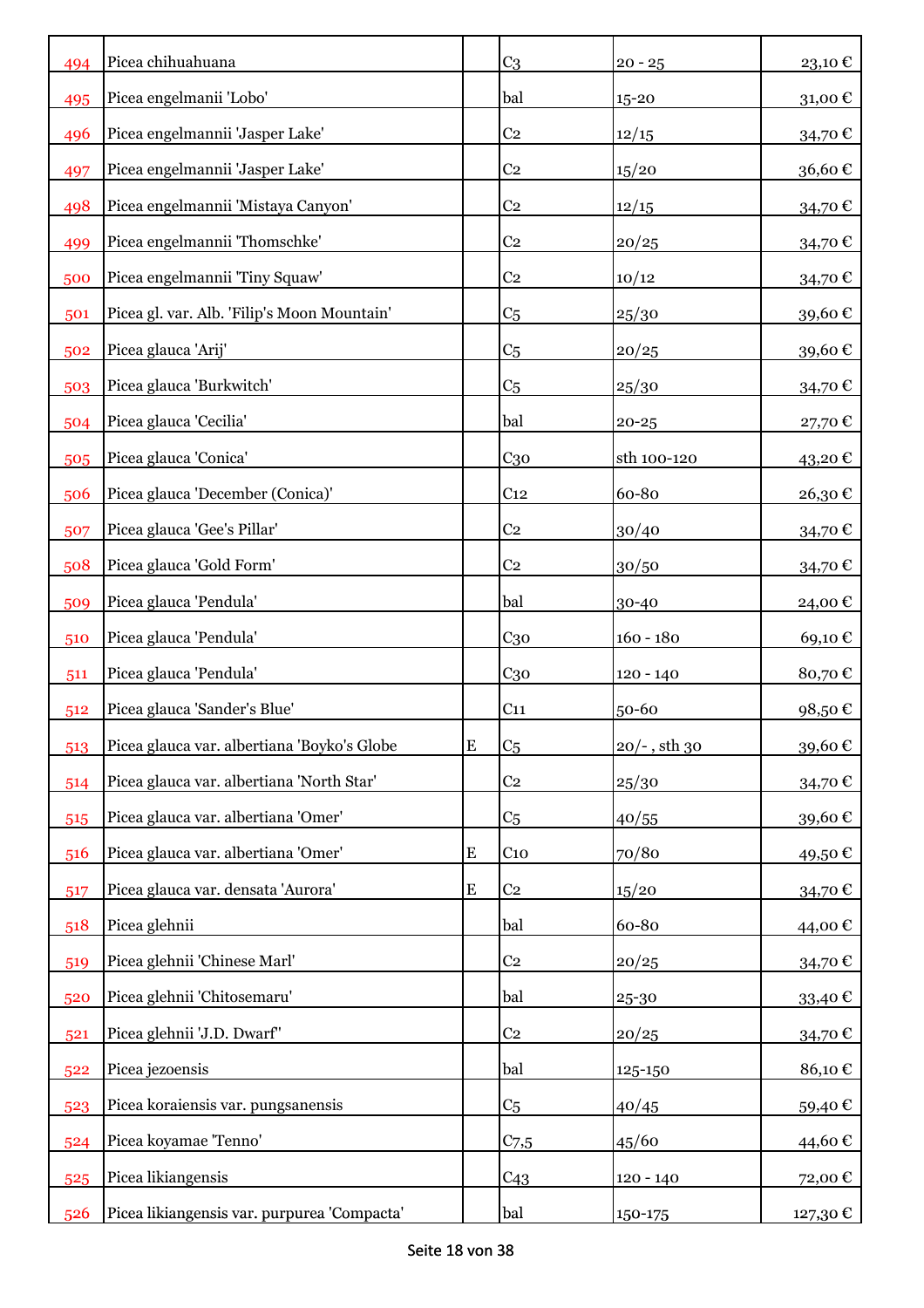| | | | | | |
|---|---|---|---|---|---|
| 494 | Picea chihuahuana | | C3 | 20 - 25 | 23,10 € |
| 495 | Picea engelmanii 'Lobo' | | bal | 15-20 | 31,00 € |
| 496 | Picea engelmannii 'Jasper Lake' | | C2 | 12/15 | 34,70 € |
| 497 | Picea engelmannii 'Jasper Lake' | | C2 | 15/20 | 36,60 € |
| 498 | Picea engelmannii 'Mistaya Canyon' | | C2 | 12/15 | 34,70 € |
| 499 | Picea engelmannii 'Thomschke' | | C2 | 20/25 | 34,70 € |
| 500 | Picea engelmannii 'Tiny Squaw' | | C2 | 10/12 | 34,70 € |
| 501 | Picea gl. var. Alb. 'Filip's Moon Mountain' | | C5 | 25/30 | 39,60 € |
| 502 | Picea glauca 'Arij' | | C5 | 20/25 | 39,60 € |
| 503 | Picea glauca 'Burkwitch' | | C5 | 25/30 | 34,70 € |
| 504 | Picea glauca 'Cecilia' | | bal | 20-25 | 27,70 € |
| 505 | Picea glauca 'Conica' | | C30 | sth 100-120 | 43,20 € |
| 506 | Picea glauca 'December (Conica)' | | C12 | 60-80 | 26,30 € |
| 507 | Picea glauca 'Gee's Pillar' | | C2 | 30/40 | 34,70 € |
| 508 | Picea glauca 'Gold Form' | | C2 | 30/50 | 34,70 € |
| 509 | Picea glauca 'Pendula' | | bal | 30-40 | 24,00 € |
| 510 | Picea glauca 'Pendula' | | C30 | 160 - 180 | 69,10 € |
| 511 | Picea glauca 'Pendula' | | C30 | 120 - 140 | 80,70 € |
| 512 | Picea glauca 'Sander's Blue' | | C11 | 50-60 | 98,50 € |
| 513 | Picea glauca var. albertiana 'Boyko's Globe | E | C5 | 20/- , sth 30 | 39,60 € |
| 514 | Picea glauca var. albertiana 'North Star' | | C2 | 25/30 | 34,70 € |
| 515 | Picea glauca var. albertiana 'Omer' | | C5 | 40/55 | 39,60 € |
| 516 | Picea glauca var. albertiana 'Omer' | E | C10 | 70/80 | 49,50 € |
| 517 | Picea glauca var. densata 'Aurora' | E | C2 | 15/20 | 34,70 € |
| 518 | Picea glehnii | | bal | 60-80 | 44,00 € |
| 519 | Picea glehnii 'Chinese Marl' | | C2 | 20/25 | 34,70 € |
| 520 | Picea glehnii 'Chitosemaru' | | bal | 25-30 | 33,40 € |
| 521 | Picea glehnii 'J.D. Dwarf'' | | C2 | 20/25 | 34,70 € |
| 522 | Picea jezoensis | | bal | 125-150 | 86,10 € |
| 523 | Picea koraiensis var. pungsanensis | | C5 | 40/45 | 59,40 € |
| 524 | Picea koyamae 'Tenno' | | C7,5 | 45/60 | 44,60 € |
| 525 | Picea likiangensis | | C43 | 120 - 140 | 72,00 € |
| 526 | Picea likiangensis var. purpurea 'Compacta' | | bal | 150-175 | 127,30 € |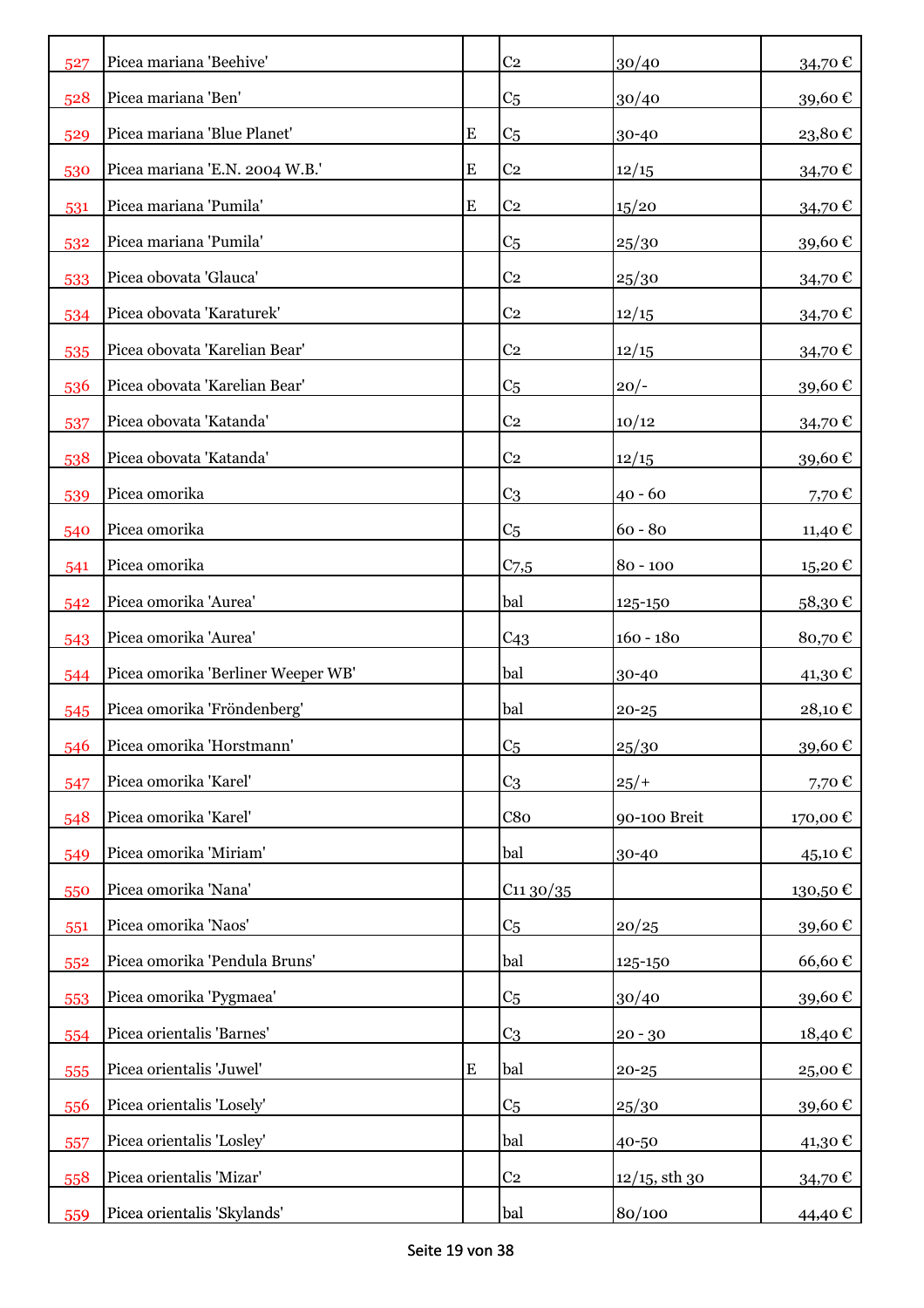| | | | | | |
|---|---|---|---|---|---|
| 527 | Picea mariana 'Beehive' | | C2 | 30/40 | 34,70 € |
| 528 | Picea mariana 'Ben' | | C5 | 30/40 | 39,60 € |
| 529 | Picea mariana 'Blue Planet' | E | C5 | 30-40 | 23,80 € |
| 530 | Picea mariana 'E.N. 2004 W.B.' | E | C2 | 12/15 | 34,70 € |
| 531 | Picea mariana 'Pumila' | E | C2 | 15/20 | 34,70 € |
| 532 | Picea mariana 'Pumila' | | C5 | 25/30 | 39,60 € |
| 533 | Picea obovata 'Glauca' | | C2 | 25/30 | 34,70 € |
| 534 | Picea obovata 'Karaturek' | | C2 | 12/15 | 34,70 € |
| 535 | Picea obovata 'Karelian Bear' | | C2 | 12/15 | 34,70 € |
| 536 | Picea obovata 'Karelian Bear' | | C5 | 20/- | 39,60 € |
| 537 | Picea obovata 'Katanda' | | C2 | 10/12 | 34,70 € |
| 538 | Picea obovata 'Katanda' | | C2 | 12/15 | 39,60 € |
| 539 | Picea omorika | | C3 | 40 - 60 | 7,70 € |
| 540 | Picea omorika | | C5 | 60 - 80 | 11,40 € |
| 541 | Picea omorika | | C7,5 | 80 - 100 | 15,20 € |
| 542 | Picea omorika 'Aurea' | | bal | 125-150 | 58,30 € |
| 543 | Picea omorika 'Aurea' | | C43 | 160 - 180 | 80,70 € |
| 544 | Picea omorika 'Berliner Weeper WB' | | bal | 30-40 | 41,30 € |
| 545 | Picea omorika 'Fröndenberg' | | bal | 20-25 | 28,10 € |
| 546 | Picea omorika 'Horstmann' | | C5 | 25/30 | 39,60 € |
| 547 | Picea omorika 'Karel' | | C3 | 25/+ | 7,70 € |
| 548 | Picea omorika 'Karel' | | C80 | 90-100 Breit | 170,00 € |
| 549 | Picea omorika 'Miriam' | | bal | 30-40 | 45,10 € |
| 550 | Picea omorika 'Nana' | | C11 30/35 | | 130,50 € |
| 551 | Picea omorika 'Naos' | | C5 | 20/25 | 39,60 € |
| 552 | Picea omorika 'Pendula Bruns' | | bal | 125-150 | 66,60 € |
| 553 | Picea omorika 'Pygmaea' | | C5 | 30/40 | 39,60 € |
| 554 | Picea orientalis 'Barnes' | | C3 | 20 - 30 | 18,40 € |
| 555 | Picea orientalis 'Juwel' | E | bal | 20-25 | 25,00 € |
| 556 | Picea orientalis 'Losely' | | C5 | 25/30 | 39,60 € |
| 557 | Picea orientalis 'Losley' | | bal | 40-50 | 41,30 € |
| 558 | Picea orientalis 'Mizar' | | C2 | 12/15, sth 30 | 34,70 € |
| 559 | Picea orientalis 'Skylands' | | bal | 80/100 | 44,40 € |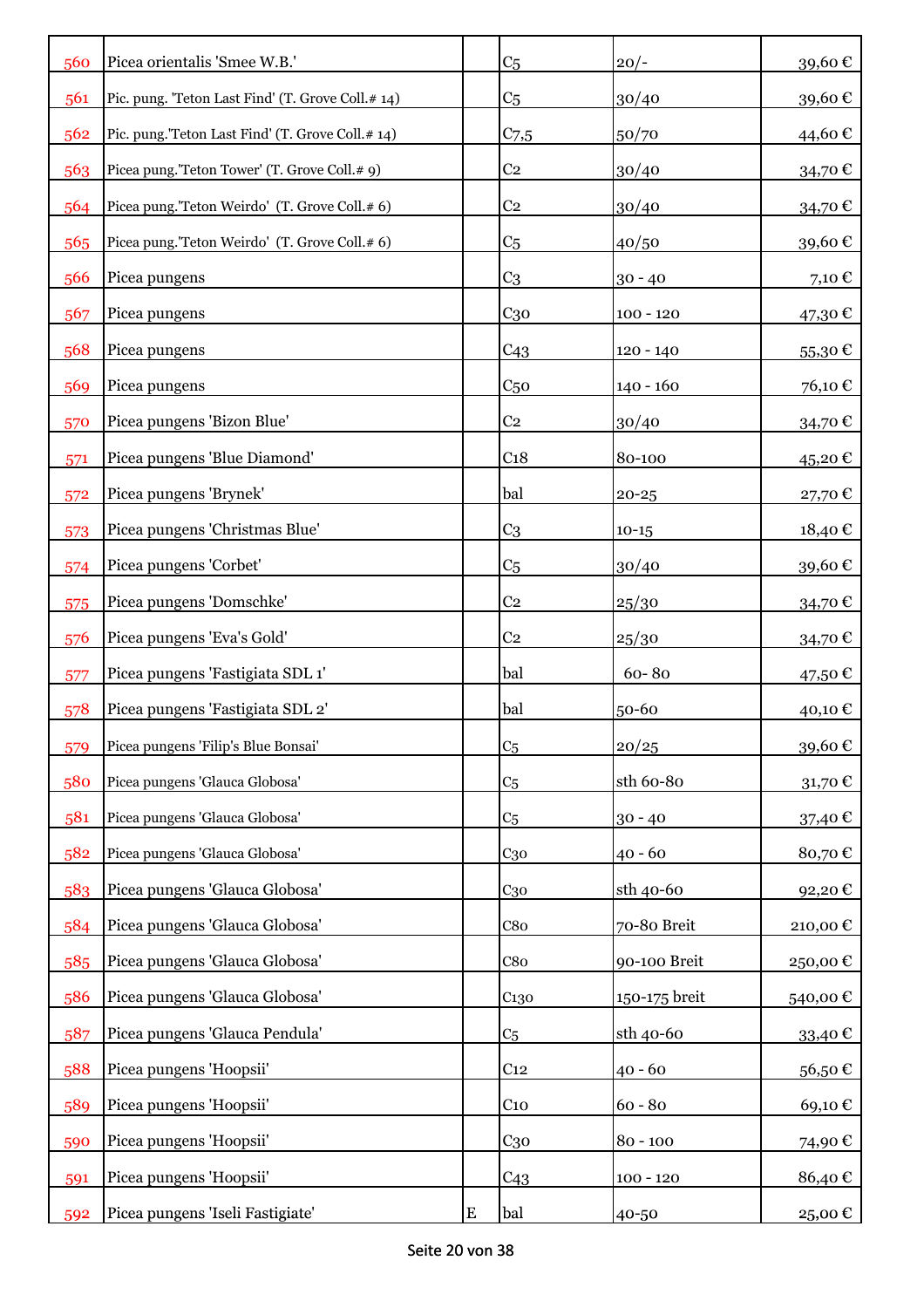| 560 | Picea orientalis 'Smee W.B.' | | C5 | 20/- | 39,60 € |
|---|---|---|---|---|---|
| 561 | Pic. pung. 'Teton Last Find' (T. Grove Coll.# 14) | | C5 | 30/40 | 39,60 € |
| 562 | Pic. pung.'Teton Last Find' (T. Grove Coll.# 14) | | C7,5 | 50/70 | 44,60 € |
| 563 | Picea pung.'Teton Tower' (T. Grove Coll.# 9) | | C2 | 30/40 | 34,70 € |
| 564 | Picea pung.'Teton Weirdo' (T. Grove Coll.# 6) | | C2 | 30/40 | 34,70 € |
| 565 | Picea pung.'Teton Weirdo' (T. Grove Coll.# 6) | | C5 | 40/50 | 39,60 € |
| 566 | Picea pungens | | C3 | 30 - 40 | 7,10 € |
| 567 | Picea pungens | | C30 | 100 - 120 | 47,30 € |
| 568 | Picea pungens | | C43 | 120 - 140 | 55,30 € |
| 569 | Picea pungens | | C50 | 140 - 160 | 76,10 € |
| 570 | Picea pungens 'Bizon Blue' | | C2 | 30/40 | 34,70 € |
| 571 | Picea pungens 'Blue Diamond' | | C18 | 80-100 | 45,20 € |
| 572 | Picea pungens 'Brynek' | | bal | 20-25 | 27,70 € |
| 573 | Picea pungens 'Christmas Blue' | | C3 | 10-15 | 18,40 € |
| 574 | Picea pungens 'Corbet' | | C5 | 30/40 | 39,60 € |
| 575 | Picea pungens 'Domschke' | | C2 | 25/30 | 34,70 € |
| 576 | Picea pungens 'Eva's Gold' | | C2 | 25/30 | 34,70 € |
| 577 | Picea pungens 'Fastigiata SDL 1' | | bal | 60- 80 | 47,50 € |
| 578 | Picea pungens 'Fastigiata SDL 2' | | bal | 50-60 | 40,10 € |
| 579 | Picea pungens 'Filip's Blue Bonsai' | | C5 | 20/25 | 39,60 € |
| 580 | Picea pungens 'Glauca Globosa' | | C5 | sth 60-80 | 31,70 € |
| 581 | Picea pungens 'Glauca Globosa' | | C5 | 30 - 40 | 37,40 € |
| 582 | Picea pungens 'Glauca Globosa' | | C30 | 40 - 60 | 80,70 € |
| 583 | Picea pungens 'Glauca Globosa' | | C30 | sth 40-60 | 92,20 € |
| 584 | Picea pungens 'Glauca Globosa' | | C80 | 70-80 Breit | 210,00 € |
| 585 | Picea pungens 'Glauca Globosa' | | C80 | 90-100 Breit | 250,00 € |
| 586 | Picea pungens 'Glauca Globosa' | | C130 | 150-175 breit | 540,00 € |
| 587 | Picea pungens 'Glauca Pendula' | | C5 | sth 40-60 | 33,40 € |
| 588 | Picea pungens 'Hoopsii' | | C12 | 40 - 60 | 56,50 € |
| 589 | Picea pungens 'Hoopsii' | | C10 | 60 - 80 | 69,10 € |
| 590 | Picea pungens 'Hoopsii' | | C30 | 80 - 100 | 74,90 € |
| 591 | Picea pungens 'Hoopsii' | | C43 | 100 - 120 | 86,40 € |
| 592 | Picea pungens 'Iseli Fastigiate' | E | bal | 40-50 | 25,00 € |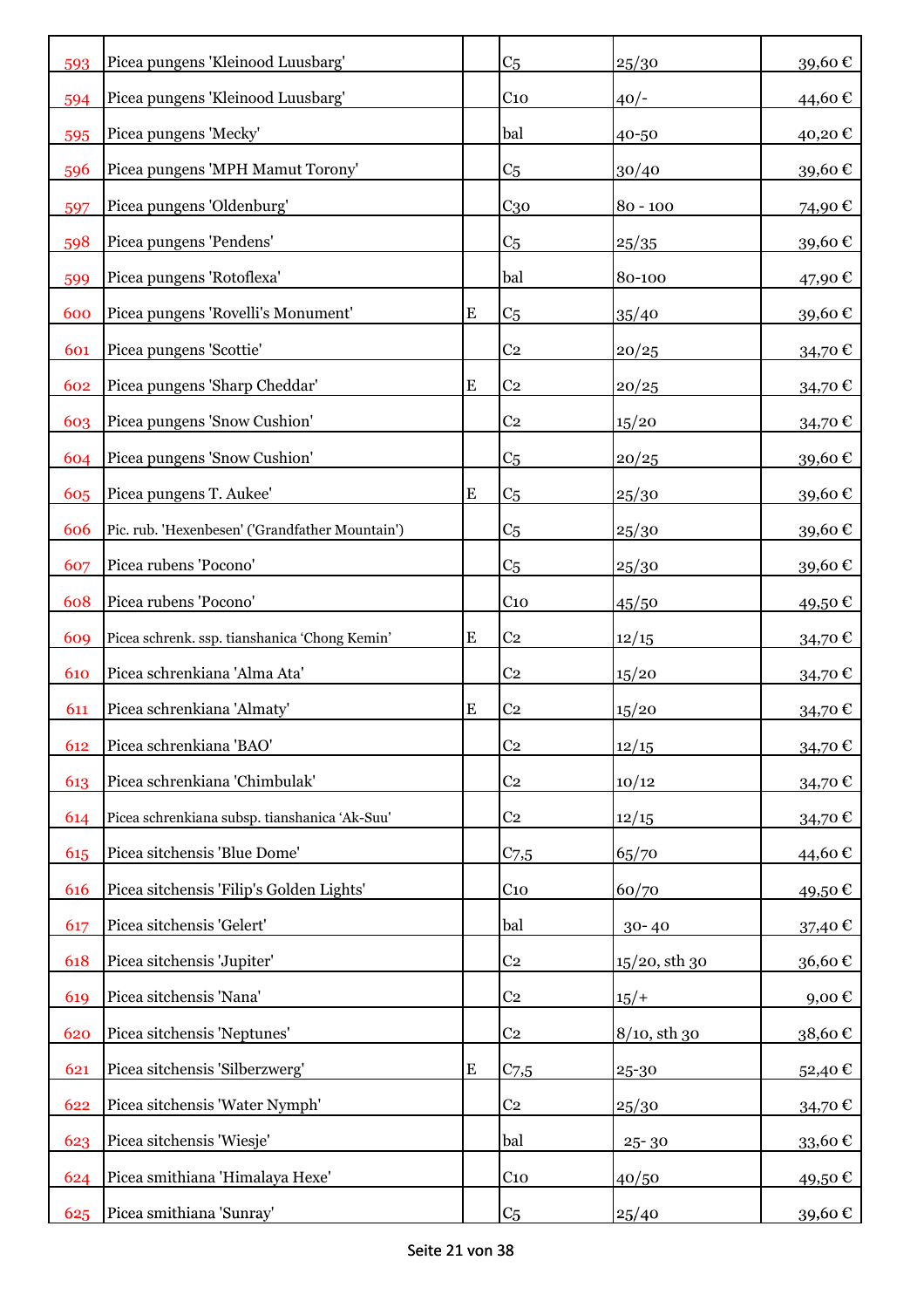| | | | | | |
|---|---|---|---|---|---|
| 593 | Picea pungens 'Kleinood Luusbarg' | | C5 | 25/30 | 39,60 € |
| 594 | Picea pungens 'Kleinood Luusbarg' | | C10 | 40/- | 44,60 € |
| 595 | Picea pungens 'Mecky' | | bal | 40-50 | 40,20 € |
| 596 | Picea pungens 'MPH Mamut Torony' | | C5 | 30/40 | 39,60 € |
| 597 | Picea pungens 'Oldenburg' | | C30 | 80 - 100 | 74,90 € |
| 598 | Picea pungens 'Pendens' | | C5 | 25/35 | 39,60 € |
| 599 | Picea pungens 'Rotoflexa' | | bal | 80-100 | 47,90 € |
| 600 | Picea pungens 'Rovelli's Monument' | E | C5 | 35/40 | 39,60 € |
| 601 | Picea pungens 'Scottie' | | C2 | 20/25 | 34,70 € |
| 602 | Picea pungens 'Sharp Cheddar' | E | C2 | 20/25 | 34,70 € |
| 603 | Picea pungens 'Snow Cushion' | | C2 | 15/20 | 34,70 € |
| 604 | Picea pungens 'Snow Cushion' | | C5 | 20/25 | 39,60 € |
| 605 | Picea pungens T. Aukee' | E | C5 | 25/30 | 39,60 € |
| 606 | Pic. rub. 'Hexenbesen' ('Grandfather Mountain') | | C5 | 25/30 | 39,60 € |
| 607 | Picea rubens 'Pocono' | | C5 | 25/30 | 39,60 € |
| 608 | Picea rubens 'Pocono' | | C10 | 45/50 | 49,50 € |
| 609 | Picea schrenk. ssp. tianshanica 'Chong Kemin' | E | C2 | 12/15 | 34,70 € |
| 610 | Picea schrenkiana 'Alma Ata' | | C2 | 15/20 | 34,70 € |
| 611 | Picea schrenkiana 'Almaty' | E | C2 | 15/20 | 34,70 € |
| 612 | Picea schrenkiana 'BAO' | | C2 | 12/15 | 34,70 € |
| 613 | Picea schrenkiana 'Chimbulak' | | C2 | 10/12 | 34,70 € |
| 614 | Picea schrenkiana subsp. tianshanica 'Ak-Suu' | | C2 | 12/15 | 34,70 € |
| 615 | Picea sitchensis 'Blue Dome' | | C7,5 | 65/70 | 44,60 € |
| 616 | Picea sitchensis 'Filip's Golden Lights' | | C10 | 60/70 | 49,50 € |
| 617 | Picea sitchensis 'Gelert' | | bal | 30- 40 | 37,40 € |
| 618 | Picea sitchensis 'Jupiter' | | C2 | 15/20, sth 30 | 36,60 € |
| 619 | Picea sitchensis 'Nana' | | C2 | 15/+ | 9,00 € |
| 620 | Picea sitchensis 'Neptunes' | | C2 | 8/10, sth 30 | 38,60 € |
| 621 | Picea sitchensis 'Silberzwerg' | E | C7,5 | 25-30 | 52,40 € |
| 622 | Picea sitchensis 'Water Nymph' | | C2 | 25/30 | 34,70 € |
| 623 | Picea sitchensis 'Wiesje' | | bal | 25- 30 | 33,60 € |
| 624 | Picea smithiana 'Himalaya Hexe' | | C10 | 40/50 | 49,50 € |
| 625 | Picea smithiana 'Sunray' | | C5 | 25/40 | 39,60 € |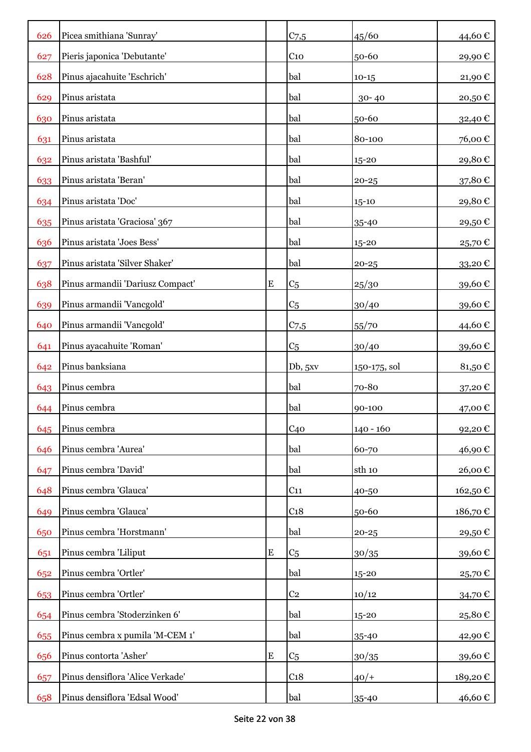| 626 | Picea smithiana 'Sunray' | | C7,5 | 45/60 | 44,60 € |
|---|---|---|---|---|---|
| 627 | Pieris japonica 'Debutante' | | C10 | 50-60 | 29,90 € |
| 628 | Pinus ajacahuite 'Eschrich' | | bal | 10-15 | 21,90 € |
| 629 | Pinus aristata | | bal | 30- 40 | 20,50 € |
| 630 | Pinus aristata | | bal | 50-60 | 32,40 € |
| 631 | Pinus aristata | | bal | 80-100 | 76,00 € |
| 632 | Pinus aristata 'Bashful' | | bal | 15-20 | 29,80 € |
| 633 | Pinus aristata 'Beran' | | bal | 20-25 | 37,80 € |
| 634 | Pinus aristata 'Doc' | | bal | 15-10 | 29,80 € |
| 635 | Pinus aristata 'Graciosa' 367 | | bal | 35-40 | 29,50 € |
| 636 | Pinus aristata 'Joes Bess' | | bal | 15-20 | 25,70 € |
| 637 | Pinus aristata 'Silver Shaker' | | bal | 20-25 | 33,20 € |
| 638 | Pinus armandii 'Dariusz Compact' | E | C5 | 25/30 | 39,60 € |
| 639 | Pinus armandii 'Vancgold' | | C5 | 30/40 | 39,60 € |
| 640 | Pinus armandii 'Vancgold' | | C7,5 | 55/70 | 44,60 € |
| 641 | Pinus ayacahuite 'Roman' | | C5 | 30/40 | 39,60 € |
| 642 | Pinus banksiana | | Db, 5xv | 150-175, sol | 81,50 € |
| 643 | Pinus cembra | | bal | 70-80 | 37,20 € |
| 644 | Pinus cembra | | bal | 90-100 | 47,00 € |
| 645 | Pinus cembra | | C40 | 140 - 160 | 92,20 € |
| 646 | Pinus cembra 'Aurea' | | bal | 60-70 | 46,90 € |
| 647 | Pinus cembra 'David' | | bal | sth 10 | 26,00 € |
| 648 | Pinus cembra 'Glauca' | | C11 | 40-50 | 162,50 € |
| 649 | Pinus cembra 'Glauca' | | C18 | 50-60 | 186,70 € |
| 650 | Pinus cembra 'Horstmann' | | bal | 20-25 | 29,50 € |
| 651 | Pinus cembra 'Liliput | E | C5 | 30/35 | 39,60 € |
| 652 | Pinus cembra 'Ortler' | | bal | 15-20 | 25,70 € |
| 653 | Pinus cembra 'Ortler' | | C2 | 10/12 | 34,70 € |
| 654 | Pinus cembra 'Stoderzinken 6' | | bal | 15-20 | 25,80 € |
| 655 | Pinus cembra x pumila 'M-CEM 1' | | bal | 35-40 | 42,90 € |
| 656 | Pinus contorta 'Asher' | E | C5 | 30/35 | 39,60 € |
| 657 | Pinus densiflora 'Alice Verkade' | | C18 | 40/+ | 189,20 € |
| 658 | Pinus densiflora 'Edsal Wood' | | bal | 35-40 | 46,60 € |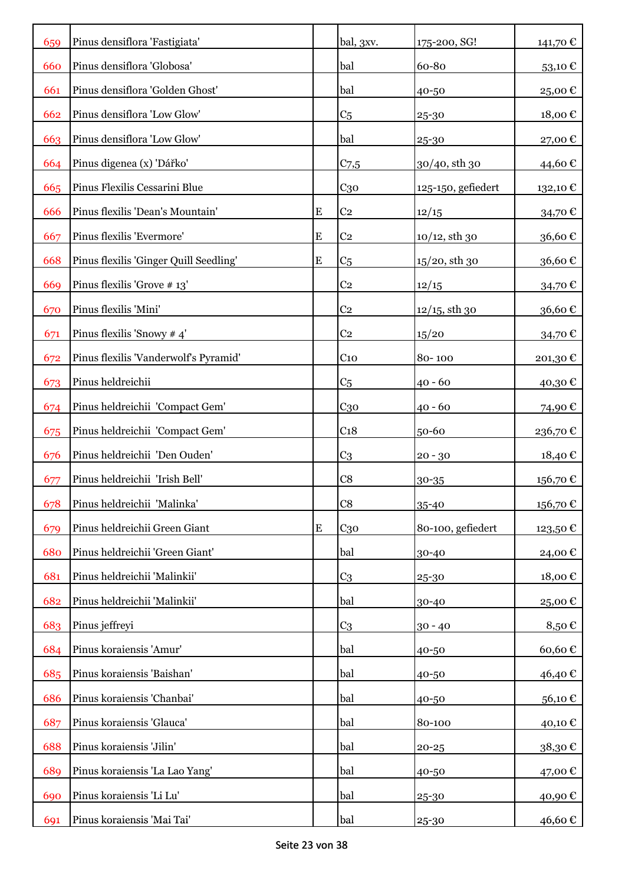| | | | | | |
|---|---|---|---|---|---|
| 659 | Pinus densiflora 'Fastigiata' | | bal, 3xv. | 175-200, SG! | 141,70 € |
| 660 | Pinus densiflora 'Globosa' | | bal | 60-80 | 53,10 € |
| 661 | Pinus densiflora 'Golden Ghost' | | bal | 40-50 | 25,00 € |
| 662 | Pinus densiflora 'Low Glow' | | C5 | 25-30 | 18,00 € |
| 663 | Pinus densiflora 'Low Glow' | | bal | 25-30 | 27,00 € |
| 664 | Pinus digenea (x) 'Dářko' | | C7,5 | 30/40, sth 30 | 44,60 € |
| 665 | Pinus Flexilis Cessarini Blue | | C30 | 125-150, gefiedert | 132,10 € |
| 666 | Pinus flexilis 'Dean's Mountain' | E | C2 | 12/15 | 34,70 € |
| 667 | Pinus flexilis 'Evermore' | E | C2 | 10/12, sth 30 | 36,60 € |
| 668 | Pinus flexilis 'Ginger Quill Seedling' | E | C5 | 15/20, sth 30 | 36,60 € |
| 669 | Pinus flexilis 'Grove # 13' | | C2 | 12/15 | 34,70 € |
| 670 | Pinus flexilis 'Mini' | | C2 | 12/15, sth 30 | 36,60 € |
| 671 | Pinus flexilis 'Snowy # 4' | | C2 | 15/20 | 34,70 € |
| 672 | Pinus flexilis 'Vanderwolf's Pyramid' | | C10 | 80- 100 | 201,30 € |
| 673 | Pinus heldreichii | | C5 | 40 - 60 | 40,30 € |
| 674 | Pinus heldreichii 'Compact Gem' | | C30 | 40 - 60 | 74,90 € |
| 675 | Pinus heldreichii 'Compact Gem' | | C18 | 50-60 | 236,70 € |
| 676 | Pinus heldreichii 'Den Ouden' | | C3 | 20 - 30 | 18,40 € |
| 677 | Pinus heldreichii 'Irish Bell' | | C8 | 30-35 | 156,70 € |
| 678 | Pinus heldreichii 'Malinka' | | C8 | 35-40 | 156,70 € |
| 679 | Pinus heldreichii Green Giant | E | C30 | 80-100, gefiedert | 123,50 € |
| 680 | Pinus heldreichii 'Green Giant' | | bal | 30-40 | 24,00 € |
| 681 | Pinus heldreichii 'Malinkii' | | C3 | 25-30 | 18,00 € |
| 682 | Pinus heldreichii 'Malinkii' | | bal | 30-40 | 25,00 € |
| 683 | Pinus jeffreyi | | C3 | 30 - 40 | 8,50 € |
| 684 | Pinus koraiensis 'Amur' | | bal | 40-50 | 60,60 € |
| 685 | Pinus koraiensis 'Baishan' | | bal | 40-50 | 46,40 € |
| 686 | Pinus koraiensis 'Chanbai' | | bal | 40-50 | 56,10 € |
| 687 | Pinus koraiensis 'Glauca' | | bal | 80-100 | 40,10 € |
| 688 | Pinus koraiensis 'Jilin' | | bal | 20-25 | 38,30 € |
| 689 | Pinus koraiensis 'La Lao Yang' | | bal | 40-50 | 47,00 € |
| 690 | Pinus koraiensis 'Li Lu' | | bal | 25-30 | 40,90 € |
| 691 | Pinus koraiensis 'Mai Tai' | | bal | 25-30 | 46,60 € |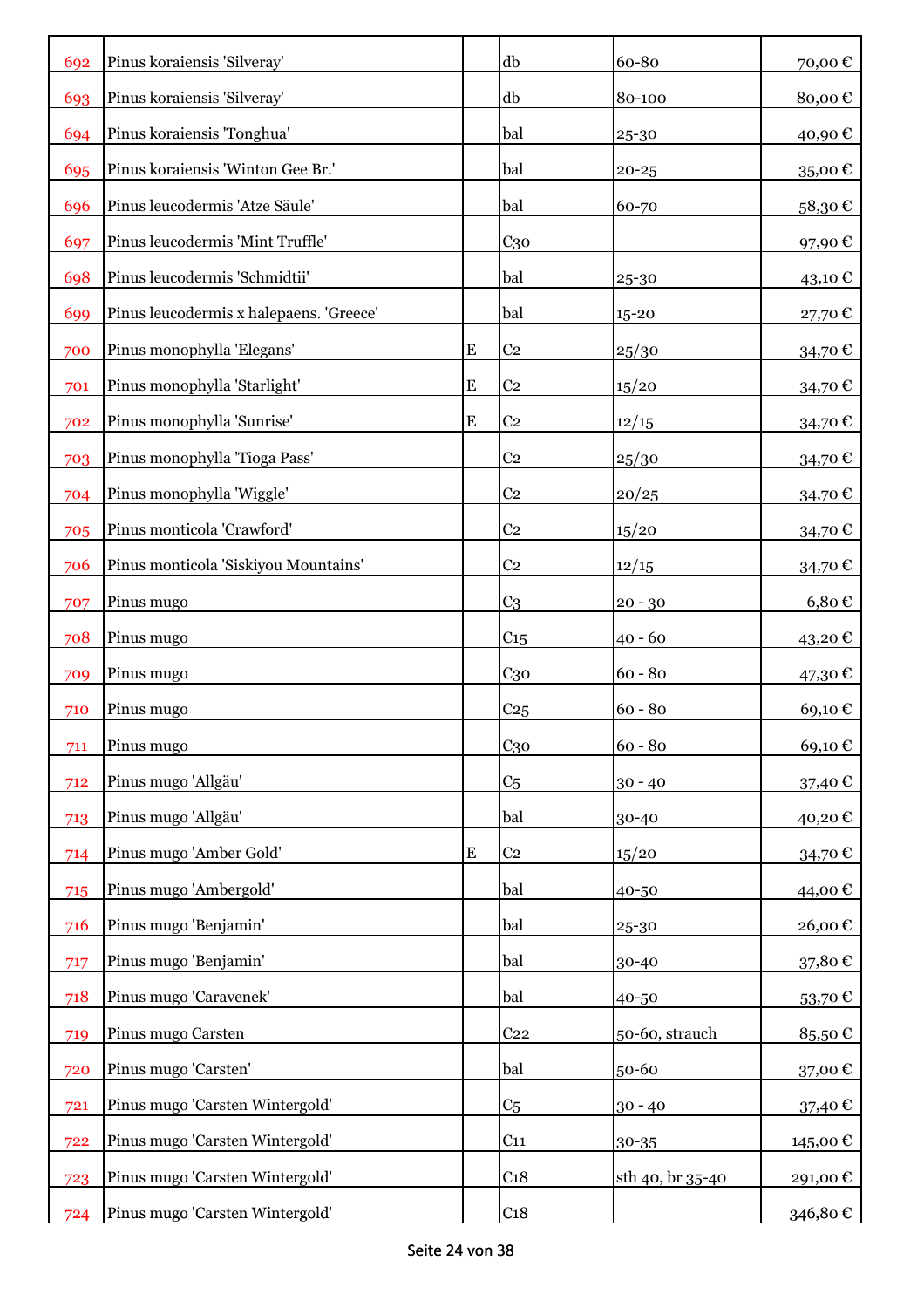| | | | | | |
|---|---|---|---|---|---|
| 692 | Pinus koraiensis 'Silveray' | | db | 60-80 | 70,00 € |
| 693 | Pinus koraiensis 'Silveray' | | db | 80-100 | 80,00 € |
| 694 | Pinus koraiensis 'Tonghua' | | bal | 25-30 | 40,90 € |
| 695 | Pinus koraiensis 'Winton Gee Br.' | | bal | 20-25 | 35,00 € |
| 696 | Pinus leucodermis 'Atze Säule' | | bal | 60-70 | 58,30 € |
| 697 | Pinus leucodermis 'Mint Truffle' | | C30 | | 97,90 € |
| 698 | Pinus leucodermis 'Schmidtii' | | bal | 25-30 | 43,10 € |
| 699 | Pinus leucodermis x halepaens. 'Greece' | | bal | 15-20 | 27,70 € |
| 700 | Pinus monophylla 'Elegans' | E | C2 | 25/30 | 34,70 € |
| 701 | Pinus monophylla 'Starlight' | E | C2 | 15/20 | 34,70 € |
| 702 | Pinus monophylla 'Sunrise' | E | C2 | 12/15 | 34,70 € |
| 703 | Pinus monophylla 'Tioga Pass' | | C2 | 25/30 | 34,70 € |
| 704 | Pinus monophylla 'Wiggle' | | C2 | 20/25 | 34,70 € |
| 705 | Pinus monticola 'Crawford' | | C2 | 15/20 | 34,70 € |
| 706 | Pinus monticola 'Siskiyou Mountains' | | C2 | 12/15 | 34,70 € |
| 707 | Pinus mugo | | C3 | 20 - 30 | 6,80 € |
| 708 | Pinus mugo | | C15 | 40 - 60 | 43,20 € |
| 709 | Pinus mugo | | C30 | 60 - 80 | 47,30 € |
| 710 | Pinus mugo | | C25 | 60 - 80 | 69,10 € |
| 711 | Pinus mugo | | C30 | 60 - 80 | 69,10 € |
| 712 | Pinus mugo 'Allgäu' | | C5 | 30 - 40 | 37,40 € |
| 713 | Pinus mugo 'Allgäu' | | bal | 30-40 | 40,20 € |
| 714 | Pinus mugo 'Amber Gold' | E | C2 | 15/20 | 34,70 € |
| 715 | Pinus mugo 'Ambergold' | | bal | 40-50 | 44,00 € |
| 716 | Pinus mugo 'Benjamin' | | bal | 25-30 | 26,00 € |
| 717 | Pinus mugo 'Benjamin' | | bal | 30-40 | 37,80 € |
| 718 | Pinus mugo 'Caravenek' | | bal | 40-50 | 53,70 € |
| 719 | Pinus mugo Carsten | | C22 | 50-60, strauch | 85,50 € |
| 720 | Pinus mugo 'Carsten' | | bal | 50-60 | 37,00 € |
| 721 | Pinus mugo 'Carsten Wintergold' | | C5 | 30 - 40 | 37,40 € |
| 722 | Pinus mugo 'Carsten Wintergold' | | C11 | 30-35 | 145,00 € |
| 723 | Pinus mugo 'Carsten Wintergold' | | C18 | sth 40, br 35-40 | 291,00 € |
| 724 | Pinus mugo 'Carsten Wintergold' | | C18 | | 346,80 € |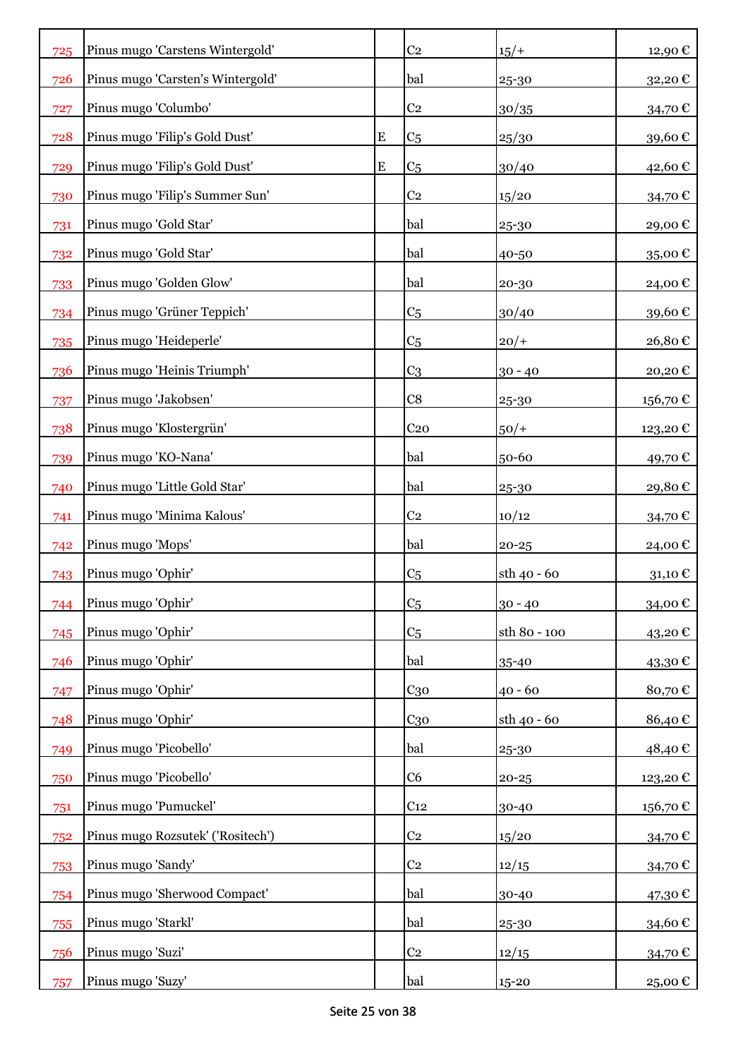| | | | | | |
|---|---|---|---|---|---|
| 725 | Pinus mugo 'Carstens Wintergold' | | C2 | 15/+ | 12,90 € |
| 726 | Pinus mugo 'Carsten's Wintergold' | | bal | 25-30 | 32,20 € |
| 727 | Pinus mugo 'Columbo' | | C2 | 30/35 | 34,70 € |
| 728 | Pinus mugo 'Filip's Gold Dust' | E | C5 | 25/30 | 39,60 € |
| 729 | Pinus mugo 'Filip's Gold Dust' | E | C5 | 30/40 | 42,60 € |
| 730 | Pinus mugo 'Filip's Summer Sun' | | C2 | 15/20 | 34,70 € |
| 731 | Pinus mugo 'Gold Star' | | bal | 25-30 | 29,00 € |
| 732 | Pinus mugo 'Gold Star' | | bal | 40-50 | 35,00 € |
| 733 | Pinus mugo 'Golden Glow' | | bal | 20-30 | 24,00 € |
| 734 | Pinus mugo 'Grüner Teppich' | | C5 | 30/40 | 39,60 € |
| 735 | Pinus mugo 'Heideperle' | | C5 | 20/+ | 26,80 € |
| 736 | Pinus mugo 'Heinis Triumph' | | C3 | 30 - 40 | 20,20 € |
| 737 | Pinus mugo 'Jakobsen' | | C8 | 25-30 | 156,70 € |
| 738 | Pinus mugo 'Klostergrün' | | C20 | 50/+ | 123,20 € |
| 739 | Pinus mugo 'KO-Nana' | | bal | 50-60 | 49,70 € |
| 740 | Pinus mugo 'Little Gold Star' | | bal | 25-30 | 29,80 € |
| 741 | Pinus mugo 'Minima Kalous' | | C2 | 10/12 | 34,70 € |
| 742 | Pinus mugo 'Mops' | | bal | 20-25 | 24,00 € |
| 743 | Pinus mugo 'Ophir' | | C5 | sth 40 - 60 | 31,10 € |
| 744 | Pinus mugo 'Ophir' | | C5 | 30 - 40 | 34,00 € |
| 745 | Pinus mugo 'Ophir' | | C5 | sth 80 - 100 | 43,20 € |
| 746 | Pinus mugo 'Ophir' | | bal | 35-40 | 43,30 € |
| 747 | Pinus mugo 'Ophir' | | C30 | 40 - 60 | 80,70 € |
| 748 | Pinus mugo 'Ophir' | | C30 | sth 40 - 60 | 86,40 € |
| 749 | Pinus mugo 'Picobello' | | bal | 25-30 | 48,40 € |
| 750 | Pinus mugo 'Picobello' | | C6 | 20-25 | 123,20 € |
| 751 | Pinus mugo 'Pumuckel' | | C12 | 30-40 | 156,70 € |
| 752 | Pinus mugo Rozsutek' ('Rositech') | | C2 | 15/20 | 34,70 € |
| 753 | Pinus mugo 'Sandy' | | C2 | 12/15 | 34,70 € |
| 754 | Pinus mugo 'Sherwood Compact' | | bal | 30-40 | 47,30 € |
| 755 | Pinus mugo 'Starkl' | | bal | 25-30 | 34,60 € |
| 756 | Pinus mugo 'Suzi' | | C2 | 12/15 | 34,70 € |
| 757 | Pinus mugo 'Suzy' | | bal | 15-20 | 25,00 € |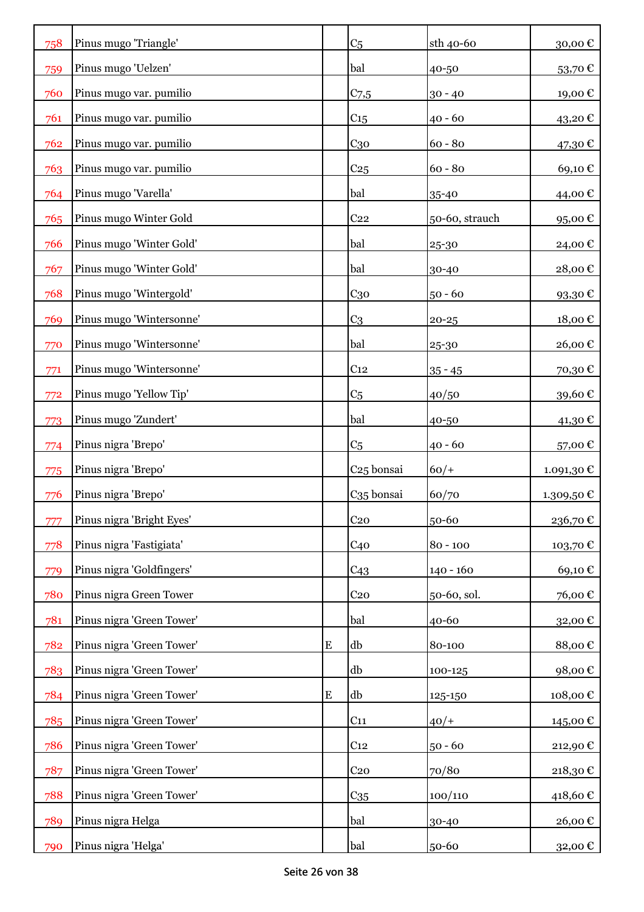| | | | | | |
|---|---|---|---|---|---|
| 758 | Pinus mugo 'Triangle' | | C5 | sth 40-60 | 30,00 € |
| 759 | Pinus mugo 'Uelzen' | | bal | 40-50 | 53,70 € |
| 760 | Pinus mugo var. pumilio | | C7,5 | 30 - 40 | 19,00 € |
| 761 | Pinus mugo var. pumilio | | C15 | 40 - 60 | 43,20 € |
| 762 | Pinus mugo var. pumilio | | C30 | 60 - 80 | 47,30 € |
| 763 | Pinus mugo var. pumilio | | C25 | 60 - 80 | 69,10 € |
| 764 | Pinus mugo 'Varella' | | bal | 35-40 | 44,00 € |
| 765 | Pinus mugo Winter Gold | | C22 | 50-60, strauch | 95,00 € |
| 766 | Pinus mugo 'Winter Gold' | | bal | 25-30 | 24,00 € |
| 767 | Pinus mugo 'Winter Gold' | | bal | 30-40 | 28,00 € |
| 768 | Pinus mugo 'Wintergold' | | C30 | 50 - 60 | 93,30 € |
| 769 | Pinus mugo 'Wintersonne' | | C3 | 20-25 | 18,00 € |
| 770 | Pinus mugo 'Wintersonne' | | bal | 25-30 | 26,00 € |
| 771 | Pinus mugo 'Wintersonne' | | C12 | 35 - 45 | 70,30 € |
| 772 | Pinus mugo 'Yellow Tip' | | C5 | 40/50 | 39,60 € |
| 773 | Pinus mugo 'Zundert' | | bal | 40-50 | 41,30 € |
| 774 | Pinus nigra 'Brepo' | | C5 | 40 - 60 | 57,00 € |
| 775 | Pinus nigra 'Brepo' | | C25 bonsai | 60/+ | 1.091,30 € |
| 776 | Pinus nigra 'Brepo' | | C35 bonsai | 60/70 | 1.309,50 € |
| 777 | Pinus nigra 'Bright Eyes' | | C20 | 50-60 | 236,70 € |
| 778 | Pinus nigra 'Fastigiata' | | C40 | 80 - 100 | 103,70 € |
| 779 | Pinus nigra 'Goldfingers' | | C43 | 140 - 160 | 69,10 € |
| 780 | Pinus nigra Green Tower | | C20 | 50-60, sol. | 76,00 € |
| 781 | Pinus nigra 'Green Tower' | | bal | 40-60 | 32,00 € |
| 782 | Pinus nigra 'Green Tower' | E | db | 80-100 | 88,00 € |
| 783 | Pinus nigra 'Green Tower' | | db | 100-125 | 98,00 € |
| 784 | Pinus nigra 'Green Tower' | E | db | 125-150 | 108,00 € |
| 785 | Pinus nigra 'Green Tower' | | C11 | 40/+ | 145,00 € |
| 786 | Pinus nigra 'Green Tower' | | C12 | 50 - 60 | 212,90 € |
| 787 | Pinus nigra 'Green Tower' | | C20 | 70/80 | 218,30 € |
| 788 | Pinus nigra 'Green Tower' | | C35 | 100/110 | 418,60 € |
| 789 | Pinus nigra Helga | | bal | 30-40 | 26,00 € |
| 790 | Pinus nigra 'Helga' | | bal | 50-60 | 32,00 € |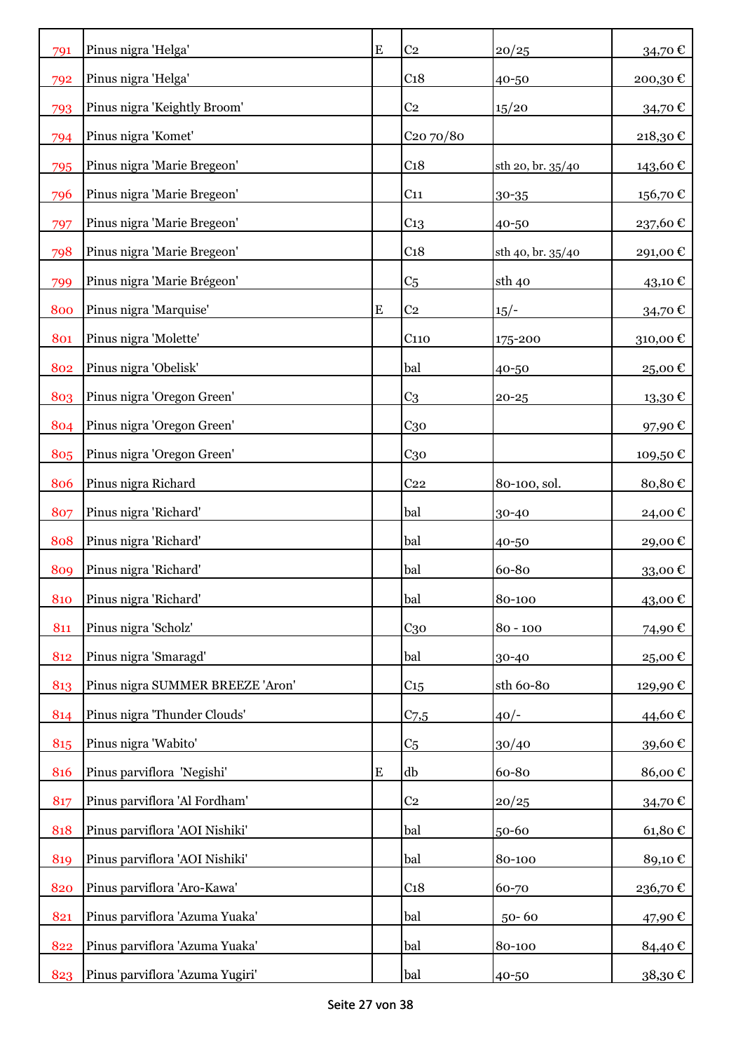| | | | | | |
|---|---|---|---|---|---|
| 791 | Pinus nigra 'Helga' | E | C2 | 20/25 | 34,70 € |
| 792 | Pinus nigra 'Helga' | | C18 | 40-50 | 200,30 € |
| 793 | Pinus nigra 'Keightly Broom' | | C2 | 15/20 | 34,70 € |
| 794 | Pinus nigra 'Komet' | | C20 70/80 | | 218,30 € |
| 795 | Pinus nigra 'Marie Bregeon' | | C18 | sth 20, br. 35/40 | 143,60 € |
| 796 | Pinus nigra 'Marie Bregeon' | | C11 | 30-35 | 156,70 € |
| 797 | Pinus nigra 'Marie Bregeon' | | C13 | 40-50 | 237,60 € |
| 798 | Pinus nigra 'Marie Bregeon' | | C18 | sth 40, br. 35/40 | 291,00 € |
| 799 | Pinus nigra 'Marie Brégeon' | | C5 | sth 40 | 43,10 € |
| 800 | Pinus nigra 'Marquise' | E | C2 | 15/- | 34,70 € |
| 801 | Pinus nigra 'Molette' | | C110 | 175-200 | 310,00 € |
| 802 | Pinus nigra 'Obelisk' | | bal | 40-50 | 25,00 € |
| 803 | Pinus nigra 'Oregon Green' | | C3 | 20-25 | 13,30 € |
| 804 | Pinus nigra 'Oregon Green' | | C30 | | 97,90 € |
| 805 | Pinus nigra 'Oregon Green' | | C30 | | 109,50 € |
| 806 | Pinus nigra Richard | | C22 | 80-100, sol. | 80,80 € |
| 807 | Pinus nigra 'Richard' | | bal | 30-40 | 24,00 € |
| 808 | Pinus nigra 'Richard' | | bal | 40-50 | 29,00 € |
| 809 | Pinus nigra 'Richard' | | bal | 60-80 | 33,00 € |
| 810 | Pinus nigra 'Richard' | | bal | 80-100 | 43,00 € |
| 811 | Pinus nigra 'Scholz' | | C30 | 80 - 100 | 74,90 € |
| 812 | Pinus nigra 'Smaragd' | | bal | 30-40 | 25,00 € |
| 813 | Pinus nigra SUMMER BREEZE 'Aron' | | C15 | sth 60-80 | 129,90 € |
| 814 | Pinus nigra 'Thunder Clouds' | | C7,5 | 40/- | 44,60 € |
| 815 | Pinus nigra 'Wabito' | | C5 | 30/40 | 39,60 € |
| 816 | Pinus parviflora 'Negishi' | E | db | 60-80 | 86,00 € |
| 817 | Pinus parviflora 'Al Fordham' | | C2 | 20/25 | 34,70 € |
| 818 | Pinus parviflora 'AOI Nishiki' | | bal | 50-60 | 61,80 € |
| 819 | Pinus parviflora 'AOI Nishiki' | | bal | 80-100 | 89,10 € |
| 820 | Pinus parviflora 'Aro-Kawa' | | C18 | 60-70 | 236,70 € |
| 821 | Pinus parviflora 'Azuma Yuaka' | | bal | 50- 60 | 47,90 € |
| 822 | Pinus parviflora 'Azuma Yuaka' | | bal | 80-100 | 84,40 € |
| 823 | Pinus parviflora 'Azuma Yugiri' | | bal | 40-50 | 38,30 € |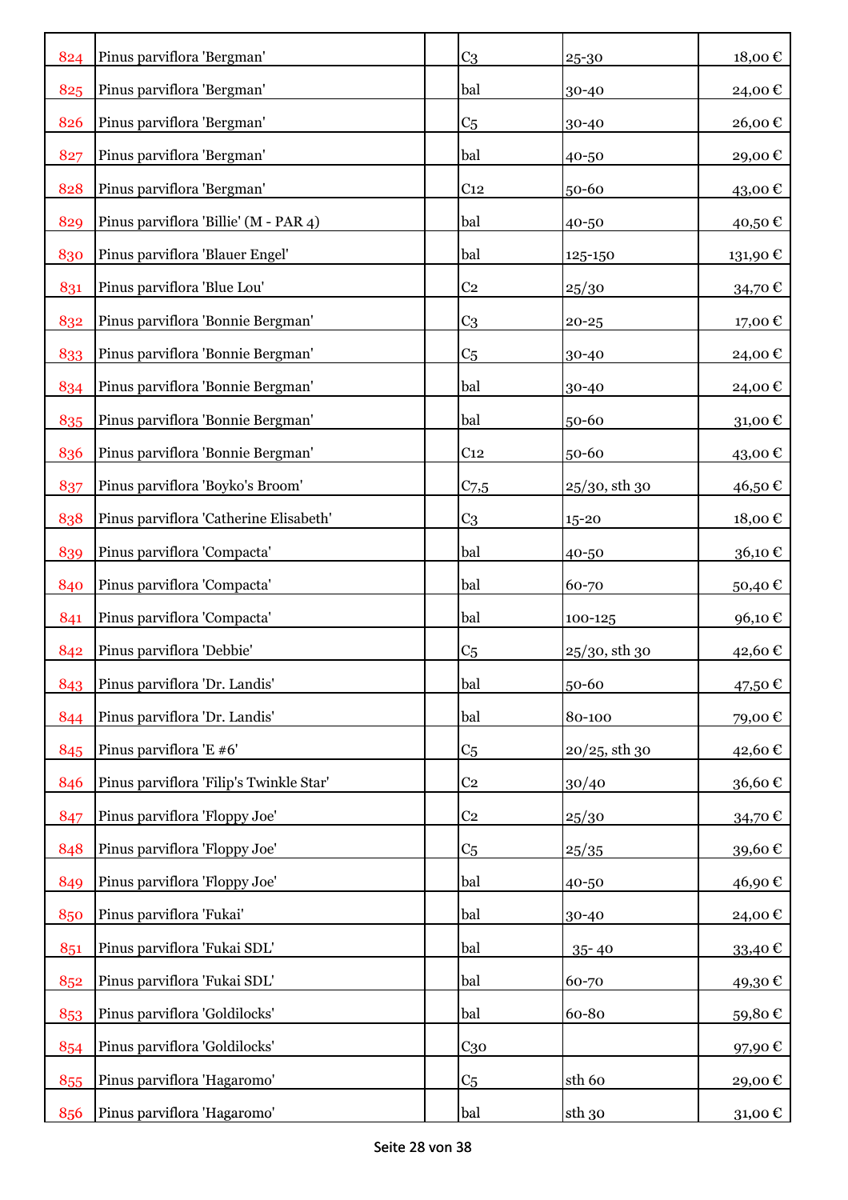| | | | | | |
|---|---|---|---|---|---|
| 824 | Pinus parviflora 'Bergman' | | C3 | 25-30 | 18,00 € |
| 825 | Pinus parviflora 'Bergman' | | bal | 30-40 | 24,00 € |
| 826 | Pinus parviflora 'Bergman' | | C5 | 30-40 | 26,00 € |
| 827 | Pinus parviflora 'Bergman' | | bal | 40-50 | 29,00 € |
| 828 | Pinus parviflora 'Bergman' | | C12 | 50-60 | 43,00 € |
| 829 | Pinus parviflora 'Billie' (M - PAR 4) | | bal | 40-50 | 40,50 € |
| 830 | Pinus parviflora 'Blauer Engel' | | bal | 125-150 | 131,90 € |
| 831 | Pinus parviflora 'Blue Lou' | | C2 | 25/30 | 34,70 € |
| 832 | Pinus parviflora 'Bonnie Bergman' | | C3 | 20-25 | 17,00 € |
| 833 | Pinus parviflora 'Bonnie Bergman' | | C5 | 30-40 | 24,00 € |
| 834 | Pinus parviflora 'Bonnie Bergman' | | bal | 30-40 | 24,00 € |
| 835 | Pinus parviflora 'Bonnie Bergman' | | bal | 50-60 | 31,00 € |
| 836 | Pinus parviflora 'Bonnie Bergman' | | C12 | 50-60 | 43,00 € |
| 837 | Pinus parviflora 'Boyko's Broom' | | C7,5 | 25/30, sth 30 | 46,50 € |
| 838 | Pinus parviflora 'Catherine Elisabeth' | | C3 | 15-20 | 18,00 € |
| 839 | Pinus parviflora 'Compacta' | | bal | 40-50 | 36,10 € |
| 840 | Pinus parviflora 'Compacta' | | bal | 60-70 | 50,40 € |
| 841 | Pinus parviflora 'Compacta' | | bal | 100-125 | 96,10 € |
| 842 | Pinus parviflora 'Debbie' | | C5 | 25/30, sth 30 | 42,60 € |
| 843 | Pinus parviflora 'Dr. Landis' | | bal | 50-60 | 47,50 € |
| 844 | Pinus parviflora 'Dr. Landis' | | bal | 80-100 | 79,00 € |
| 845 | Pinus parviflora 'E #6' | | C5 | 20/25, sth 30 | 42,60 € |
| 846 | Pinus parviflora 'Filip's Twinkle Star' | | C2 | 30/40 | 36,60 € |
| 847 | Pinus parviflora 'Floppy Joe' | | C2 | 25/30 | 34,70 € |
| 848 | Pinus parviflora 'Floppy Joe' | | C5 | 25/35 | 39,60 € |
| 849 | Pinus parviflora 'Floppy Joe' | | bal | 40-50 | 46,90 € |
| 850 | Pinus parviflora 'Fukai' | | bal | 30-40 | 24,00 € |
| 851 | Pinus parviflora 'Fukai SDL' | | bal | 35- 40 | 33,40 € |
| 852 | Pinus parviflora 'Fukai SDL' | | bal | 60-70 | 49,30 € |
| 853 | Pinus parviflora 'Goldilocks' | | bal | 60-80 | 59,80 € |
| 854 | Pinus parviflora 'Goldilocks' | | C30 | | 97,90 € |
| 855 | Pinus parviflora 'Hagaromo' | | C5 | sth 60 | 29,00 € |
| 856 | Pinus parviflora 'Hagaromo' | | bal | sth 30 | 31,00 € |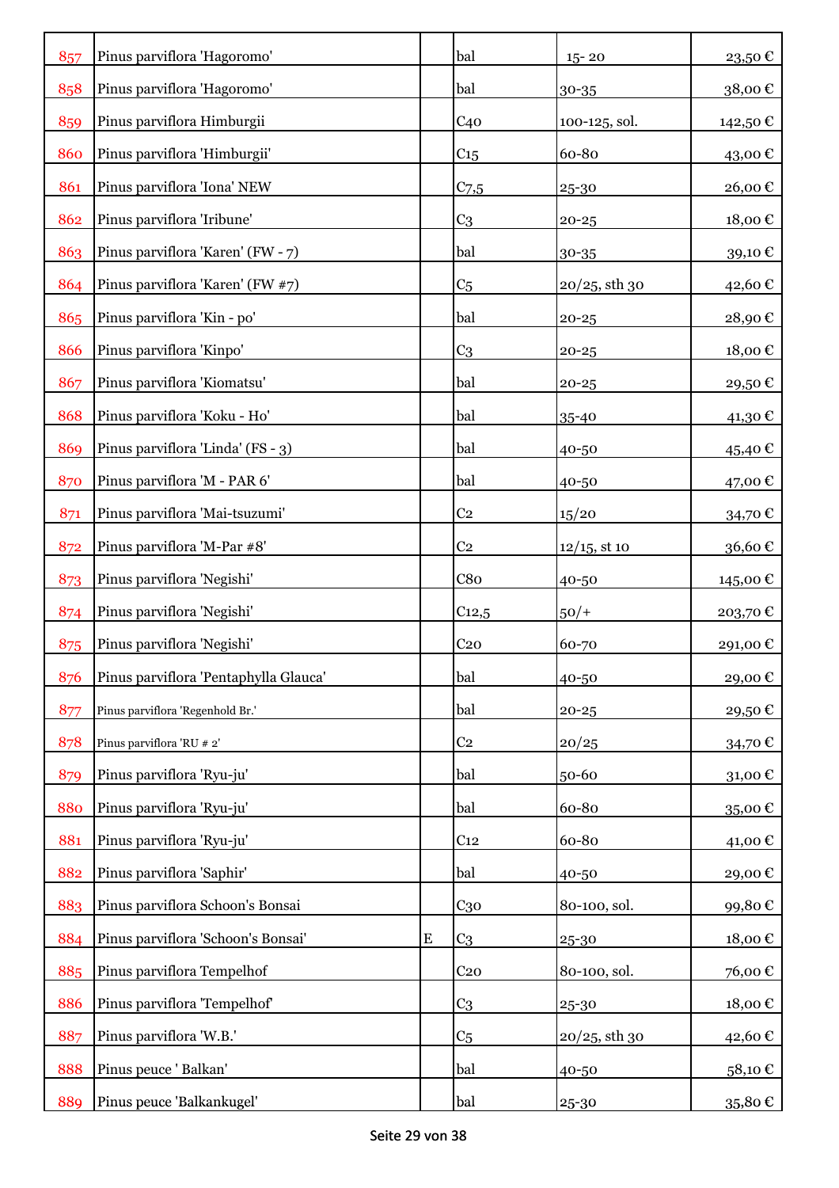| | | | | | |
|---|---|---|---|---|---|
| 857 | Pinus parviflora 'Hagoromo' | | bal | 15- 20 | 23,50 € |
| 858 | Pinus parviflora 'Hagoromo' | | bal | 30-35 | 38,00 € |
| 859 | Pinus parviflora Himburgii | | C40 | 100-125, sol. | 142,50 € |
| 860 | Pinus parviflora 'Himburgii' | | C15 | 60-80 | 43,00 € |
| 861 | Pinus parviflora 'Iona' NEW | | C7,5 | 25-30 | 26,00 € |
| 862 | Pinus parviflora 'Iribune' | | C3 | 20-25 | 18,00 € |
| 863 | Pinus parviflora 'Karen' (FW - 7) | | bal | 30-35 | 39,10 € |
| 864 | Pinus parviflora 'Karen' (FW #7) | | C5 | 20/25, sth 30 | 42,60 € |
| 865 | Pinus parviflora 'Kin - po' | | bal | 20-25 | 28,90 € |
| 866 | Pinus parviflora 'Kinpo' | | C3 | 20-25 | 18,00 € |
| 867 | Pinus parviflora 'Kiomatsu' | | bal | 20-25 | 29,50 € |
| 868 | Pinus parviflora 'Koku - Ho' | | bal | 35-40 | 41,30 € |
| 869 | Pinus parviflora 'Linda' (FS - 3) | | bal | 40-50 | 45,40 € |
| 870 | Pinus parviflora 'M - PAR 6' | | bal | 40-50 | 47,00 € |
| 871 | Pinus parviflora 'Mai-tsuzumi' | | C2 | 15/20 | 34,70 € |
| 872 | Pinus parviflora 'M-Par #8' | | C2 | 12/15, st 10 | 36,60 € |
| 873 | Pinus parviflora 'Negishi' | | C80 | 40-50 | 145,00 € |
| 874 | Pinus parviflora 'Negishi' | | C12,5 | 50/+ | 203,70 € |
| 875 | Pinus parviflora 'Negishi' | | C20 | 60-70 | 291,00 € |
| 876 | Pinus parviflora 'Pentaphylla Glauca' | | bal | 40-50 | 29,00 € |
| 877 | Pinus parviflora 'Regenhold Br.' | | bal | 20-25 | 29,50 € |
| 878 | Pinus parviflora 'RU # 2' | | C2 | 20/25 | 34,70 € |
| 879 | Pinus parviflora 'Ryu-ju' | | bal | 50-60 | 31,00 € |
| 880 | Pinus parviflora 'Ryu-ju' | | bal | 60-80 | 35,00 € |
| 881 | Pinus parviflora 'Ryu-ju' | | C12 | 60-80 | 41,00 € |
| 882 | Pinus parviflora 'Saphir' | | bal | 40-50 | 29,00 € |
| 883 | Pinus parviflora Schoon's Bonsai | | C30 | 80-100, sol. | 99,80 € |
| 884 | Pinus parviflora 'Schoon's Bonsai' | E | C3 | 25-30 | 18,00 € |
| 885 | Pinus parviflora Tempelhof | | C20 | 80-100, sol. | 76,00 € |
| 886 | Pinus parviflora 'Tempelhof' | | C3 | 25-30 | 18,00 € |
| 887 | Pinus parviflora 'W.B.' | | C5 | 20/25, sth 30 | 42,60 € |
| 888 | Pinus peuce ' Balkan' | | bal | 40-50 | 58,10 € |
| 889 | Pinus peuce 'Balkankugel' | | bal | 25-30 | 35,80 € |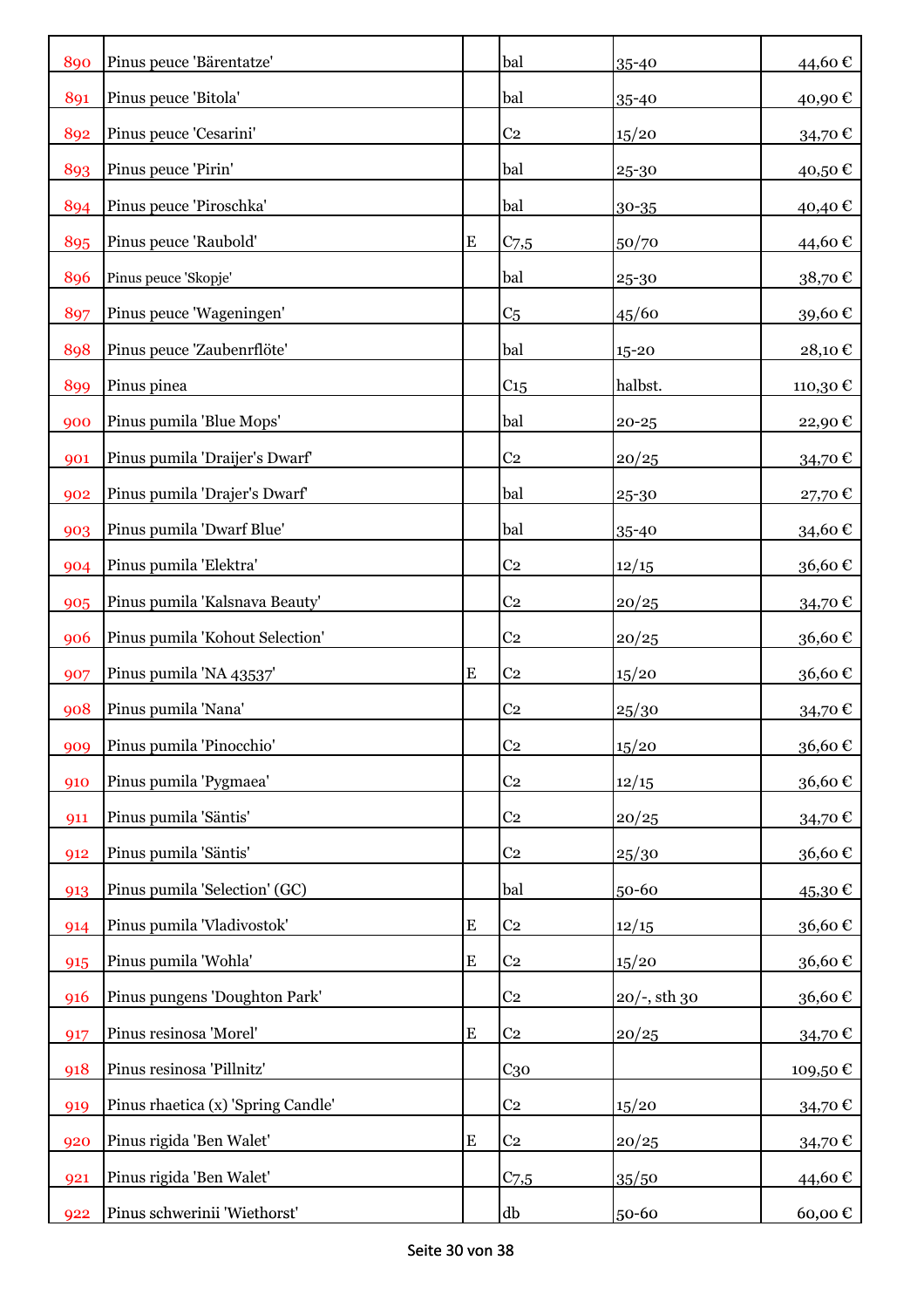| | | | | | |
|---|---|---|---|---|---|
| 890 | Pinus peuce 'Bärentatze' | | bal | 35-40 | 44,60 € |
| 891 | Pinus peuce 'Bitola' | | bal | 35-40 | 40,90 € |
| 892 | Pinus peuce 'Cesarini' | | C2 | 15/20 | 34,70 € |
| 893 | Pinus peuce 'Pirin' | | bal | 25-30 | 40,50 € |
| 894 | Pinus peuce 'Piroschka' | | bal | 30-35 | 40,40 € |
| 895 | Pinus peuce 'Raubold' | E | C7,5 | 50/70 | 44,60 € |
| 896 | Pinus peuce 'Skopje' | | bal | 25-30 | 38,70 € |
| 897 | Pinus peuce 'Wageningen' | | C5 | 45/60 | 39,60 € |
| 898 | Pinus peuce 'Zaubenrflöte' | | bal | 15-20 | 28,10 € |
| 899 | Pinus pinea | | C15 | halbst. | 110,30 € |
| 900 | Pinus pumila 'Blue Mops' | | bal | 20-25 | 22,90 € |
| 901 | Pinus pumila 'Draijer's Dwarf' | | C2 | 20/25 | 34,70 € |
| 902 | Pinus pumila 'Drajer's Dwarf' | | bal | 25-30 | 27,70 € |
| 903 | Pinus pumila 'Dwarf Blue' | | bal | 35-40 | 34,60 € |
| 904 | Pinus pumila 'Elektra' | | C2 | 12/15 | 36,60 € |
| 905 | Pinus pumila 'Kalsnava Beauty' | | C2 | 20/25 | 34,70 € |
| 906 | Pinus pumila 'Kohout Selection' | | C2 | 20/25 | 36,60 € |
| 907 | Pinus pumila 'NA 43537' | E | C2 | 15/20 | 36,60 € |
| 908 | Pinus pumila 'Nana' | | C2 | 25/30 | 34,70 € |
| 909 | Pinus pumila 'Pinocchio' | | C2 | 15/20 | 36,60 € |
| 910 | Pinus pumila 'Pygmaea' | | C2 | 12/15 | 36,60 € |
| 911 | Pinus pumila 'Säntis' | | C2 | 20/25 | 34,70 € |
| 912 | Pinus pumila 'Säntis' | | C2 | 25/30 | 36,60 € |
| 913 | Pinus pumila 'Selection' (GC) | | bal | 50-60 | 45,30 € |
| 914 | Pinus pumila 'Vladivostok' | E | C2 | 12/15 | 36,60 € |
| 915 | Pinus pumila 'Wohla' | E | C2 | 15/20 | 36,60 € |
| 916 | Pinus pungens 'Doughton Park' | | C2 | 20/-, sth 30 | 36,60 € |
| 917 | Pinus resinosa 'Morel' | E | C2 | 20/25 | 34,70 € |
| 918 | Pinus resinosa 'Pillnitz' | | C30 | | 109,50 € |
| 919 | Pinus rhaetica (x) 'Spring Candle' | | C2 | 15/20 | 34,70 € |
| 920 | Pinus rigida 'Ben Walet' | E | C2 | 20/25 | 34,70 € |
| 921 | Pinus rigida 'Ben Walet' | | C7,5 | 35/50 | 44,60 € |
| 922 | Pinus schwerinii 'Wiethorst' | | db | 50-60 | 60,00 € |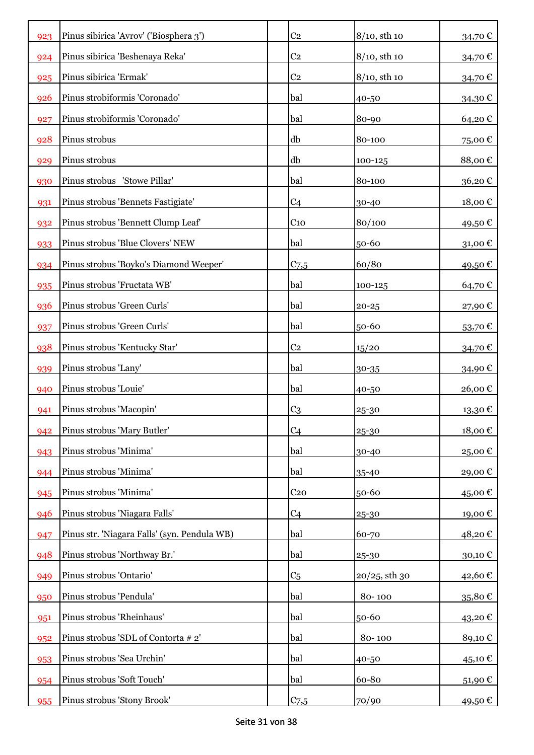| | | | | | |
|---|---|---|---|---|---|
| 923 | Pinus sibirica 'Avrov' ('Biosphera 3') | | C2 | 8/10, sth 10 | 34,70 € |
| 924 | Pinus sibirica 'Beshenaya Reka' | | C2 | 8/10, sth 10 | 34,70 € |
| 925 | Pinus sibirica 'Ermak' | | C2 | 8/10, sth 10 | 34,70 € |
| 926 | Pinus strobiformis 'Coronado' | | bal | 40-50 | 34,30 € |
| 927 | Pinus strobiformis 'Coronado' | | bal | 80-90 | 64,20 € |
| 928 | Pinus strobus | | db | 80-100 | 75,00 € |
| 929 | Pinus strobus | | db | 100-125 | 88,00 € |
| 930 | Pinus strobus 'Stowe Pillar' | | bal | 80-100 | 36,20 € |
| 931 | Pinus strobus 'Bennets Fastigiate' | | C4 | 30-40 | 18,00 € |
| 932 | Pinus strobus 'Bennett Clump Leaf' | | C10 | 80/100 | 49,50 € |
| 933 | Pinus strobus 'Blue Clovers' NEW | | bal | 50-60 | 31,00 € |
| 934 | Pinus strobus 'Boyko's Diamond Weeper' | | C7,5 | 60/80 | 49,50 € |
| 935 | Pinus strobus 'Fructata WB' | | bal | 100-125 | 64,70 € |
| 936 | Pinus strobus 'Green Curls' | | bal | 20-25 | 27,90 € |
| 937 | Pinus strobus 'Green Curls' | | bal | 50-60 | 53,70 € |
| 938 | Pinus strobus 'Kentucky Star' | | C2 | 15/20 | 34,70 € |
| 939 | Pinus strobus 'Lany' | | bal | 30-35 | 34,90 € |
| 940 | Pinus strobus 'Louie' | | bal | 40-50 | 26,00 € |
| 941 | Pinus strobus 'Macopin' | | C3 | 25-30 | 13,30 € |
| 942 | Pinus strobus 'Mary Butler' | | C4 | 25-30 | 18,00 € |
| 943 | Pinus strobus 'Minima' | | bal | 30-40 | 25,00 € |
| 944 | Pinus strobus 'Minima' | | bal | 35-40 | 29,00 € |
| 945 | Pinus strobus 'Minima' | | C20 | 50-60 | 45,00 € |
| 946 | Pinus strobus 'Niagara Falls' | | C4 | 25-30 | 19,00 € |
| 947 | Pinus str. 'Niagara Falls' (syn. Pendula WB) | | bal | 60-70 | 48,20 € |
| 948 | Pinus strobus 'Northway Br.' | | bal | 25-30 | 30,10 € |
| 949 | Pinus strobus 'Ontario' | | C5 | 20/25, sth 30 | 42,60 € |
| 950 | Pinus strobus 'Pendula' | | bal | 80- 100 | 35,80 € |
| 951 | Pinus strobus 'Rheinhaus' | | bal | 50-60 | 43,20 € |
| 952 | Pinus strobus 'SDL of Contorta # 2' | | bal | 80- 100 | 89,10 € |
| 953 | Pinus strobus 'Sea Urchin' | | bal | 40-50 | 45,10 € |
| 954 | Pinus strobus 'Soft Touch' | | bal | 60-80 | 51,90 € |
| 955 | Pinus strobus 'Stony Brook' | | C7,5 | 70/90 | 49,50 € |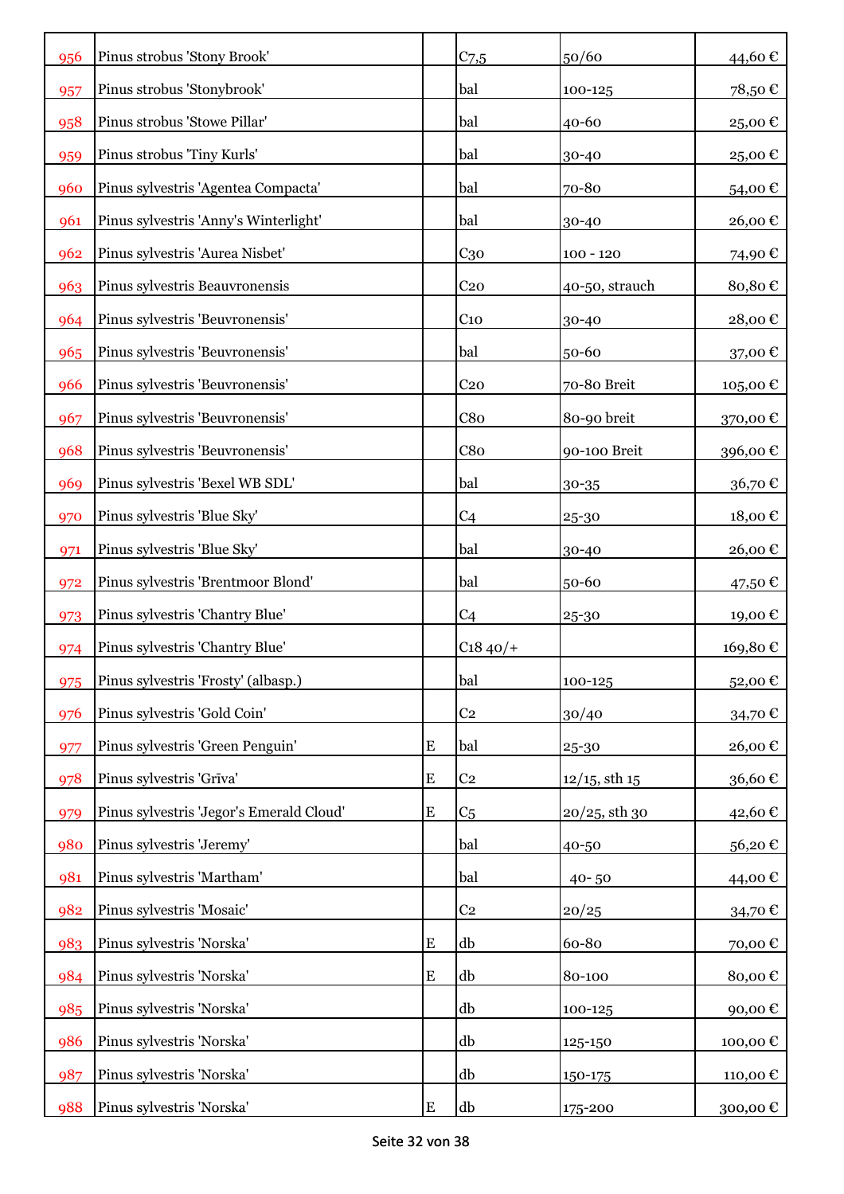| | | | | | |
|---|---|---|---|---|---|
| 956 | Pinus strobus 'Stony Brook' | | C7,5 | 50/60 | 44,60 € |
| 957 | Pinus strobus 'Stonybrook' | | bal | 100-125 | 78,50 € |
| 958 | Pinus strobus 'Stowe Pillar' | | bal | 40-60 | 25,00 € |
| 959 | Pinus strobus 'Tiny Kurls' | | bal | 30-40 | 25,00 € |
| 960 | Pinus sylvestris 'Agentea Compacta' | | bal | 70-80 | 54,00 € |
| 961 | Pinus sylvestris 'Anny's Winterlight' | | bal | 30-40 | 26,00 € |
| 962 | Pinus sylvestris 'Aurea Nisbet' | | C30 | 100 - 120 | 74,90 € |
| 963 | Pinus sylvestris Beauvronensis | | C20 | 40-50, strauch | 80,80 € |
| 964 | Pinus sylvestris 'Beuvronensis' | | C10 | 30-40 | 28,00 € |
| 965 | Pinus sylvestris 'Beuvronensis' | | bal | 50-60 | 37,00 € |
| 966 | Pinus sylvestris 'Beuvronensis' | | C20 | 70-80 Breit | 105,00 € |
| 967 | Pinus sylvestris 'Beuvronensis' | | C80 | 80-90 breit | 370,00 € |
| 968 | Pinus sylvestris 'Beuvronensis' | | C80 | 90-100 Breit | 396,00 € |
| 969 | Pinus sylvestris 'Bexel WB SDL' | | bal | 30-35 | 36,70 € |
| 970 | Pinus sylvestris 'Blue Sky' | | C4 | 25-30 | 18,00 € |
| 971 | Pinus sylvestris 'Blue Sky' | | bal | 30-40 | 26,00 € |
| 972 | Pinus sylvestris 'Brentmoor Blond' | | bal | 50-60 | 47,50 € |
| 973 | Pinus sylvestris 'Chantry Blue' | | C4 | 25-30 | 19,00 € |
| 974 | Pinus sylvestris 'Chantry Blue' | | C18 40/+ | | 169,80 € |
| 975 | Pinus sylvestris 'Frosty' (albasp.) | | bal | 100-125 | 52,00 € |
| 976 | Pinus sylvestris 'Gold Coin' | | C2 | 30/40 | 34,70 € |
| 977 | Pinus sylvestris 'Green Penguin' | E | bal | 25-30 | 26,00 € |
| 978 | Pinus sylvestris 'Grīva' | E | C2 | 12/15, sth 15 | 36,60 € |
| 979 | Pinus sylvestris 'Jegor's Emerald Cloud' | E | C5 | 20/25, sth 30 | 42,60 € |
| 980 | Pinus sylvestris 'Jeremy' | | bal | 40-50 | 56,20 € |
| 981 | Pinus sylvestris 'Martham' | | bal | 40- 50 | 44,00 € |
| 982 | Pinus sylvestris 'Mosaic' | | C2 | 20/25 | 34,70 € |
| 983 | Pinus sylvestris 'Norska' | E | db | 60-80 | 70,00 € |
| 984 | Pinus sylvestris 'Norska' | E | db | 80-100 | 80,00 € |
| 985 | Pinus sylvestris 'Norska' | | db | 100-125 | 90,00 € |
| 986 | Pinus sylvestris 'Norska' | | db | 125-150 | 100,00 € |
| 987 | Pinus sylvestris 'Norska' | | db | 150-175 | 110,00 € |
| 988 | Pinus sylvestris 'Norska' | E | db | 175-200 | 300,00 € |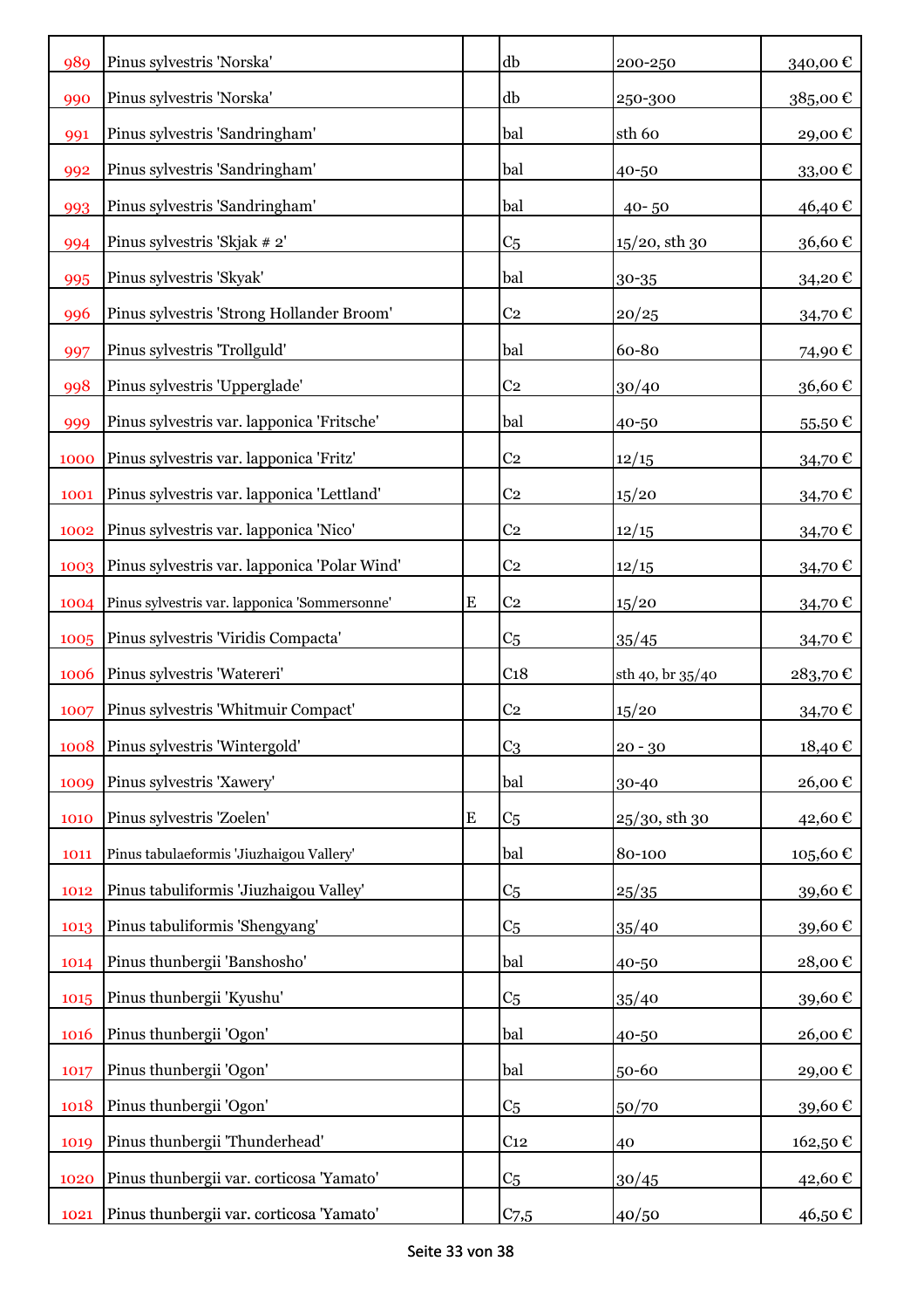| | | | | | |
|---|---|---|---|---|---|
| 989 | Pinus sylvestris 'Norska' | | db | 200-250 | 340,00 € |
| 990 | Pinus sylvestris 'Norska' | | db | 250-300 | 385,00 € |
| 991 | Pinus sylvestris 'Sandringham' | | bal | sth 60 | 29,00 € |
| 992 | Pinus sylvestris 'Sandringham' | | bal | 40-50 | 33,00 € |
| 993 | Pinus sylvestris 'Sandringham' | | bal | 40- 50 | 46,40 € |
| 994 | Pinus sylvestris 'Skjak # 2' | | C5 | 15/20, sth 30 | 36,60 € |
| 995 | Pinus sylvestris 'Skyak' | | bal | 30-35 | 34,20 € |
| 996 | Pinus sylvestris 'Strong Hollander Broom' | | C2 | 20/25 | 34,70 € |
| 997 | Pinus sylvestris 'Trollguld' | | bal | 60-80 | 74,90 € |
| 998 | Pinus sylvestris 'Upperglade' | | C2 | 30/40 | 36,60 € |
| 999 | Pinus sylvestris var. lapponica 'Fritsche' | | bal | 40-50 | 55,50 € |
| 1000 | Pinus sylvestris var. lapponica 'Fritz' | | C2 | 12/15 | 34,70 € |
| 1001 | Pinus sylvestris var. lapponica 'Lettland' | | C2 | 15/20 | 34,70 € |
| 1002 | Pinus sylvestris var. lapponica 'Nico' | | C2 | 12/15 | 34,70 € |
| 1003 | Pinus sylvestris var. lapponica 'Polar Wind' | | C2 | 12/15 | 34,70 € |
| 1004 | Pinus sylvestris var. lapponica 'Sommersonne' | E | C2 | 15/20 | 34,70 € |
| 1005 | Pinus sylvestris 'Viridis Compacta' | | C5 | 35/45 | 34,70 € |
| 1006 | Pinus sylvestris 'Watereri' | | C18 | sth 40, br 35/40 | 283,70 € |
| 1007 | Pinus sylvestris 'Whitmuir Compact' | | C2 | 15/20 | 34,70 € |
| 1008 | Pinus sylvestris 'Wintergold' | | C3 | 20 - 30 | 18,40 € |
| 1009 | Pinus sylvestris 'Xawery' | | bal | 30-40 | 26,00 € |
| 1010 | Pinus sylvestris 'Zoelen' | E | C5 | 25/30, sth 30 | 42,60 € |
| 1011 | Pinus tabulaeformis 'Jiuzhaigou Vallery' | | bal | 80-100 | 105,60 € |
| 1012 | Pinus tabuliformis 'Jiuzhaigou Valley' | | C5 | 25/35 | 39,60 € |
| 1013 | Pinus tabuliformis 'Shengyang' | | C5 | 35/40 | 39,60 € |
| 1014 | Pinus thunbergii 'Banshosho' | | bal | 40-50 | 28,00 € |
| 1015 | Pinus thunbergii 'Kyushu' | | C5 | 35/40 | 39,60 € |
| 1016 | Pinus thunbergii 'Ogon' | | bal | 40-50 | 26,00 € |
| 1017 | Pinus thunbergii 'Ogon' | | bal | 50-60 | 29,00 € |
| 1018 | Pinus thunbergii 'Ogon' | | C5 | 50/70 | 39,60 € |
| 1019 | Pinus thunbergii 'Thunderhead' | | C12 | 40 | 162,50 € |
| 1020 | Pinus thunbergii var. corticosa 'Yamato' | | C5 | 30/45 | 42,60 € |
| 1021 | Pinus thunbergii var. corticosa 'Yamato' | | C7,5 | 40/50 | 46,50 € |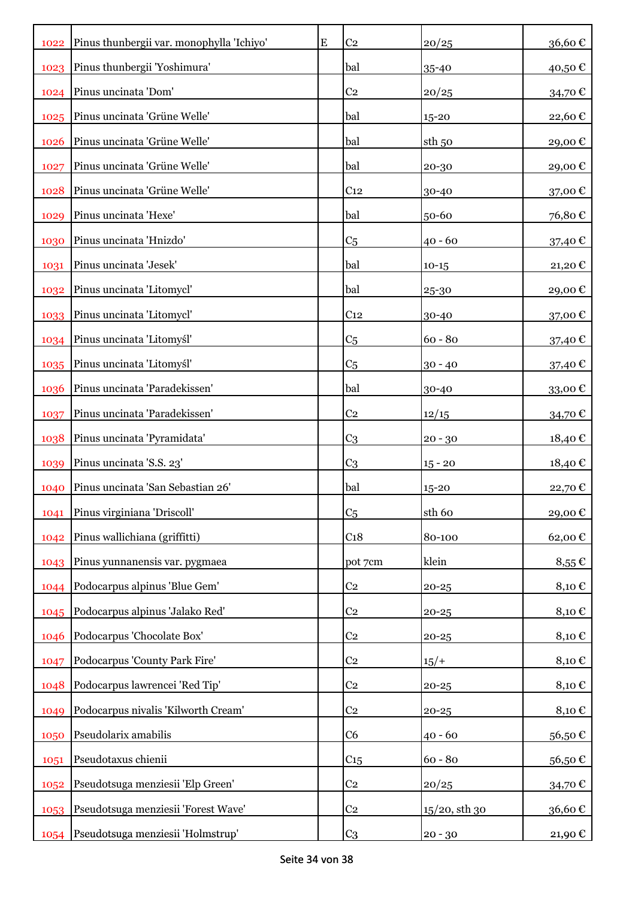| | | | | | |
|---|---|---|---|---|---|
| 1022 | Pinus thunbergii var. monophylla 'Ichiyo' | E | C2 | 20/25 | 36,60 € |
| 1023 | Pinus thunbergii 'Yoshimura' | | bal | 35-40 | 40,50 € |
| 1024 | Pinus uncinata 'Dom' | | C2 | 20/25 | 34,70 € |
| 1025 | Pinus uncinata 'Grüne Welle' | | bal | 15-20 | 22,60 € |
| 1026 | Pinus uncinata 'Grüne Welle' | | bal | sth 50 | 29,00 € |
| 1027 | Pinus uncinata 'Grüne Welle' | | bal | 20-30 | 29,00 € |
| 1028 | Pinus uncinata 'Grüne Welle' | | C12 | 30-40 | 37,00 € |
| 1029 | Pinus uncinata 'Hexe' | | bal | 50-60 | 76,80 € |
| 1030 | Pinus uncinata 'Hnizdo' | | C5 | 40 - 60 | 37,40 € |
| 1031 | Pinus uncinata 'Jesek' | | bal | 10-15 | 21,20 € |
| 1032 | Pinus uncinata 'Litomycl' | | bal | 25-30 | 29,00 € |
| 1033 | Pinus uncinata 'Litomycl' | | C12 | 30-40 | 37,00 € |
| 1034 | Pinus uncinata 'Litomyśl' | | C5 | 60 - 80 | 37,40 € |
| 1035 | Pinus uncinata 'Litomyśl' | | C5 | 30 - 40 | 37,40 € |
| 1036 | Pinus uncinata 'Paradekissen' | | bal | 30-40 | 33,00 € |
| 1037 | Pinus uncinata 'Paradekissen' | | C2 | 12/15 | 34,70 € |
| 1038 | Pinus uncinata 'Pyramidata' | | C3 | 20 - 30 | 18,40 € |
| 1039 | Pinus uncinata 'S.S. 23' | | C3 | 15 - 20 | 18,40 € |
| 1040 | Pinus uncinata 'San Sebastian 26' | | bal | 15-20 | 22,70 € |
| 1041 | Pinus virginiana 'Driscoll' | | C5 | sth 60 | 29,00 € |
| 1042 | Pinus wallichiana (griffitti) | | C18 | 80-100 | 62,00 € |
| 1043 | Pinus yunnanensis var. pygmaea | | pot 7cm | klein | 8,55 € |
| 1044 | Podocarpus alpinus 'Blue Gem' | | C2 | 20-25 | 8,10 € |
| 1045 | Podocarpus alpinus 'Jalako Red' | | C2 | 20-25 | 8,10 € |
| 1046 | Podocarpus 'Chocolate Box' | | C2 | 20-25 | 8,10 € |
| 1047 | Podocarpus 'County Park Fire' | | C2 | 15/+ | 8,10 € |
| 1048 | Podocarpus lawrencei 'Red Tip' | | C2 | 20-25 | 8,10 € |
| 1049 | Podocarpus nivalis 'Kilworth Cream' | | C2 | 20-25 | 8,10 € |
| 1050 | Pseudolarix amabilis | | C6 | 40 - 60 | 56,50 € |
| 1051 | Pseudotaxus chienii | | C15 | 60 - 80 | 56,50 € |
| 1052 | Pseudotsuga menziesii 'Elp Green' | | C2 | 20/25 | 34,70 € |
| 1053 | Pseudotsuga menziesii 'Forest Wave' | | C2 | 15/20, sth 30 | 36,60 € |
| 1054 | Pseudotsuga menziesii 'Holmstrup' | | C3 | 20 - 30 | 21,90 € |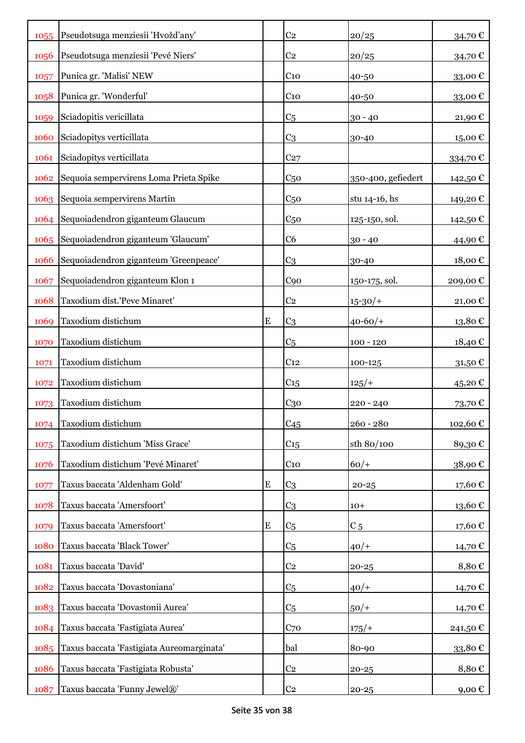| | | | | | |
|---|---|---|---|---|---|
| 1055 | Pseudotsuga menziesii 'Hvožďany' | | C2 | 20/25 | 34,70 € |
| 1056 | Pseudotsuga menziesii 'Pevé Niers' | | C2 | 20/25 | 34,70 € |
| 1057 | Punica gr. 'Malisi' NEW | | C10 | 40-50 | 33,00 € |
| 1058 | Punica gr. 'Wonderful' | | C10 | 40-50 | 33,00 € |
| 1059 | Sciadopitis vericillata | | C5 | 30 - 40 | 21,90 € |
| 1060 | Sciadopitys verticillata | | C3 | 30-40 | 15,00 € |
| 1061 | Sciadopitys verticillata | | C27 | | 334,70 € |
| 1062 | Sequoia sempervirens Loma Prieta Spike | | C50 | 350-400, gefiedert | 142,50 € |
| 1063 | Sequoia sempervirens Martin | | C50 | stu 14-16, hs | 149,20 € |
| 1064 | Sequoiadendron giganteum Glaucum | | C50 | 125-150, sol. | 142,50 € |
| 1065 | Sequoiadendron giganteum 'Glaucum' | | C6 | 30 - 40 | 44,90 € |
| 1066 | Sequoiadendron giganteum 'Greenpeace' | | C3 | 30-40 | 18,00 € |
| 1067 | Sequoiadendron giganteum Klon 1 | | C90 | 150-175, sol. | 209,00 € |
| 1068 | Taxodium dist.'Peve Minaret' | | C2 | 15-30/+ | 21,00 € |
| 1069 | Taxodium distichum | E | C3 | 40-60/+ | 13,80 € |
| 1070 | Taxodium distichum | | C5 | 100 - 120 | 18,40 € |
| 1071 | Taxodium distichum | | C12 | 100-125 | 31,50 € |
| 1072 | Taxodium distichum | | C15 | 125/+ | 45,20 € |
| 1073 | Taxodium distichum | | C30 | 220 - 240 | 73,70 € |
| 1074 | Taxodium distichum | | C45 | 260 - 280 | 102,60 € |
| 1075 | Taxodium distichum 'Miss Grace' | | C15 | sth 80/100 | 89,30 € |
| 1076 | Taxodium distichum 'Pevé Minaret' | | C10 | 60/+ | 38,90 € |
| 1077 | Taxus baccata 'Aldenham Gold' | E | C3 | 20-25 | 17,60 € |
| 1078 | Taxus baccata 'Amersfoort' | | C3 | 10+ | 13,60 € |
| 1079 | Taxus baccata 'Amersfoort' | E | C5 | C 5 | 17,60 € |
| 1080 | Taxus baccata 'Black Tower' | | C5 | 40/+ | 14,70 € |
| 1081 | Taxus baccata 'David' | | C2 | 20-25 | 8,80 € |
| 1082 | Taxus baccata 'Dovastoniana' | | C5 | 40/+ | 14,70 € |
| 1083 | Taxus baccata 'Dovastonii Aurea' | | C5 | 50/+ | 14,70 € |
| 1084 | Taxus baccata 'Fastigiata Aurea' | | C70 | 175/+ | 241,50 € |
| 1085 | Taxus baccata 'Fastigiata Aureomarginata' | | bal | 80-90 | 33,80 € |
| 1086 | Taxus baccata 'Fastigiata Robusta' | | C2 | 20-25 | 8,80 € |
| 1087 | Taxus baccata 'Funny Jewel®' | | C2 | 20-25 | 9,00 € |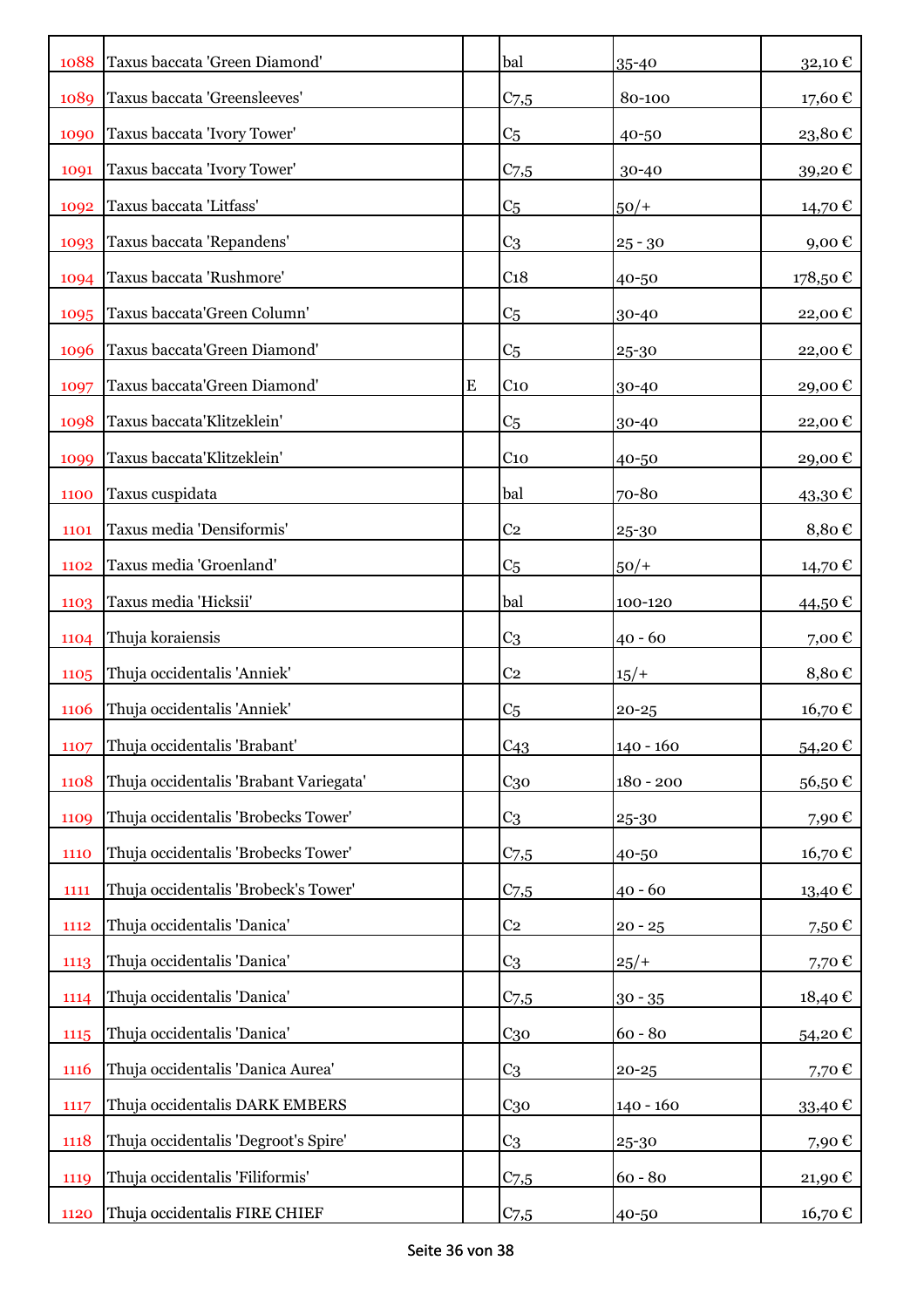| | | | | | |
|---|---|---|---|---|---|
| 1088 | Taxus baccata 'Green Diamond' | | bal | 35-40 | 32,10 € |
| 1089 | Taxus baccata 'Greensleeves' | | C7,5 | 80-100 | 17,60 € |
| 1090 | Taxus baccata 'Ivory Tower' | | C5 | 40-50 | 23,80 € |
| 1091 | Taxus baccata 'Ivory Tower' | | C7,5 | 30-40 | 39,20 € |
| 1092 | Taxus baccata 'Litfass' | | C5 | 50/+ | 14,70 € |
| 1093 | Taxus baccata 'Repandens' | | C3 | 25 - 30 | 9,00 € |
| 1094 | Taxus baccata 'Rushmore' | | C18 | 40-50 | 178,50 € |
| 1095 | Taxus baccata'Green Column' | | C5 | 30-40 | 22,00 € |
| 1096 | Taxus baccata'Green Diamond' | | C5 | 25-30 | 22,00 € |
| 1097 | Taxus baccata'Green Diamond' | E | C10 | 30-40 | 29,00 € |
| 1098 | Taxus baccata'Klitzeklein' | | C5 | 30-40 | 22,00 € |
| 1099 | Taxus baccata'Klitzeklein' | | C10 | 40-50 | 29,00 € |
| 1100 | Taxus cuspidata | | bal | 70-80 | 43,30 € |
| 1101 | Taxus media 'Densiformis' | | C2 | 25-30 | 8,80 € |
| 1102 | Taxus media 'Groenland' | | C5 | 50/+ | 14,70 € |
| 1103 | Taxus media 'Hicksii' | | bal | 100-120 | 44,50 € |
| 1104 | Thuja koraiensis | | C3 | 40 - 60 | 7,00 € |
| 1105 | Thuja occidentalis 'Anniek' | | C2 | 15/+ | 8,80 € |
| 1106 | Thuja occidentalis 'Anniek' | | C5 | 20-25 | 16,70 € |
| 1107 | Thuja occidentalis 'Brabant' | | C43 | 140 - 160 | 54,20 € |
| 1108 | Thuja occidentalis 'Brabant Variegata' | | C30 | 180 - 200 | 56,50 € |
| 1109 | Thuja occidentalis 'Brobecks Tower' | | C3 | 25-30 | 7,90 € |
| 1110 | Thuja occidentalis 'Brobecks Tower' | | C7,5 | 40-50 | 16,70 € |
| 1111 | Thuja occidentalis 'Brobeck's Tower' | | C7,5 | 40 - 60 | 13,40 € |
| 1112 | Thuja occidentalis 'Danica' | | C2 | 20 - 25 | 7,50 € |
| 1113 | Thuja occidentalis 'Danica' | | C3 | 25/+ | 7,70 € |
| 1114 | Thuja occidentalis 'Danica' | | C7,5 | 30 - 35 | 18,40 € |
| 1115 | Thuja occidentalis 'Danica' | | C30 | 60 - 80 | 54,20 € |
| 1116 | Thuja occidentalis 'Danica Aurea' | | C3 | 20-25 | 7,70 € |
| 1117 | Thuja occidentalis DARK EMBERS | | C30 | 140 - 160 | 33,40 € |
| 1118 | Thuja occidentalis 'Degroot's Spire' | | C3 | 25-30 | 7,90 € |
| 1119 | Thuja occidentalis 'Filiformis' | | C7,5 | 60 - 80 | 21,90 € |
| 1120 | Thuja occidentalis FIRE CHIEF | | C7,5 | 40-50 | 16,70 € |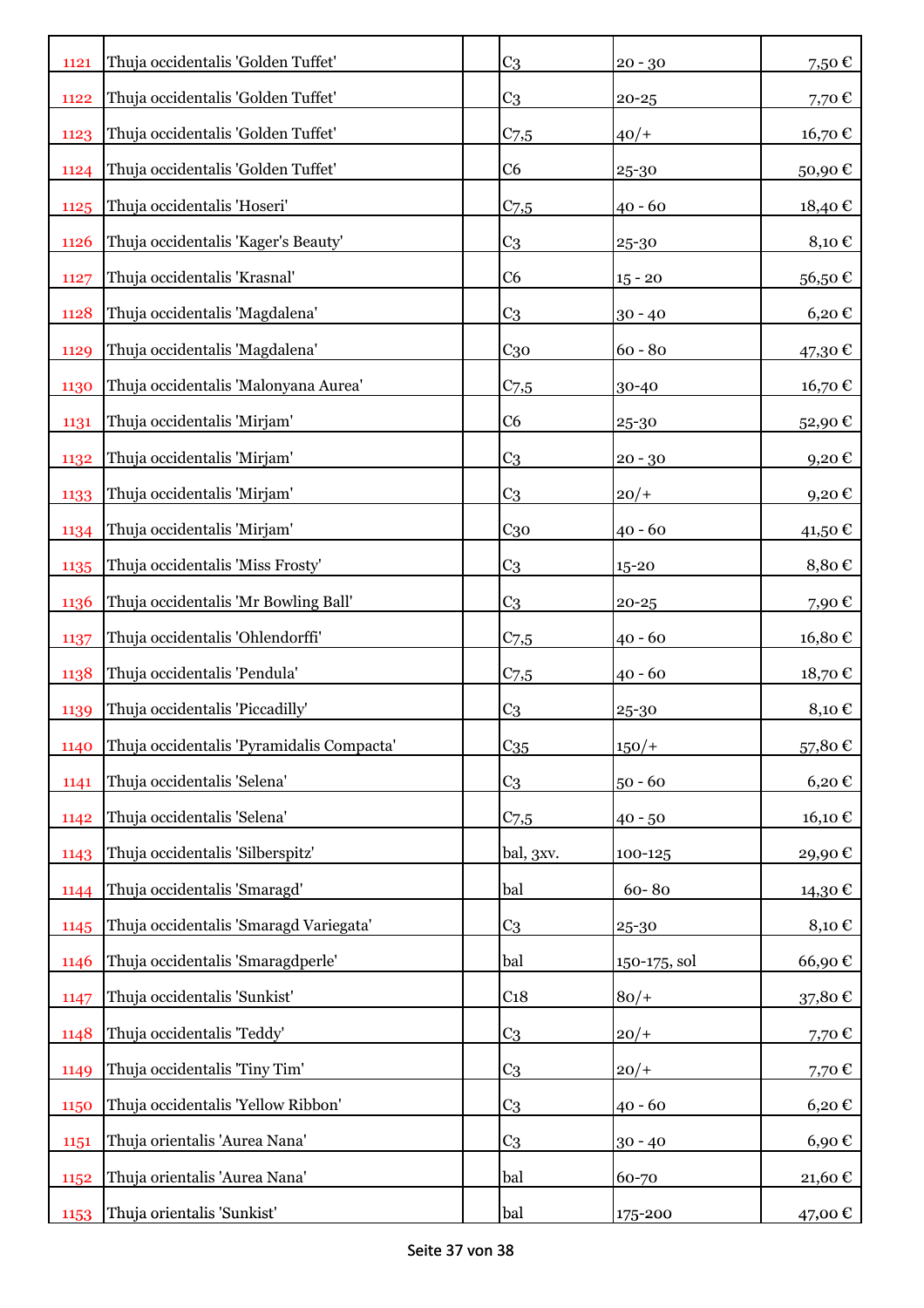| | | | | | |
|---|---|---|---|---|---|
| 1121 | Thuja occidentalis 'Golden Tuffet' | | C3 | 20 - 30 | 7,50 € |
| 1122 | Thuja occidentalis 'Golden Tuffet' | | C3 | 20-25 | 7,70 € |
| 1123 | Thuja occidentalis 'Golden Tuffet' | | C7,5 | 40/+ | 16,70 € |
| 1124 | Thuja occidentalis 'Golden Tuffet' | | C6 | 25-30 | 50,90 € |
| 1125 | Thuja occidentalis 'Hoseri' | | C7,5 | 40 - 60 | 18,40 € |
| 1126 | Thuja occidentalis 'Kager's Beauty' | | C3 | 25-30 | 8,10 € |
| 1127 | Thuja occidentalis 'Krasnal' | | C6 | 15 - 20 | 56,50 € |
| 1128 | Thuja occidentalis 'Magdalena' | | C3 | 30 - 40 | 6,20 € |
| 1129 | Thuja occidentalis 'Magdalena' | | C30 | 60 - 80 | 47,30 € |
| 1130 | Thuja occidentalis 'Malonyana Aurea' | | C7,5 | 30-40 | 16,70 € |
| 1131 | Thuja occidentalis 'Mirjam' | | C6 | 25-30 | 52,90 € |
| 1132 | Thuja occidentalis 'Mirjam' | | C3 | 20 - 30 | 9,20 € |
| 1133 | Thuja occidentalis 'Mirjam' | | C3 | 20/+ | 9,20 € |
| 1134 | Thuja occidentalis 'Mirjam' | | C30 | 40 - 60 | 41,50 € |
| 1135 | Thuja occidentalis 'Miss Frosty' | | C3 | 15-20 | 8,80 € |
| 1136 | Thuja occidentalis 'Mr Bowling Ball' | | C3 | 20-25 | 7,90 € |
| 1137 | Thuja occidentalis 'Ohlendorffi' | | C7,5 | 40 - 60 | 16,80 € |
| 1138 | Thuja occidentalis 'Pendula' | | C7,5 | 40 - 60 | 18,70 € |
| 1139 | Thuja occidentalis 'Piccadilly' | | C3 | 25-30 | 8,10 € |
| 1140 | Thuja occidentalis 'Pyramidalis Compacta' | | C35 | 150/+ | 57,80 € |
| 1141 | Thuja occidentalis 'Selena' | | C3 | 50 - 60 | 6,20 € |
| 1142 | Thuja occidentalis 'Selena' | | C7,5 | 40 - 50 | 16,10 € |
| 1143 | Thuja occidentalis 'Silberspitz' | | bal, 3xv. | 100-125 | 29,90 € |
| 1144 | Thuja occidentalis 'Smaragd' | | bal | 60- 80 | 14,30 € |
| 1145 | Thuja occidentalis 'Smaragd Variegata' | | C3 | 25-30 | 8,10 € |
| 1146 | Thuja occidentalis 'Smaragdperle' | | bal | 150-175, sol | 66,90 € |
| 1147 | Thuja occidentalis 'Sunkist' | | C18 | 80/+ | 37,80 € |
| 1148 | Thuja occidentalis 'Teddy' | | C3 | 20/+ | 7,70 € |
| 1149 | Thuja occidentalis 'Tiny Tim' | | C3 | 20/+ | 7,70 € |
| 1150 | Thuja occidentalis 'Yellow Ribbon' | | C3 | 40 - 60 | 6,20 € |
| 1151 | Thuja orientalis 'Aurea Nana' | | C3 | 30 - 40 | 6,90 € |
| 1152 | Thuja orientalis 'Aurea Nana' | | bal | 60-70 | 21,60 € |
| 1153 | Thuja orientalis 'Sunkist' | | bal | 175-200 | 47,00 € |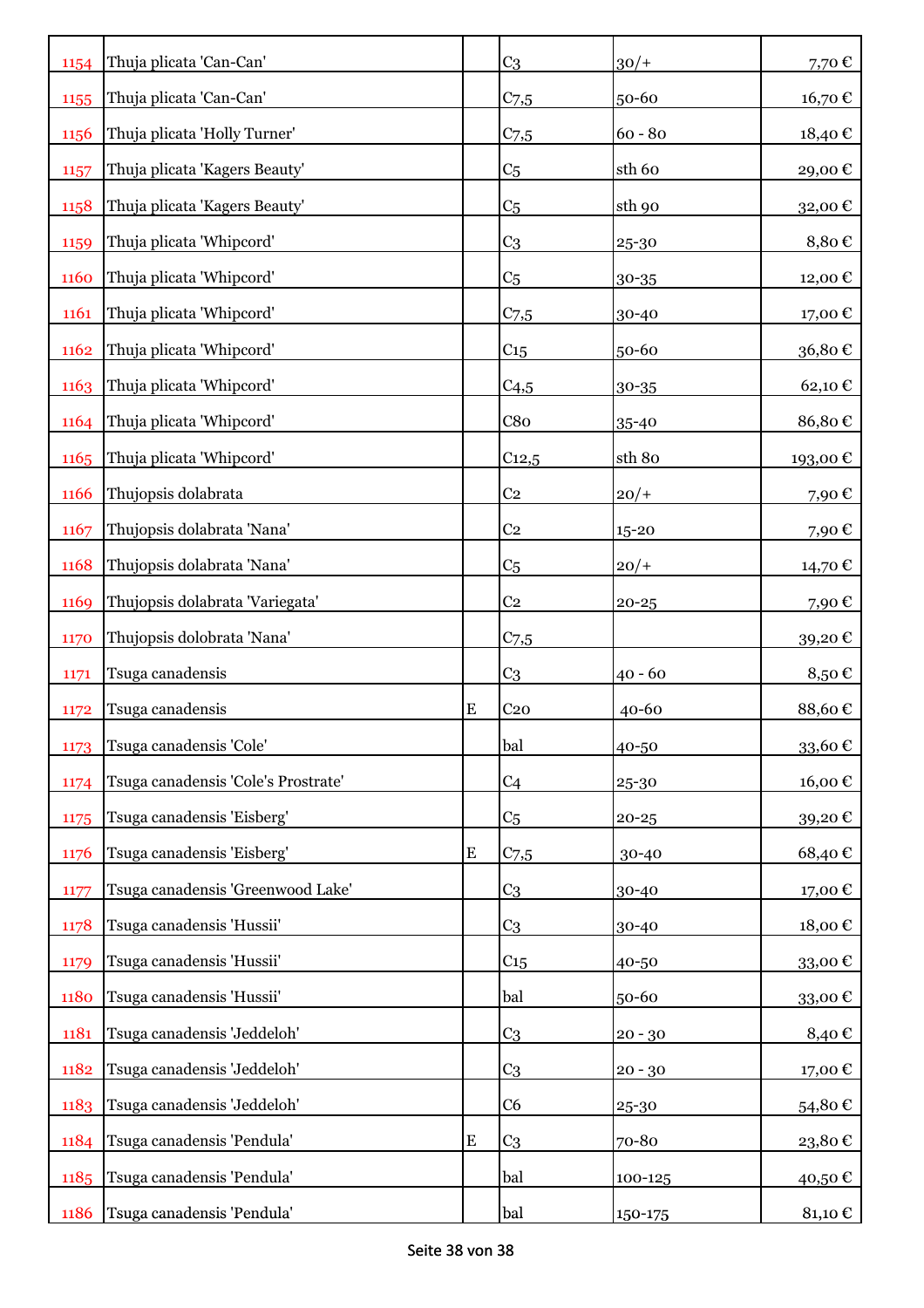| | | | | | |
|---|---|---|---|---|---|
| 1154 | Thuja plicata 'Can-Can' | | C3 | 30/+ | 7,70 € |
| 1155 | Thuja plicata 'Can-Can' | | C7,5 | 50-60 | 16,70 € |
| 1156 | Thuja plicata 'Holly Turner' | | C7,5 | 60 - 80 | 18,40 € |
| 1157 | Thuja plicata 'Kagers Beauty' | | C5 | sth 60 | 29,00 € |
| 1158 | Thuja plicata 'Kagers Beauty' | | C5 | sth 90 | 32,00 € |
| 1159 | Thuja plicata 'Whipcord' | | C3 | 25-30 | 8,80 € |
| 1160 | Thuja plicata 'Whipcord' | | C5 | 30-35 | 12,00 € |
| 1161 | Thuja plicata 'Whipcord' | | C7,5 | 30-40 | 17,00 € |
| 1162 | Thuja plicata 'Whipcord' | | C15 | 50-60 | 36,80 € |
| 1163 | Thuja plicata 'Whipcord' | | C4,5 | 30-35 | 62,10 € |
| 1164 | Thuja plicata 'Whipcord' | | C80 | 35-40 | 86,80 € |
| 1165 | Thuja plicata 'Whipcord' | | C12,5 | sth 80 | 193,00 € |
| 1166 | Thujopsis dolabrata | | C2 | 20/+ | 7,90 € |
| 1167 | Thujopsis dolabrata 'Nana' | | C2 | 15-20 | 7,90 € |
| 1168 | Thujopsis dolabrata 'Nana' | | C5 | 20/+ | 14,70 € |
| 1169 | Thujopsis dolabrata 'Variegata' | | C2 | 20-25 | 7,90 € |
| 1170 | Thujopsis dolobrata 'Nana' | | C7,5 | | 39,20 € |
| 1171 | Tsuga canadensis | | C3 | 40 - 60 | 8,50 € |
| 1172 | Tsuga canadensis | E | C20 | 40-60 | 88,60 € |
| 1173 | Tsuga canadensis 'Cole' | | bal | 40-50 | 33,60 € |
| 1174 | Tsuga canadensis 'Cole's Prostrate' | | C4 | 25-30 | 16,00 € |
| 1175 | Tsuga canadensis 'Eisberg' | | C5 | 20-25 | 39,20 € |
| 1176 | Tsuga canadensis 'Eisberg' | E | C7,5 | 30-40 | 68,40 € |
| 1177 | Tsuga canadensis 'Greenwood Lake' | | C3 | 30-40 | 17,00 € |
| 1178 | Tsuga canadensis 'Hussii' | | C3 | 30-40 | 18,00 € |
| 1179 | Tsuga canadensis 'Hussii' | | C15 | 40-50 | 33,00 € |
| 1180 | Tsuga canadensis 'Hussii' | | bal | 50-60 | 33,00 € |
| 1181 | Tsuga canadensis 'Jeddeloh' | | C3 | 20 - 30 | 8,40 € |
| 1182 | Tsuga canadensis 'Jeddeloh' | | C3 | 20 - 30 | 17,00 € |
| 1183 | Tsuga canadensis 'Jeddeloh' | | C6 | 25-30 | 54,80 € |
| 1184 | Tsuga canadensis 'Pendula' | E | C3 | 70-80 | 23,80 € |
| 1185 | Tsuga canadensis 'Pendula' | | bal | 100-125 | 40,50 € |
| 1186 | Tsuga canadensis 'Pendula' | | bal | 150-175 | 81,10 € |